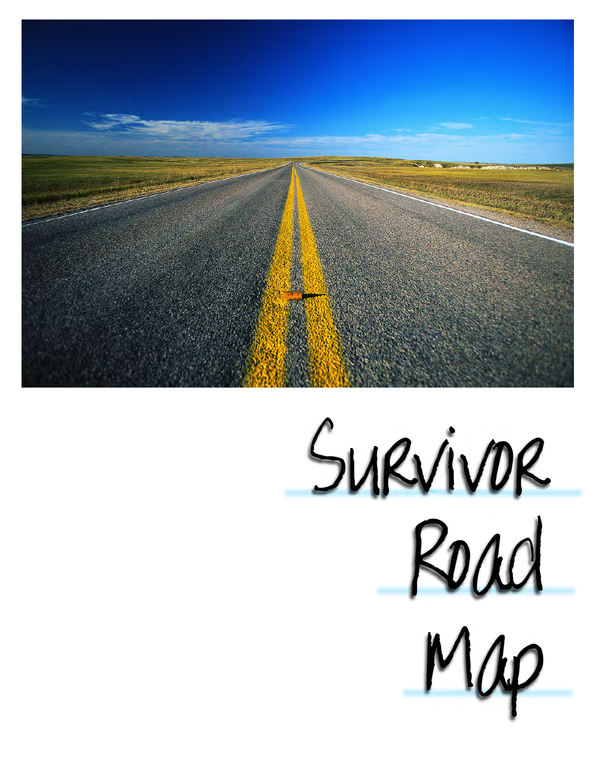# Survivor Road Map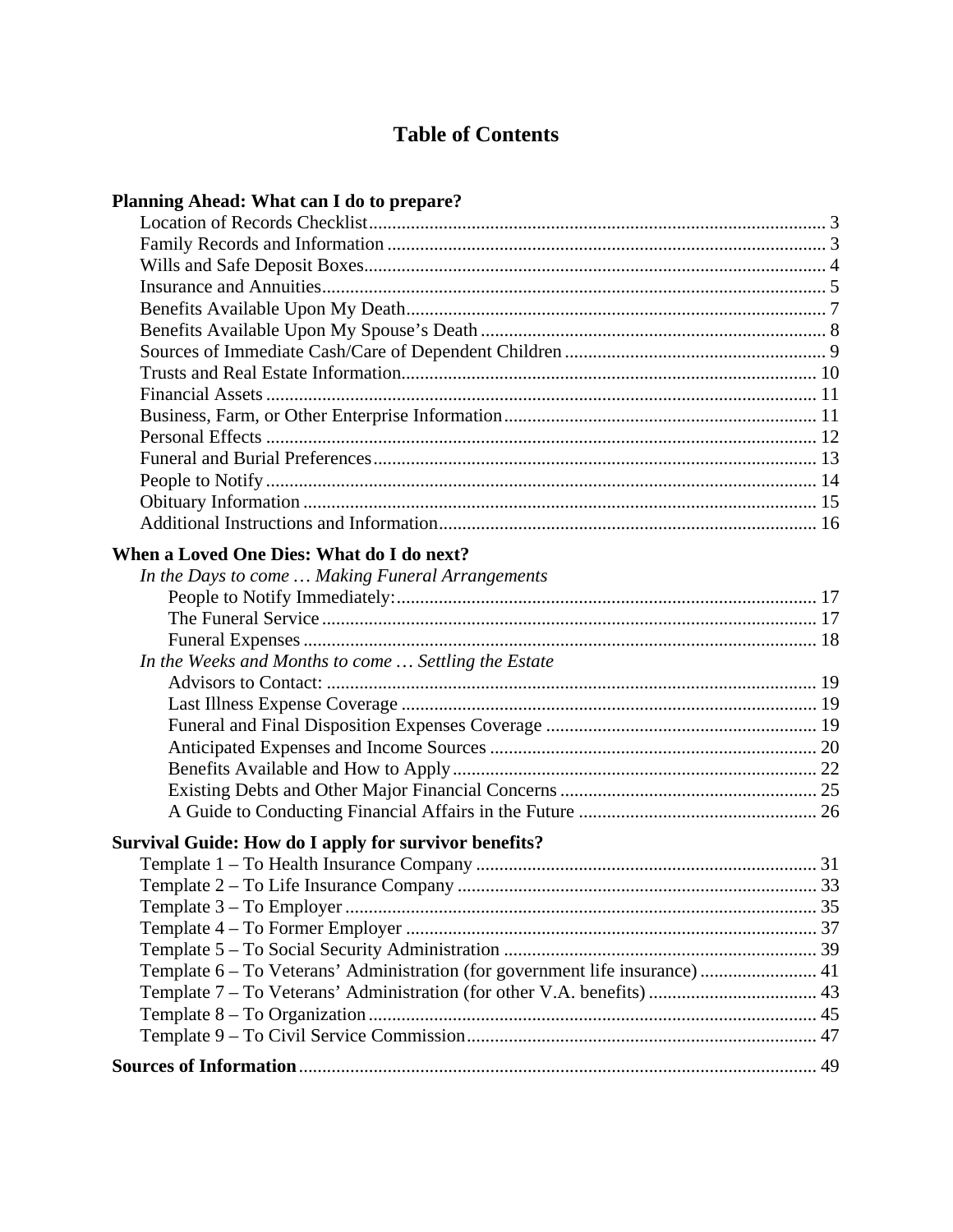# Table of Contents

**Planning Ahead: What can I do to prepare?**

- Location of Records Checklist ..... 3
- Family Records and Information ..... 3
- Wills and Safe Deposit Boxes ..... 4
- Insurance and Annuities ..... 5
- Benefits Available Upon My Death ..... 7
- Benefits Available Upon My Spouse's Death ..... 8
- Sources of Immediate Cash/Care of Dependent Children ..... 9
- Trusts and Real Estate Information ..... 10
- Financial Assets ..... 11
- Business, Farm, or Other Enterprise Information ..... 11
- Personal Effects ..... 12
- Funeral and Burial Preferences ..... 13
- People to Notify ..... 14
- Obituary Information ..... 15
- Additional Instructions and Information ..... 16

**When a Loved One Dies: What do I do next?**

- *In the Days to come … Making Funeral Arrangements*
  - People to Notify Immediately: ..... 17
  - The Funeral Service ..... 17
  - Funeral Expenses ..... 18
- *In the Weeks and Months to come … Settling the Estate*
  - Advisors to Contact: ..... 19
  - Last Illness Expense Coverage ..... 19
  - Funeral and Final Disposition Expenses Coverage ..... 19
  - Anticipated Expenses and Income Sources ..... 20
  - Benefits Available and How to Apply ..... 22
  - Existing Debts and Other Major Financial Concerns ..... 25
  - A Guide to Conducting Financial Affairs in the Future ..... 26

**Survival Guide: How do I apply for survivor benefits?**

- Template 1 – To Health Insurance Company ..... 31
- Template 2 – To Life Insurance Company ..... 33
- Template 3 – To Employer ..... 35
- Template 4 – To Former Employer ..... 37
- Template 5 – To Social Security Administration ..... 39
- Template 6 – To Veterans' Administration (for government life insurance) ..... 41
- Template 7 – To Veterans' Administration (for other V.A. benefits) ..... 43
- Template 8 – To Organization ..... 45
- Template 9 – To Civil Service Commission ..... 47

**Sources of Information** ..... 49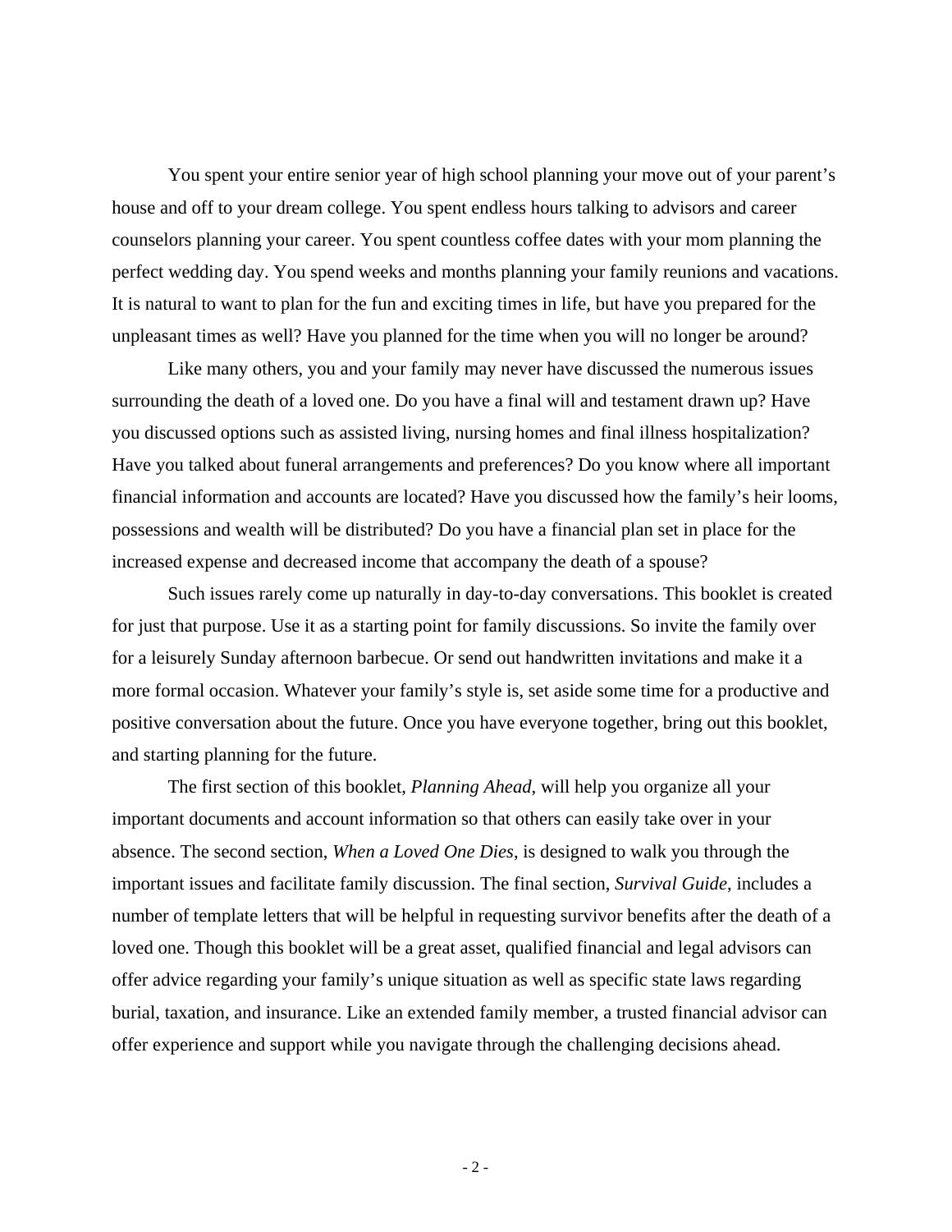You spent your entire senior year of high school planning your move out of your parent's house and off to your dream college. You spent endless hours talking to advisors and career counselors planning your career. You spent countless coffee dates with your mom planning the perfect wedding day. You spend weeks and months planning your family reunions and vacations. It is natural to want to plan for the fun and exciting times in life, but have you prepared for the unpleasant times as well? Have you planned for the time when you will no longer be around?

Like many others, you and your family may never have discussed the numerous issues surrounding the death of a loved one. Do you have a final will and testament drawn up? Have you discussed options such as assisted living, nursing homes and final illness hospitalization? Have you talked about funeral arrangements and preferences? Do you know where all important financial information and accounts are located? Have you discussed how the family's heir looms, possessions and wealth will be distributed? Do you have a financial plan set in place for the increased expense and decreased income that accompany the death of a spouse?

Such issues rarely come up naturally in day-to-day conversations. This booklet is created for just that purpose. Use it as a starting point for family discussions. So invite the family over for a leisurely Sunday afternoon barbecue. Or send out handwritten invitations and make it a more formal occasion. Whatever your family's style is, set aside some time for a productive and positive conversation about the future. Once you have everyone together, bring out this booklet, and starting planning for the future.

The first section of this booklet, *Planning Ahead*, will help you organize all your important documents and account information so that others can easily take over in your absence. The second section, *When a Loved One Dies*, is designed to walk you through the important issues and facilitate family discussion. The final section, *Survival Guide*, includes a number of template letters that will be helpful in requesting survivor benefits after the death of a loved one. Though this booklet will be a great asset, qualified financial and legal advisors can offer advice regarding your family's unique situation as well as specific state laws regarding burial, taxation, and insurance. Like an extended family member, a trusted financial advisor can offer experience and support while you navigate through the challenging decisions ahead.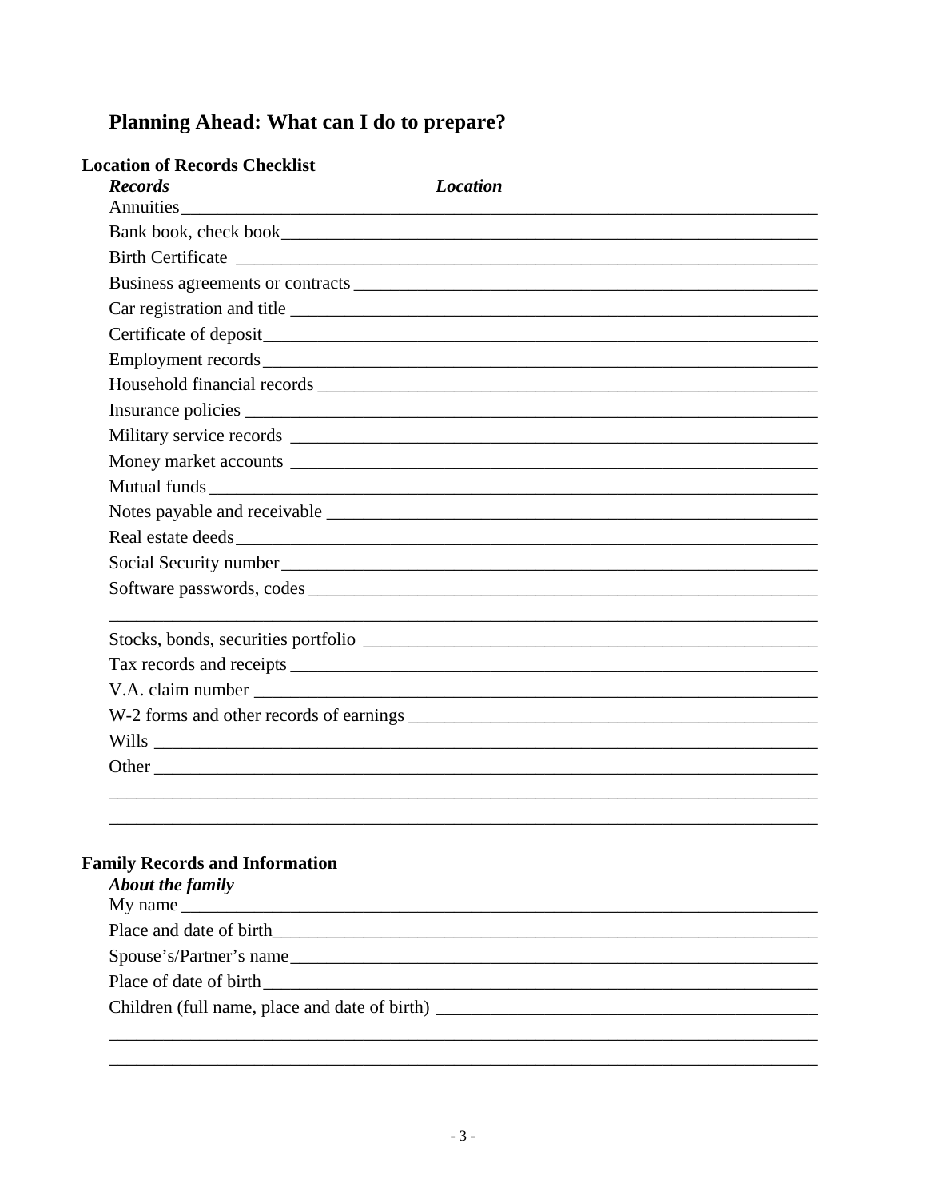# Planning Ahead: What can I do to prepare?

**Location of Records Checklist**

***Records*** ***Location***

Annuities______________________________________________

Bank book, check book______________________________________________

Birth Certificate ______________________________________________

Business agreements or contracts ______________________________________________

Car registration and title ______________________________________________

Certificate of deposit______________________________________________

Employment records______________________________________________

Household financial records ______________________________________________

Insurance policies ______________________________________________

Military service records ______________________________________________

Money market accounts ______________________________________________

Mutual funds______________________________________________

Notes payable and receivable ______________________________________________

Real estate deeds______________________________________________

Social Security number______________________________________________

Software passwords, codes ______________________________________________

______________________________________________

Stocks, bonds, securities portfolio ______________________________________________

Tax records and receipts ______________________________________________

V.A. claim number ______________________________________________

W-2 forms and other records of earnings ______________________________________________

Wills ______________________________________________

Other ______________________________________________

______________________________________________

______________________________________________

**Family Records and Information**

***About the family***

My name ______________________________________________

Place and date of birth______________________________________________

Spouse's/Partner's name______________________________________________

Place of date of birth______________________________________________

Children (full name, place and date of birth) ______________________________________________

______________________________________________

______________________________________________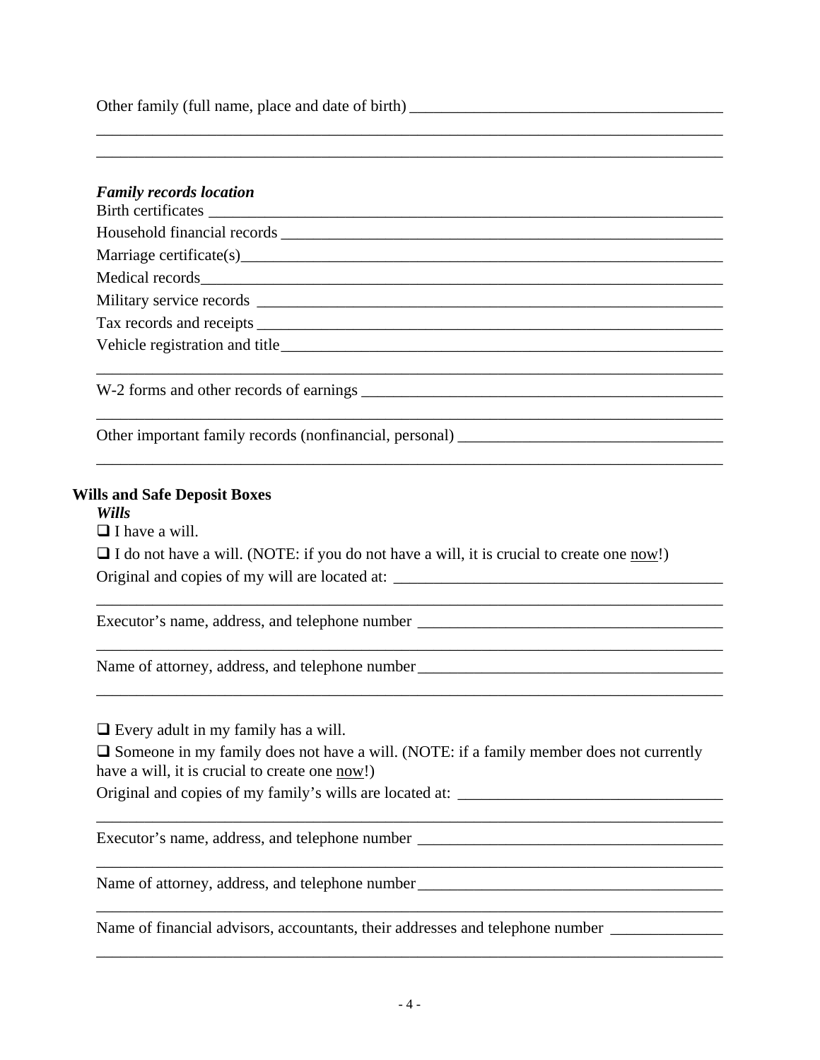Other family (full name, place and date of birth) ______________________________________

________________________________________________________________________________

________________________________________________________________________________

***Family records location***

Birth certificates ________________________________________________________________

Household financial records _______________________________________________________

Marriage certificate(s)____________________________________________________________

Medical records__________________________________________________________________

Military service records __________________________________________________________

Tax records and receipts __________________________________________________________

Vehicle registration and title______________________________________________________

________________________________________________________________________________

W-2 forms and other records of earnings _____________________________________________

________________________________________________________________________________

Other important family records (nonfinancial, personal) _________________________________

________________________________________________________________________________

## Wills and Safe Deposit Boxes

***Wills***

❑ I have a will.

❑ I do not have a will. (NOTE: if you do not have a will, it is crucial to create one <u>now</u>!)

Original and copies of my will are located at: ________________________________________

________________________________________________________________________________

Executor's name, address, and telephone number _____________________________________

________________________________________________________________________________

Name of attorney, address, and telephone number_____________________________________

________________________________________________________________________________

❑ Every adult in my family has a will.

❑ Someone in my family does not have a will. (NOTE: if a family member does not currently have a will, it is crucial to create one <u>now</u>!)

Original and copies of my family's wills are located at: ________________________________

________________________________________________________________________________

Executor's name, address, and telephone number _____________________________________

________________________________________________________________________________

Name of attorney, address, and telephone number_____________________________________

________________________________________________________________________________

Name of financial advisors, accountants, their addresses and telephone number ______________

________________________________________________________________________________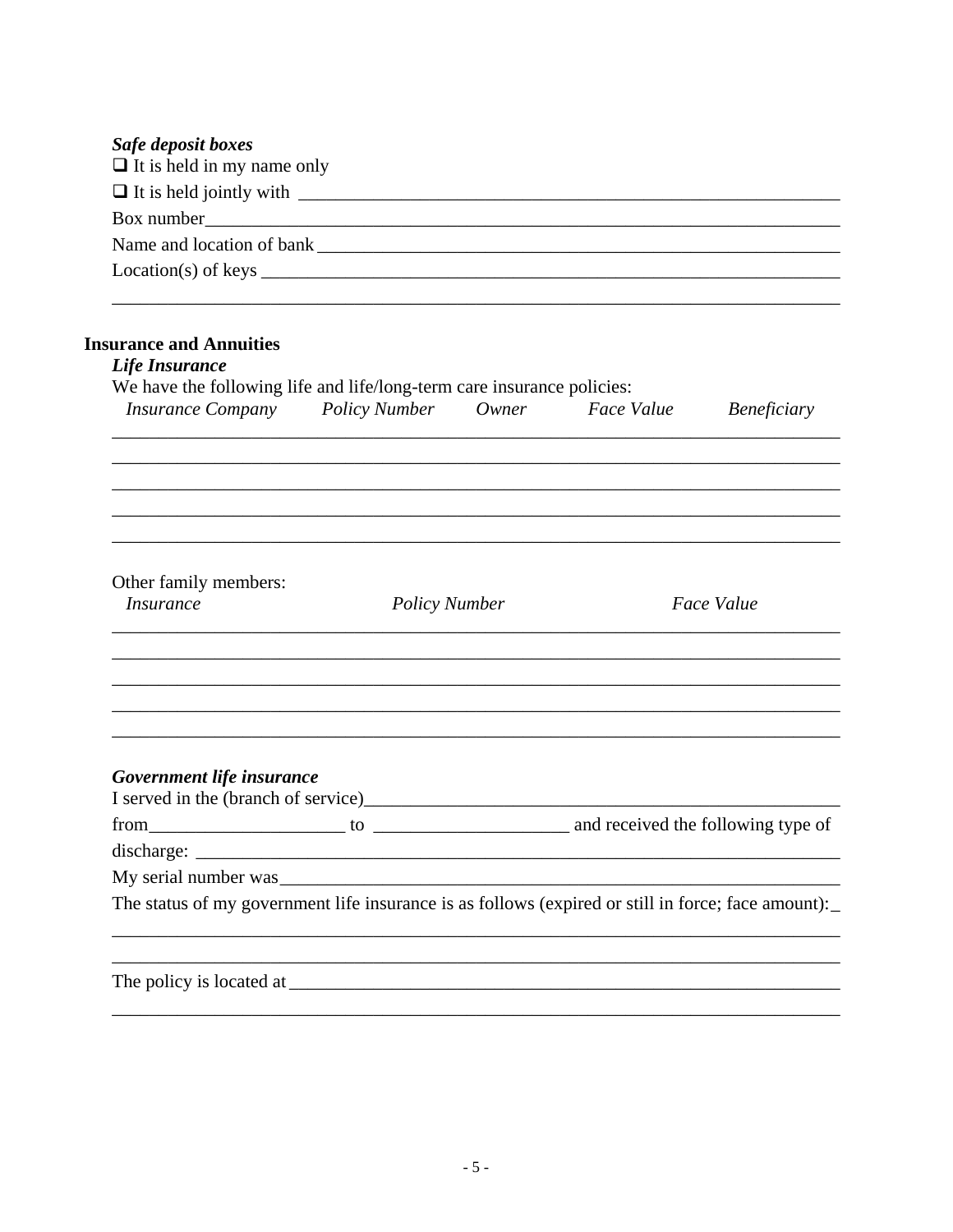***Safe deposit boxes***

❑ It is held in my name only

❑ It is held jointly with ____________________________________________________________

Box number___________________________________________________________________

Name and location of bank ______________________________________________________

Location(s) of keys _____________________________________________________________

______________________________________________________________________________

## Insurance and Annuities

***Life Insurance***

We have the following life and life/long-term care insurance policies:

| *Insurance Company* | *Policy Number* | *Owner* | *Face Value* | *Beneficiary* |
|---|---|---|---|---|
| | | | | |
| | | | | |
| | | | | |
| | | | | |
| | | | | |

Other family members:

| *Insurance* | *Policy Number* | *Face Value* |
|---|---|---|
| | | |
| | | |
| | | |
| | | |
| | | |

***Government life insurance***

I served in the (branch of service)_________________________________________________

from_____________________ to _____________________ and received the following type of

discharge: ____________________________________________________________________

My serial number was___________________________________________________________

The status of my government life insurance is as follows (expired or still in force; face amount):_

______________________________________________________________________________

______________________________________________________________________________

The policy is located at _________________________________________________________

______________________________________________________________________________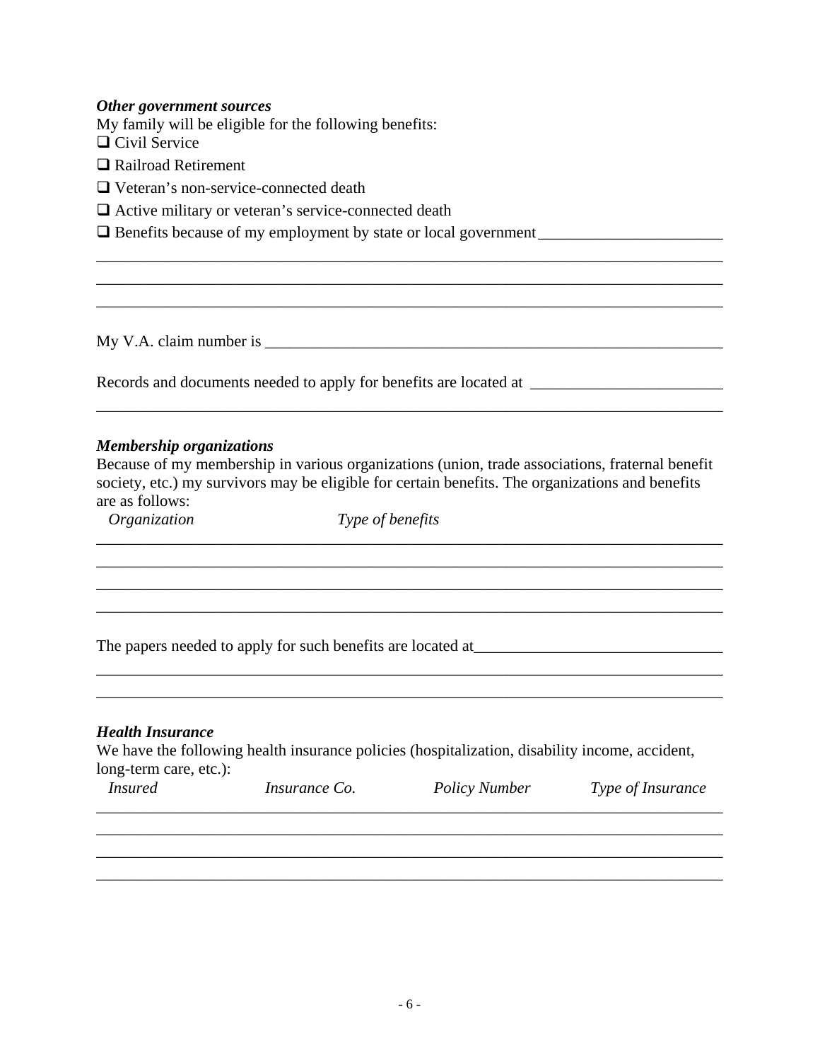***Other government sources***

My family will be eligible for the following benefits:

- ❑ Civil Service
- ❑ Railroad Retirement
- ❑ Veteran's non-service-connected death
- ❑ Active military or veteran's service-connected death
- ❑ Benefits because of my employment by state or local government _______________________

_______________________________________________________________________________

_______________________________________________________________________________

_______________________________________________________________________________

My V.A. claim number is ___________________________________________________________

Records and documents needed to apply for benefits are located at ________________________

_______________________________________________________________________________

***Membership organizations***

Because of my membership in various organizations (union, trade associations, fraternal benefit society, etc.) my survivors may be eligible for certain benefits. The organizations and benefits are as follows:

| *Organization* | *Type of benefits* |
|---|---|
| | |
| | |
| | |
| | |

The papers needed to apply for such benefits are located at_______________________________

_______________________________________________________________________________

_______________________________________________________________________________

***Health Insurance***

We have the following health insurance policies (hospitalization, disability income, accident, long-term care, etc.):

| *Insured* | *Insurance Co.* | *Policy Number* | *Type of Insurance* |
|---|---|---|---|
| | | | |
| | | | |
| | | | |
| | | | |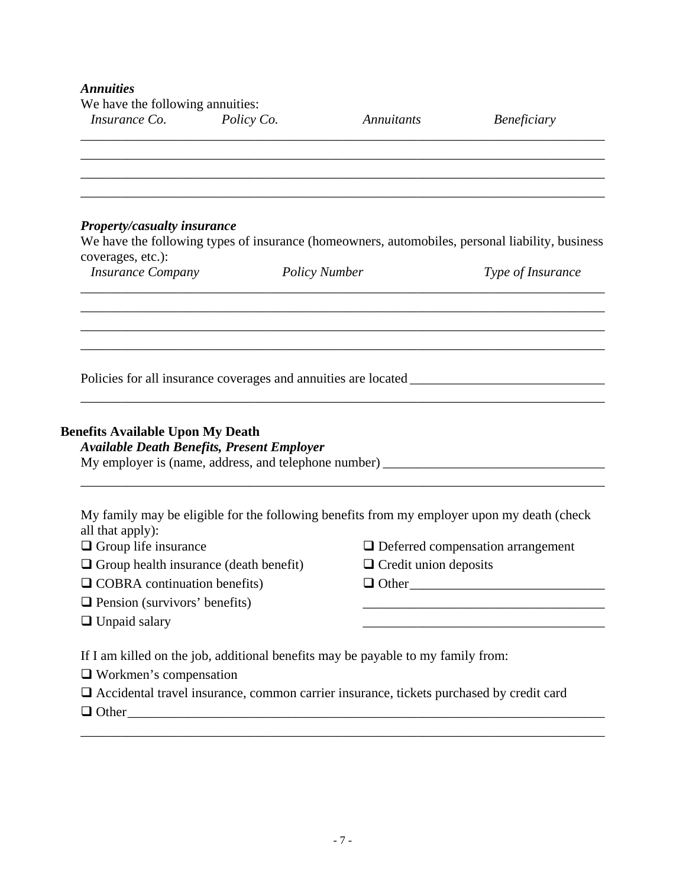### *Annotities*

We have the following annuities:

| *Insurance Co.* | *Policy Co.* | *Annuitants* | *Beneficiary* |
|---|---|---|---|
| | | | |
| | | | |
| | | | |
| | | | |

### *Property/casualty insurance*

We have the following types of insurance (homeowners, automobiles, personal liability, business coverages, etc.):

| *Insurance Company* | *Policy Number* | *Type of Insurance* |
|---|---|---|
| | | |
| | | |
| | | |
| | | |

Policies for all insurance coverages and annuities are located ______________________________

______________________________________________________________________________

## Benefits Available Upon My Death

### *Available Death Benefits, Present Employer*

My employer is (name, address, and telephone number) __________________________________

______________________________________________________________________________

My family may be eligible for the following benefits from my employer upon my death (check all that apply):

- ❑ Group life insurance
- ❑ Group health insurance (death benefit)
- ❑ COBRA continuation benefits)
- ❑ Pension (survivors' benefits)
- ❑ Unpaid salary
- ❑ Deferred compensation arrangement
- ❑ Credit union deposits
- ❑ Other______________________________

______________________________________

______________________________________

If I am killed on the job, additional benefits may be payable to my family from:

- ❑ Workmen's compensation
- ❑ Accidental travel insurance, common carrier insurance, tickets purchased by credit card
- ❑ Other______________________________________________________________________

______________________________________________________________________________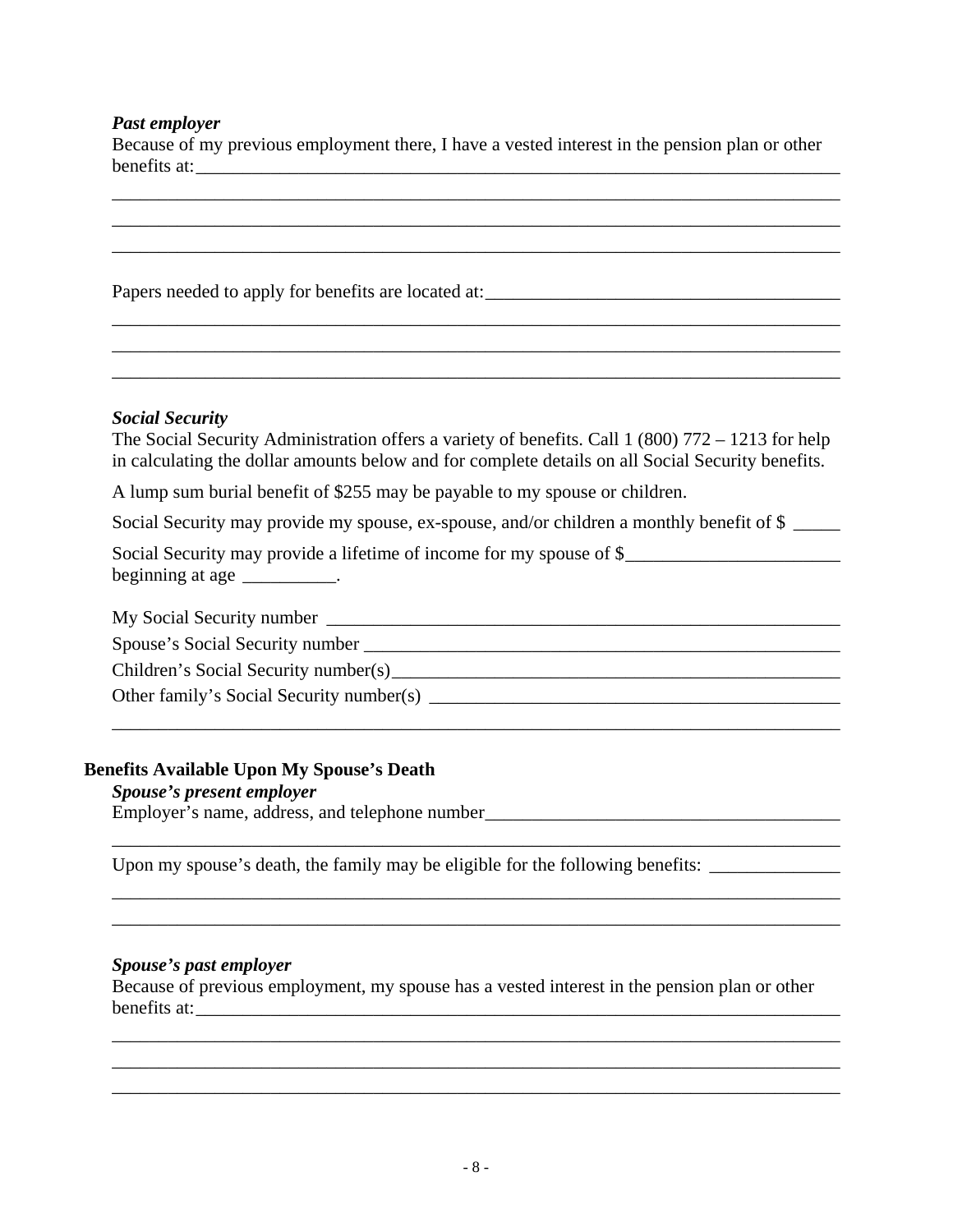***Past employer***

Because of my previous employment there, I have a vested interest in the pension plan or other benefits at:___________________________________________________________________________

___________________________________________________________________________

___________________________________________________________________________

___________________________________________________________________________

Papers needed to apply for benefits are located at:_______________________________________

___________________________________________________________________________

___________________________________________________________________________

___________________________________________________________________________

***Social Security***

The Social Security Administration offers a variety of benefits. Call 1 (800) 772 – 1213 for help in calculating the dollar amounts below and for complete details on all Social Security benefits.

A lump sum burial benefit of $255 may be payable to my spouse or children.

Social Security may provide my spouse, ex-spouse, and/or children a monthly benefit of $ _____

Social Security may provide a lifetime of income for my spouse of $_______________________ beginning at age __________.

My Social Security number ________________________________________________________

Spouse's Social Security number ____________________________________________________

Children's Social Security number(s)_________________________________________________

Other family's Social Security number(s) _____________________________________________

___________________________________________________________________________

## Benefits Available Upon My Spouse's Death

***Spouse's present employer***

Employer's name, address, and telephone number______________________________________

___________________________________________________________________________

Upon my spouse's death, the family may be eligible for the following benefits: ______________

___________________________________________________________________________

___________________________________________________________________________

***Spouse's past employer***

Because of previous employment, my spouse has a vested interest in the pension plan or other benefits at:___________________________________________________________________________

___________________________________________________________________________

___________________________________________________________________________

___________________________________________________________________________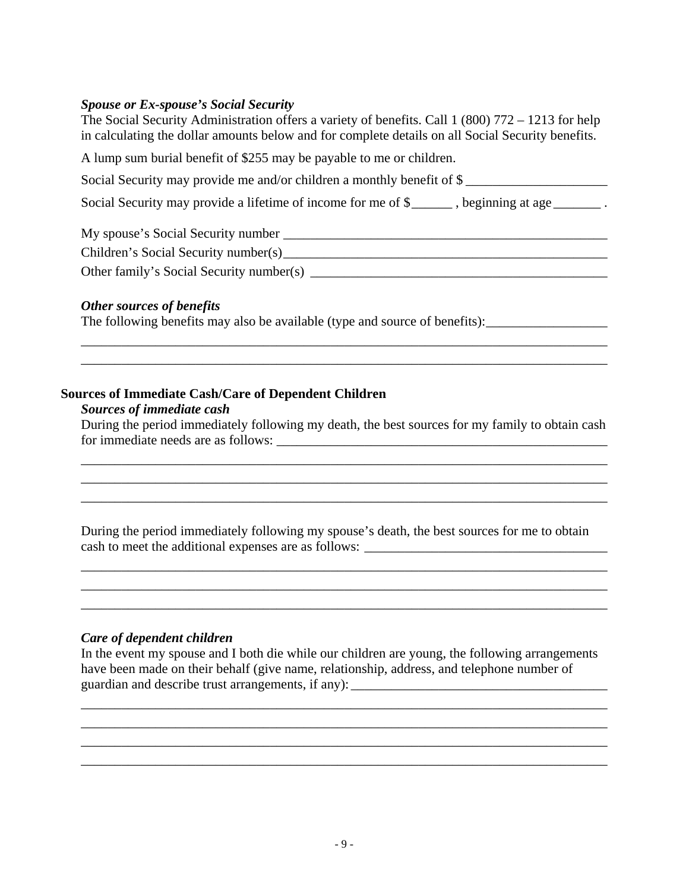***Spouse or Ex-spouse's Social Security***

The Social Security Administration offers a variety of benefits. Call 1 (800) 772 – 1213 for help in calculating the dollar amounts below and for complete details on all Social Security benefits.

A lump sum burial benefit of $255 may be payable to me or children.

Social Security may provide me and/or children a monthly benefit of $ ____________________

Social Security may provide a lifetime of income for me of $______ , beginning at age _______ .

My spouse's Social Security number ______________________________________________

Children's Social Security number(s)______________________________________________

Other family's Social Security number(s) __________________________________________

***Other sources of benefits***

The following benefits may also be available (type and source of benefits):_________________

_____________________________________________________________________________

_____________________________________________________________________________

**Sources of Immediate Cash/Care of Dependent Children**

***Sources of immediate cash***

During the period immediately following my death, the best sources for my family to obtain cash for immediate needs are as follows: _______________________________________________

_____________________________________________________________________________

_____________________________________________________________________________

_____________________________________________________________________________

During the period immediately following my spouse's death, the best sources for me to obtain cash to meet the additional expenses are as follows: ___________________________________

_____________________________________________________________________________

_____________________________________________________________________________

_____________________________________________________________________________

***Care of dependent children***

In the event my spouse and I both die while our children are young, the following arrangements have been made on their behalf (give name, relationship, address, and telephone number of guardian and describe trust arrangements, if any): ___________________________________

_____________________________________________________________________________

_____________________________________________________________________________

_____________________________________________________________________________

_____________________________________________________________________________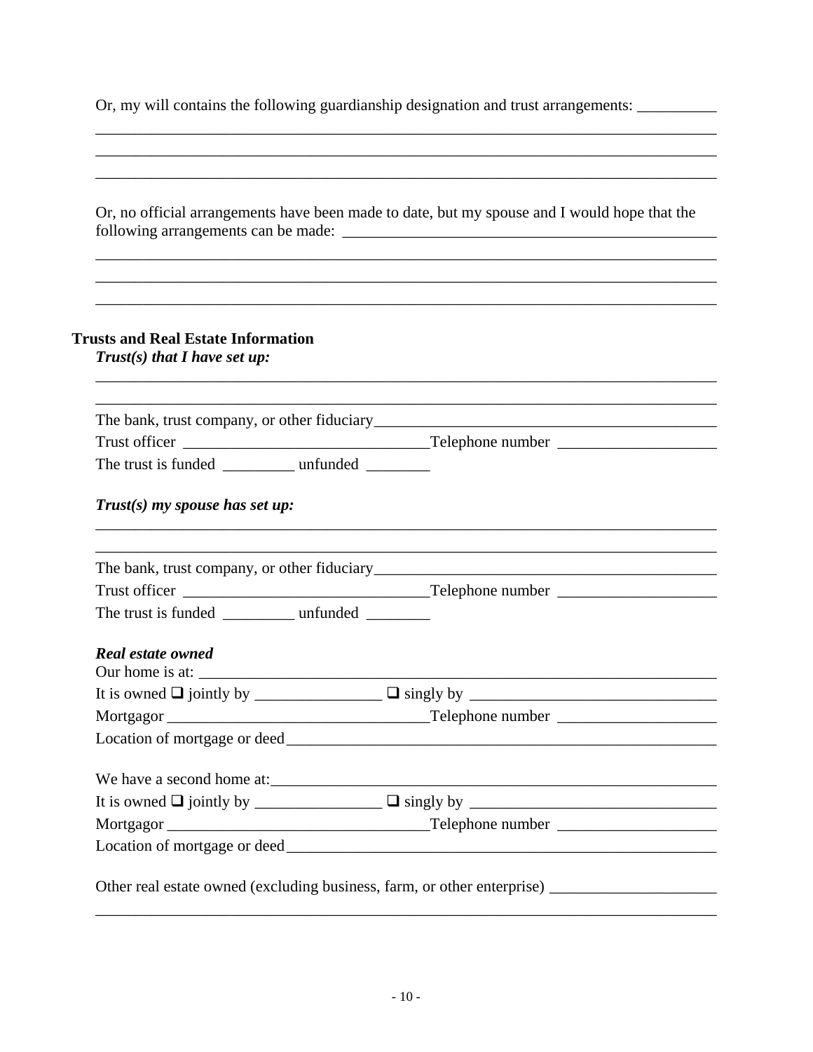Or, my will contains the following guardianship designation and trust arrangements: __________

______________________________________________________________________________

______________________________________________________________________________

______________________________________________________________________________

Or, no official arrangements have been made to date, but my spouse and I would hope that the following arrangements can be made: __________________________________________________

______________________________________________________________________________

______________________________________________________________________________

______________________________________________________________________________

## Trusts and Real Estate Information

***Trust(s) that I have set up:***

______________________________________________________________________________

______________________________________________________________________________

The bank, trust company, or other fiduciary_____________________________________________

Trust officer _______________________________Telephone number ____________________

The trust is funded _________ unfunded ________

***Trust(s) my spouse has set up:***

______________________________________________________________________________

______________________________________________________________________________

The bank, trust company, or other fiduciary_____________________________________________

Trust officer _______________________________Telephone number ____________________

The trust is funded _________ unfunded ________

***Real estate owned***

Our home is at: _____________________________________________________________________

It is owned ❑ jointly by ________________ ❑ singly by ______________________________

Mortgagor ________________________________Telephone number ____________________

Location of mortgage or deed________________________________________________________

We have a second home at:__________________________________________________________

It is owned ❑ jointly by ________________ ❑ singly by ______________________________

Mortgagor ________________________________Telephone number ____________________

Location of mortgage or deed________________________________________________________

Other real estate owned (excluding business, farm, or other enterprise) _____________________

______________________________________________________________________________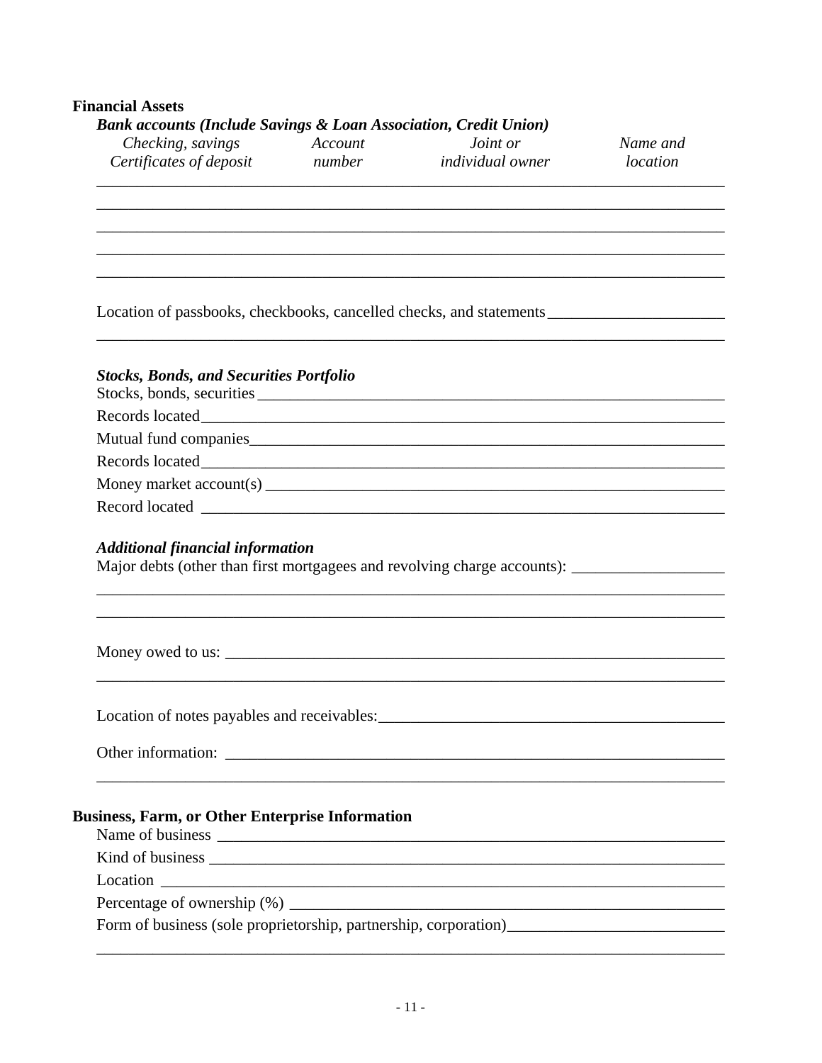**Financial Assets**

***Bank accounts (Include Savings & Loan Association, Credit Union)***

| *Checking, savings Certificates of deposit* | *Account number* | *Joint or individual owner* | *Name and location* |
|---|---|---|---|
| | | | |
| | | | |
| | | | |
| | | | |
| | | | |

Location of passbooks, checkbooks, cancelled checks, and statements ______________________

______________________________________________________________________________

***Stocks, Bonds, and Securities Portfolio***

Stocks, bonds, securities ______________________________________________________________

Records located ______________________________________________________________

Mutual fund companies ______________________________________________________________

Records located ______________________________________________________________

Money market account(s) ______________________________________________________________

Record located ______________________________________________________________

***Additional financial information***

Major debts (other than first mortgagees and revolving charge accounts): ___________________

______________________________________________________________________________

______________________________________________________________________________

Money owed to us: ______________________________________________________________

______________________________________________________________________________

Location of notes payables and receivables: ____________________________________________

Other information: ______________________________________________________________

______________________________________________________________________________

**Business, Farm, or Other Enterprise Information**

Name of business ______________________________________________________________

Kind of business ______________________________________________________________

Location ______________________________________________________________

Percentage of ownership (%) ______________________________________________________

Form of business (sole proprietorship, partnership, corporation) ___________________________

______________________________________________________________________________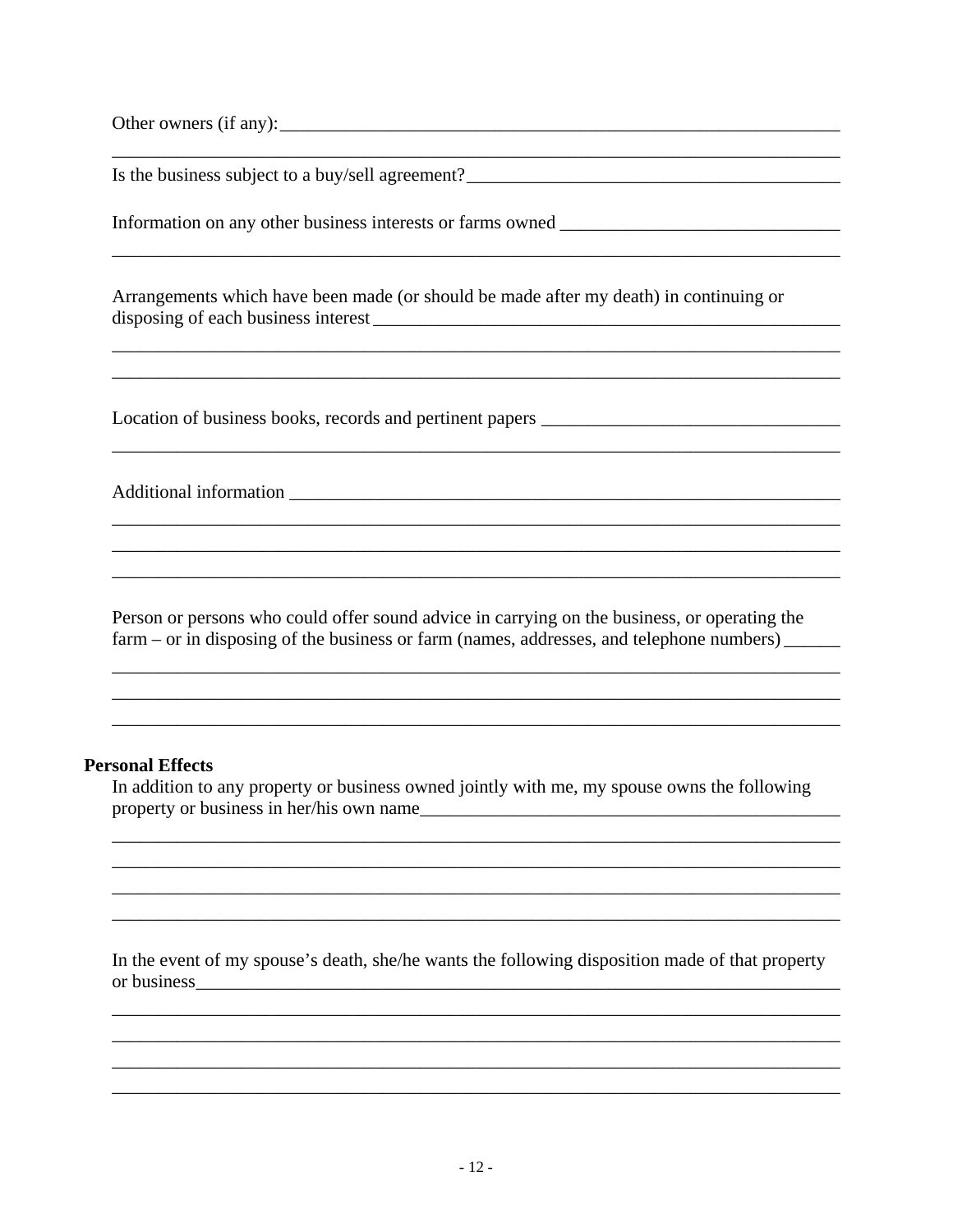Other owners (if any):_______________________________________________________________

_____________________________________________________________________________

Is the business subject to a buy/sell agreement?________________________________________

Information on any other business interests or farms owned ______________________________

_____________________________________________________________________________

Arrangements which have been made (or should be made after my death) in continuing or disposing of each business interest ____________________________________________________

_____________________________________________________________________________

_____________________________________________________________________________

Location of business books, records and pertinent papers ________________________________

_____________________________________________________________________________

Additional information _________________________________________________________

_____________________________________________________________________________

_____________________________________________________________________________

_____________________________________________________________________________

Person or persons who could offer sound advice in carrying on the business, or operating the farm – or in disposing of the business or farm (names, addresses, and telephone numbers) ______

_____________________________________________________________________________

_____________________________________________________________________________

_____________________________________________________________________________

**Personal Effects**

In addition to any property or business owned jointly with me, my spouse owns the following property or business in her/his own name_______________________________________________

_____________________________________________________________________________

_____________________________________________________________________________

_____________________________________________________________________________

_____________________________________________________________________________

In the event of my spouse's death, she/he wants the following disposition made of that property or business______________________________________________________________________

_____________________________________________________________________________

_____________________________________________________________________________

_____________________________________________________________________________

_____________________________________________________________________________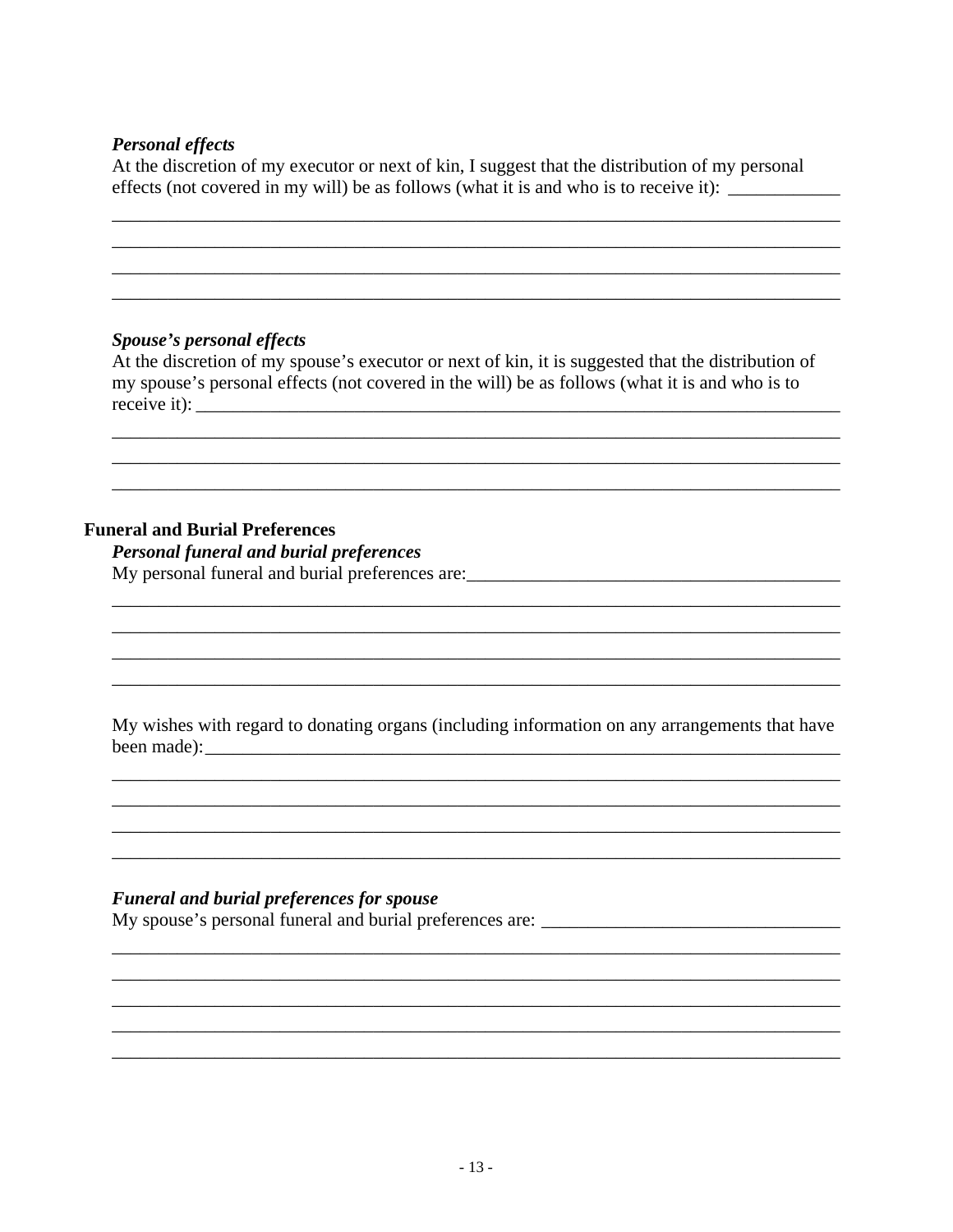*Personal effects*

At the discretion of my executor or next of kin, I suggest that the distribution of my personal effects (not covered in my will) be as follows (what it is and who is to receive it): ____________

_______________________________________________________________________________

_______________________________________________________________________________

_______________________________________________________________________________

_______________________________________________________________________________

*Spouse's personal effects*

At the discretion of my spouse's executor or next of kin, it is suggested that the distribution of my spouse's personal effects (not covered in the will) be as follows (what it is and who is to receive it): ____________________________________________________________________

_______________________________________________________________________________

_______________________________________________________________________________

_______________________________________________________________________________

## Funeral and Burial Preferences

*Personal funeral and burial preferences*

My personal funeral and burial preferences are:________________________________________

_______________________________________________________________________________

_______________________________________________________________________________

_______________________________________________________________________________

_______________________________________________________________________________

My wishes with regard to donating organs (including information on any arrangements that have been made):_______________________________________________________________________

_______________________________________________________________________________

_______________________________________________________________________________

_______________________________________________________________________________

_______________________________________________________________________________

*Funeral and burial preferences for spouse*

My spouse's personal funeral and burial preferences are: _______________________________

_______________________________________________________________________________

_______________________________________________________________________________

_______________________________________________________________________________

_______________________________________________________________________________

_______________________________________________________________________________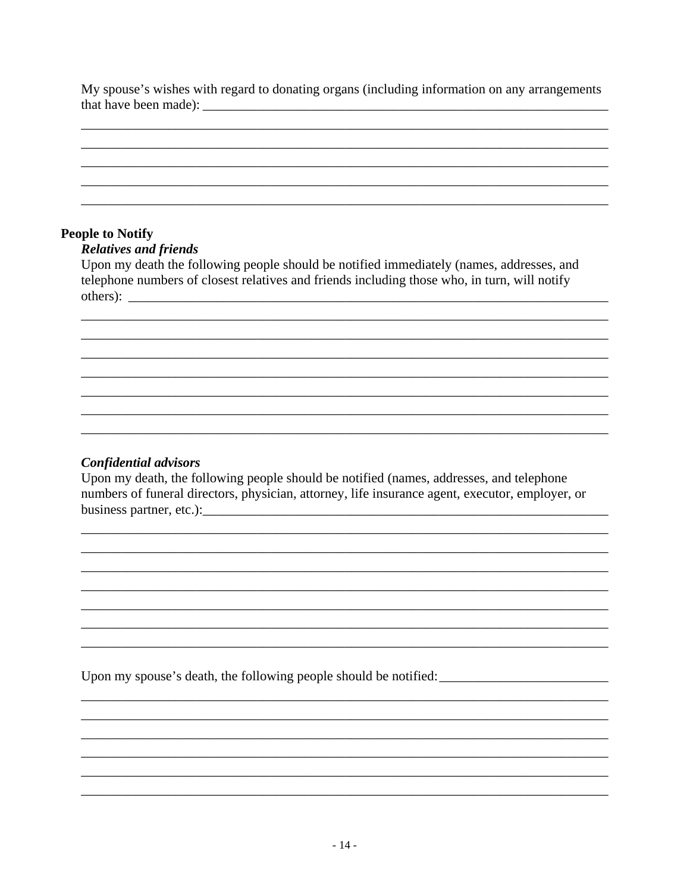My spouse's wishes with regard to donating organs (including information on any arrangements that have been made): ___________________________________________________________________

___________________________________________________________________________________

___________________________________________________________________________________

___________________________________________________________________________________

___________________________________________________________________________________

___________________________________________________________________________________

**People to Notify**

***Relatives and friends***

Upon my death the following people should be notified immediately (names, addresses, and telephone numbers of closest relatives and friends including those who, in turn, will notify others): ___________________________________________________________________________

___________________________________________________________________________________

___________________________________________________________________________________

___________________________________________________________________________________

___________________________________________________________________________________

___________________________________________________________________________________

___________________________________________________________________________________

___________________________________________________________________________________

***Confidential advisors***

Upon my death, the following people should be notified (names, addresses, and telephone numbers of funeral directors, physician, attorney, life insurance agent, executor, employer, or business partner, etc.):_________________________________________________________________

___________________________________________________________________________________

___________________________________________________________________________________

___________________________________________________________________________________

___________________________________________________________________________________

___________________________________________________________________________________

___________________________________________________________________________________

___________________________________________________________________________________

Upon my spouse's death, the following people should be notified:_________________________

___________________________________________________________________________________

___________________________________________________________________________________

___________________________________________________________________________________

___________________________________________________________________________________

___________________________________________________________________________________

___________________________________________________________________________________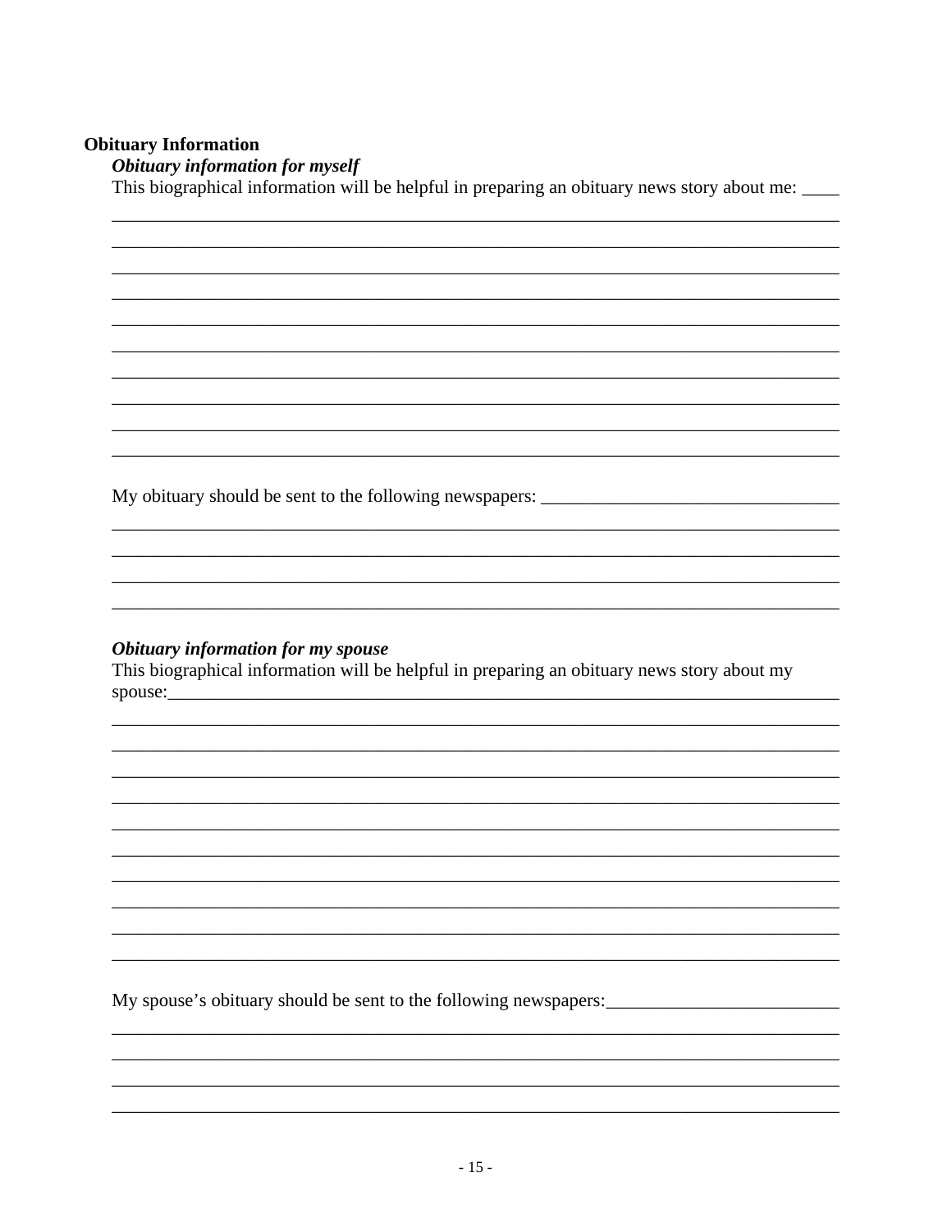**Obituary Information**

***Obituary information for myself***

This biographical information will be helpful in preparing an obituary news story about me: ____

________________________________________________________________________________
________________________________________________________________________________
________________________________________________________________________________
________________________________________________________________________________
________________________________________________________________________________
________________________________________________________________________________
________________________________________________________________________________
________________________________________________________________________________
________________________________________________________________________________
________________________________________________________________________________

My obituary should be sent to the following newspapers: ________________________________

________________________________________________________________________________
________________________________________________________________________________
________________________________________________________________________________
________________________________________________________________________________

***Obituary information for my spouse***

This biographical information will be helpful in preparing an obituary news story about my spouse:___________________________________________________________________________

________________________________________________________________________________
________________________________________________________________________________
________________________________________________________________________________
________________________________________________________________________________
________________________________________________________________________________
________________________________________________________________________________
________________________________________________________________________________
________________________________________________________________________________
________________________________________________________________________________
________________________________________________________________________________

My spouse's obituary should be sent to the following newspapers:_________________________

________________________________________________________________________________
________________________________________________________________________________
________________________________________________________________________________
________________________________________________________________________________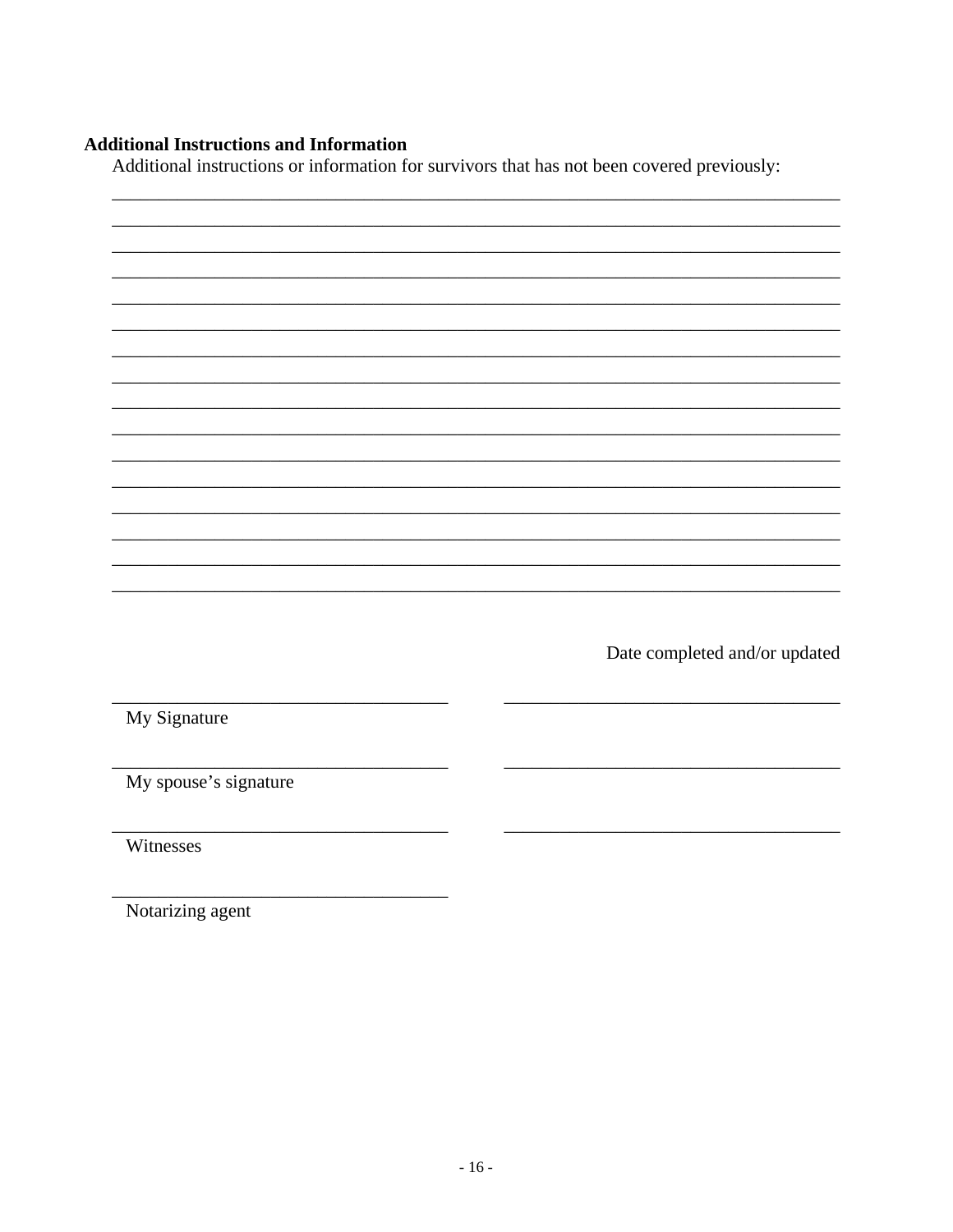**Additional Instructions and Information**

Additional instructions or information for survivors that has not been covered previously:

\_\_\_\_\_\_\_\_\_\_\_\_\_\_\_\_\_\_\_\_\_\_\_\_\_\_\_\_\_\_\_\_\_\_\_\_\_\_\_\_\_\_\_\_\_\_\_\_\_\_\_\_\_\_\_\_\_\_\_\_\_\_\_\_\_\_\_\_\_\_\_\_

\_\_\_\_\_\_\_\_\_\_\_\_\_\_\_\_\_\_\_\_\_\_\_\_\_\_\_\_\_\_\_\_\_\_\_\_\_\_\_\_\_\_\_\_\_\_\_\_\_\_\_\_\_\_\_\_\_\_\_\_\_\_\_\_\_\_\_\_\_\_\_\_

\_\_\_\_\_\_\_\_\_\_\_\_\_\_\_\_\_\_\_\_\_\_\_\_\_\_\_\_\_\_\_\_\_\_\_\_\_\_\_\_\_\_\_\_\_\_\_\_\_\_\_\_\_\_\_\_\_\_\_\_\_\_\_\_\_\_\_\_\_\_\_\_

\_\_\_\_\_\_\_\_\_\_\_\_\_\_\_\_\_\_\_\_\_\_\_\_\_\_\_\_\_\_\_\_\_\_\_\_\_\_\_\_\_\_\_\_\_\_\_\_\_\_\_\_\_\_\_\_\_\_\_\_\_\_\_\_\_\_\_\_\_\_\_\_

\_\_\_\_\_\_\_\_\_\_\_\_\_\_\_\_\_\_\_\_\_\_\_\_\_\_\_\_\_\_\_\_\_\_\_\_\_\_\_\_\_\_\_\_\_\_\_\_\_\_\_\_\_\_\_\_\_\_\_\_\_\_\_\_\_\_\_\_\_\_\_\_

\_\_\_\_\_\_\_\_\_\_\_\_\_\_\_\_\_\_\_\_\_\_\_\_\_\_\_\_\_\_\_\_\_\_\_\_\_\_\_\_\_\_\_\_\_\_\_\_\_\_\_\_\_\_\_\_\_\_\_\_\_\_\_\_\_\_\_\_\_\_\_\_

\_\_\_\_\_\_\_\_\_\_\_\_\_\_\_\_\_\_\_\_\_\_\_\_\_\_\_\_\_\_\_\_\_\_\_\_\_\_\_\_\_\_\_\_\_\_\_\_\_\_\_\_\_\_\_\_\_\_\_\_\_\_\_\_\_\_\_\_\_\_\_\_

\_\_\_\_\_\_\_\_\_\_\_\_\_\_\_\_\_\_\_\_\_\_\_\_\_\_\_\_\_\_\_\_\_\_\_\_\_\_\_\_\_\_\_\_\_\_\_\_\_\_\_\_\_\_\_\_\_\_\_\_\_\_\_\_\_\_\_\_\_\_\_\_

\_\_\_\_\_\_\_\_\_\_\_\_\_\_\_\_\_\_\_\_\_\_\_\_\_\_\_\_\_\_\_\_\_\_\_\_\_\_\_\_\_\_\_\_\_\_\_\_\_\_\_\_\_\_\_\_\_\_\_\_\_\_\_\_\_\_\_\_\_\_\_\_

\_\_\_\_\_\_\_\_\_\_\_\_\_\_\_\_\_\_\_\_\_\_\_\_\_\_\_\_\_\_\_\_\_\_\_\_\_\_\_\_\_\_\_\_\_\_\_\_\_\_\_\_\_\_\_\_\_\_\_\_\_\_\_\_\_\_\_\_\_\_\_\_

\_\_\_\_\_\_\_\_\_\_\_\_\_\_\_\_\_\_\_\_\_\_\_\_\_\_\_\_\_\_\_\_\_\_\_\_\_\_\_\_\_\_\_\_\_\_\_\_\_\_\_\_\_\_\_\_\_\_\_\_\_\_\_\_\_\_\_\_\_\_\_\_

\_\_\_\_\_\_\_\_\_\_\_\_\_\_\_\_\_\_\_\_\_\_\_\_\_\_\_\_\_\_\_\_\_\_\_\_\_\_\_\_\_\_\_\_\_\_\_\_\_\_\_\_\_\_\_\_\_\_\_\_\_\_\_\_\_\_\_\_\_\_\_\_

\_\_\_\_\_\_\_\_\_\_\_\_\_\_\_\_\_\_\_\_\_\_\_\_\_\_\_\_\_\_\_\_\_\_\_\_\_\_\_\_\_\_\_\_\_\_\_\_\_\_\_\_\_\_\_\_\_\_\_\_\_\_\_\_\_\_\_\_\_\_\_\_

\_\_\_\_\_\_\_\_\_\_\_\_\_\_\_\_\_\_\_\_\_\_\_\_\_\_\_\_\_\_\_\_\_\_\_\_\_\_\_\_\_\_\_\_\_\_\_\_\_\_\_\_\_\_\_\_\_\_\_\_\_\_\_\_\_\_\_\_\_\_\_\_

\_\_\_\_\_\_\_\_\_\_\_\_\_\_\_\_\_\_\_\_\_\_\_\_\_\_\_\_\_\_\_\_\_\_\_\_\_\_\_\_\_\_\_\_\_\_\_\_\_\_\_\_\_\_\_\_\_\_\_\_\_\_\_\_\_\_\_\_\_\_\_\_

\_\_\_\_\_\_\_\_\_\_\_\_\_\_\_\_\_\_\_\_\_\_\_\_\_\_\_\_\_\_\_\_\_\_\_\_\_\_\_\_\_\_\_\_\_\_\_\_\_\_\_\_\_\_\_\_\_\_\_\_\_\_\_\_\_\_\_\_\_\_\_\_

Date completed and/or updated

| | |
|---|---|
| \_\_\_\_\_\_\_\_\_\_\_\_\_\_\_\_\_\_\_\_\_\_\_\_\_\_\_\_\_ | \_\_\_\_\_\_\_\_\_\_\_\_\_\_\_\_\_\_\_\_\_\_\_\_\_\_\_\_\_ |
| My Signature | |
| \_\_\_\_\_\_\_\_\_\_\_\_\_\_\_\_\_\_\_\_\_\_\_\_\_\_\_\_\_ | \_\_\_\_\_\_\_\_\_\_\_\_\_\_\_\_\_\_\_\_\_\_\_\_\_\_\_\_\_ |
| My spouse's signature | |
| \_\_\_\_\_\_\_\_\_\_\_\_\_\_\_\_\_\_\_\_\_\_\_\_\_\_\_\_\_ | \_\_\_\_\_\_\_\_\_\_\_\_\_\_\_\_\_\_\_\_\_\_\_\_\_\_\_\_\_ |
| Witnesses | |
| \_\_\_\_\_\_\_\_\_\_\_\_\_\_\_\_\_\_\_\_\_\_\_\_\_\_\_\_\_ | |
| Notarizing agent | |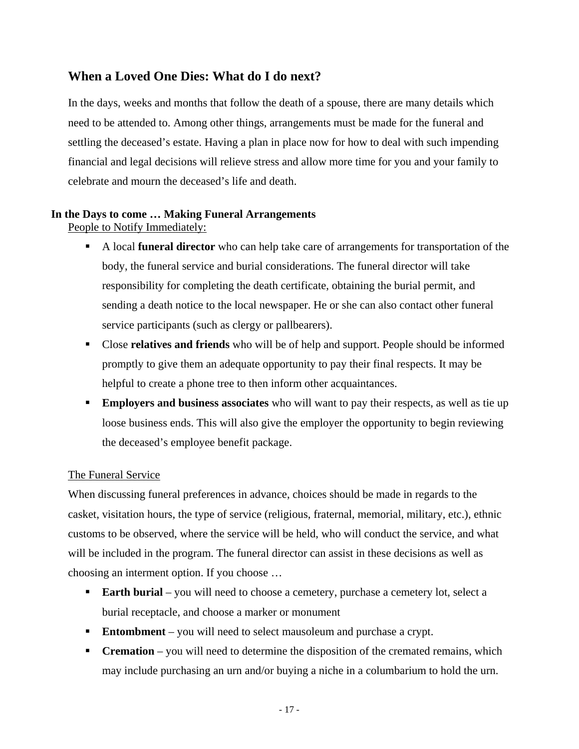## When a Loved One Dies: What do I do next?

In the days, weeks and months that follow the death of a spouse, there are many details which need to be attended to. Among other things, arrangements must be made for the funeral and settling the deceased's estate. Having a plan in place now for how to deal with such impending financial and legal decisions will relieve stress and allow more time for you and your family to celebrate and mourn the deceased's life and death.

### In the Days to come … Making Funeral Arrangements

People to Notify Immediately:

- A local **funeral director** who can help take care of arrangements for transportation of the body, the funeral service and burial considerations. The funeral director will take responsibility for completing the death certificate, obtaining the burial permit, and sending a death notice to the local newspaper. He or she can also contact other funeral service participants (such as clergy or pallbearers).
- Close **relatives and friends** who will be of help and support. People should be informed promptly to give them an adequate opportunity to pay their final respects. It may be helpful to create a phone tree to then inform other acquaintances.
- **Employers and business associates** who will want to pay their respects, as well as tie up loose business ends. This will also give the employer the opportunity to begin reviewing the deceased's employee benefit package.

The Funeral Service

When discussing funeral preferences in advance, choices should be made in regards to the casket, visitation hours, the type of service (religious, fraternal, memorial, military, etc.), ethnic customs to be observed, where the service will be held, who will conduct the service, and what will be included in the program. The funeral director can assist in these decisions as well as choosing an interment option. If you choose …

- **Earth burial** – you will need to choose a cemetery, purchase a cemetery lot, select a burial receptacle, and choose a marker or monument
- **Entombment** – you will need to select mausoleum and purchase a crypt.
- **Cremation** – you will need to determine the disposition of the cremated remains, which may include purchasing an urn and/or buying a niche in a columbarium to hold the urn.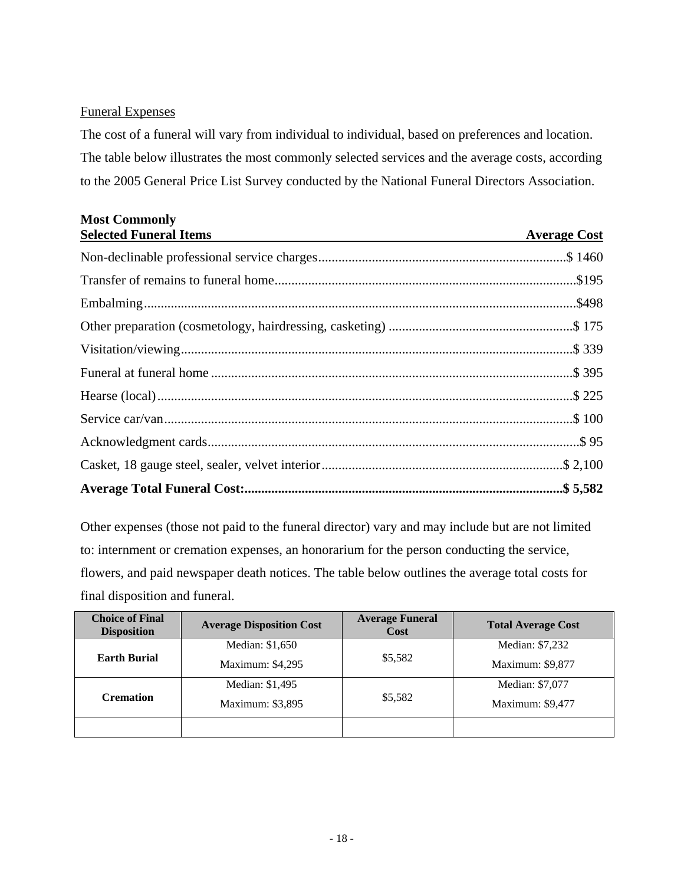Funeral Expenses

The cost of a funeral will vary from individual to individual, based on preferences and location. The table below illustrates the most commonly selected services and the average costs, according to the 2005 General Price List Survey conducted by the National Funeral Directors Association.

| **Most Commonly Selected Funeral Items** | **Average Cost** |
|---|---|
| Non-declinable professional service charges | $ 1460 |
| Transfer of remains to funeral home | $195 |
| Embalming | $498 |
| Other preparation (cosmetology, hairdressing, casketing) | $ 175 |
| Visitation/viewing | $ 339 |
| Funeral at funeral home | $ 395 |
| Hearse (local) | $ 225 |
| Service car/van | $ 100 |
| Acknowledgment cards | $ 95 |
| Casket, 18 gauge steel, sealer, velvet interior | $ 2,100 |
| **Average Total Funeral Cost:** | **$ 5,582** |

Other expenses (those not paid to the funeral director) vary and may include but are not limited to: internment or cremation expenses, an honorarium for the person conducting the service, flowers, and paid newspaper death notices. The table below outlines the average total costs for final disposition and funeral.

| Choice of Final Disposition | Average Disposition Cost | Average Funeral Cost | Total Average Cost |
|---|---|---|---|
| **Earth Burial** | Median: $1,650<br>Maximum: $4,295 | $5,582 | Median: $7,232<br>Maximum: $9,877 |
| **Cremation** | Median: $1,495<br>Maximum: $3,895 | $5,582 | Median: $7,077<br>Maximum: $9,477 |
| | | | |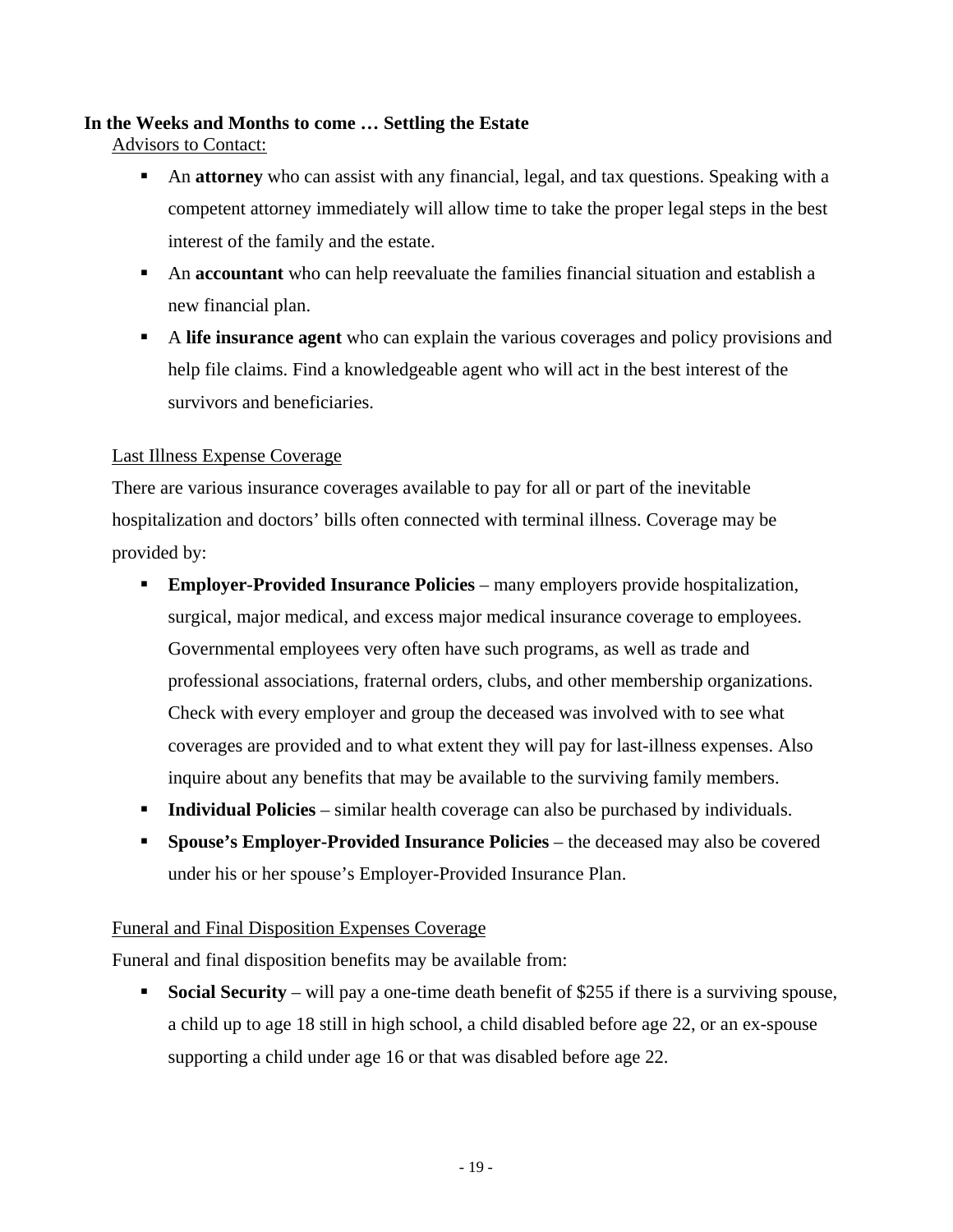**In the Weeks and Months to come … Settling the Estate**

Advisors to Contact:

- An **attorney** who can assist with any financial, legal, and tax questions. Speaking with a competent attorney immediately will allow time to take the proper legal steps in the best interest of the family and the estate.
- An **accountant** who can help reevaluate the families financial situation and establish a new financial plan.
- A **life insurance agent** who can explain the various coverages and policy provisions and help file claims. Find a knowledgeable agent who will act in the best interest of the survivors and beneficiaries.

Last Illness Expense Coverage

There are various insurance coverages available to pay for all or part of the inevitable hospitalization and doctors' bills often connected with terminal illness. Coverage may be provided by:

- **Employer-Provided Insurance Policies** – many employers provide hospitalization, surgical, major medical, and excess major medical insurance coverage to employees. Governmental employees very often have such programs, as well as trade and professional associations, fraternal orders, clubs, and other membership organizations. Check with every employer and group the deceased was involved with to see what coverages are provided and to what extent they will pay for last-illness expenses. Also inquire about any benefits that may be available to the surviving family members.
- **Individual Policies** – similar health coverage can also be purchased by individuals.
- **Spouse's Employer-Provided Insurance Policies** – the deceased may also be covered under his or her spouse's Employer-Provided Insurance Plan.

Funeral and Final Disposition Expenses Coverage

Funeral and final disposition benefits may be available from:

- **Social Security** – will pay a one-time death benefit of $255 if there is a surviving spouse, a child up to age 18 still in high school, a child disabled before age 22, or an ex-spouse supporting a child under age 16 or that was disabled before age 22.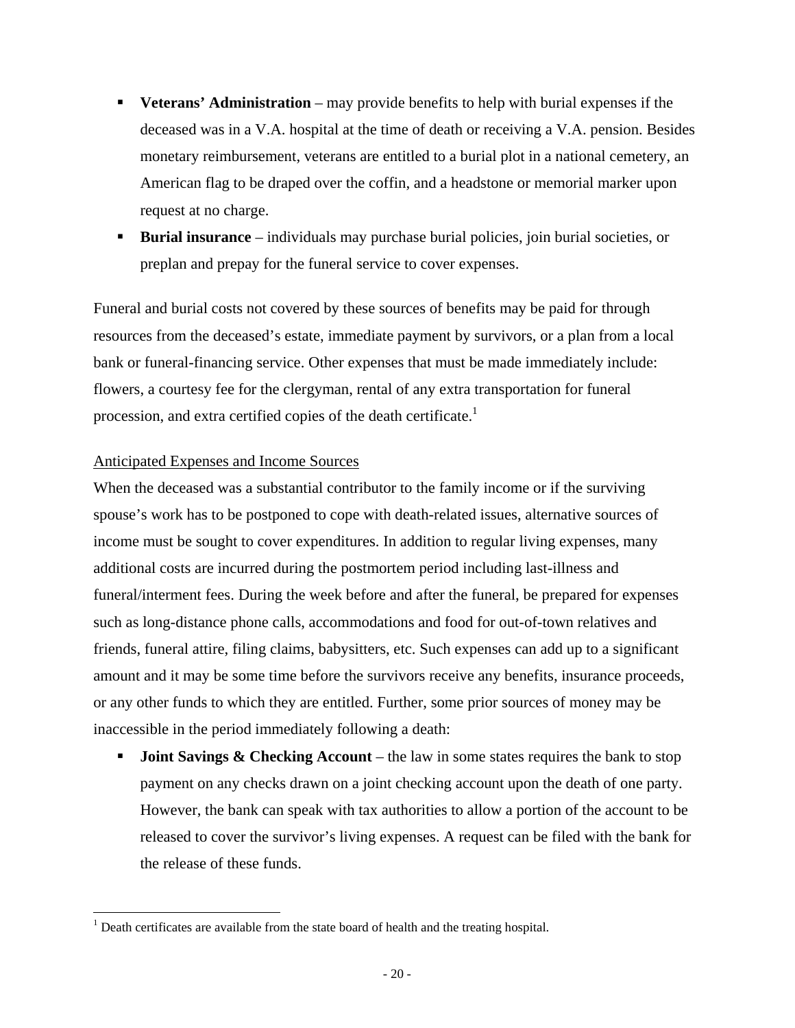- **Veterans' Administration** – may provide benefits to help with burial expenses if the deceased was in a V.A. hospital at the time of death or receiving a V.A. pension. Besides monetary reimbursement, veterans are entitled to a burial plot in a national cemetery, an American flag to be draped over the coffin, and a headstone or memorial marker upon request at no charge.
- **Burial insurance** – individuals may purchase burial policies, join burial societies, or preplan and prepay for the funeral service to cover expenses.

Funeral and burial costs not covered by these sources of benefits may be paid for through resources from the deceased's estate, immediate payment by survivors, or a plan from a local bank or funeral-financing service. Other expenses that must be made immediately include: flowers, a courtesy fee for the clergyman, rental of any extra transportation for funeral procession, and extra certified copies of the death certificate.[1]

Anticipated Expenses and Income Sources

When the deceased was a substantial contributor to the family income or if the surviving spouse's work has to be postponed to cope with death-related issues, alternative sources of income must be sought to cover expenditures. In addition to regular living expenses, many additional costs are incurred during the postmortem period including last-illness and funeral/interment fees. During the week before and after the funeral, be prepared for expenses such as long-distance phone calls, accommodations and food for out-of-town relatives and friends, funeral attire, filing claims, babysitters, etc. Such expenses can add up to a significant amount and it may be some time before the survivors receive any benefits, insurance proceeds, or any other funds to which they are entitled. Further, some prior sources of money may be inaccessible in the period immediately following a death:

- **Joint Savings & Checking Account** – the law in some states requires the bank to stop payment on any checks drawn on a joint checking account upon the death of one party. However, the bank can speak with tax authorities to allow a portion of the account to be released to cover the survivor's living expenses. A request can be filed with the bank for the release of these funds.

[1] Death certificates are available from the state board of health and the treating hospital.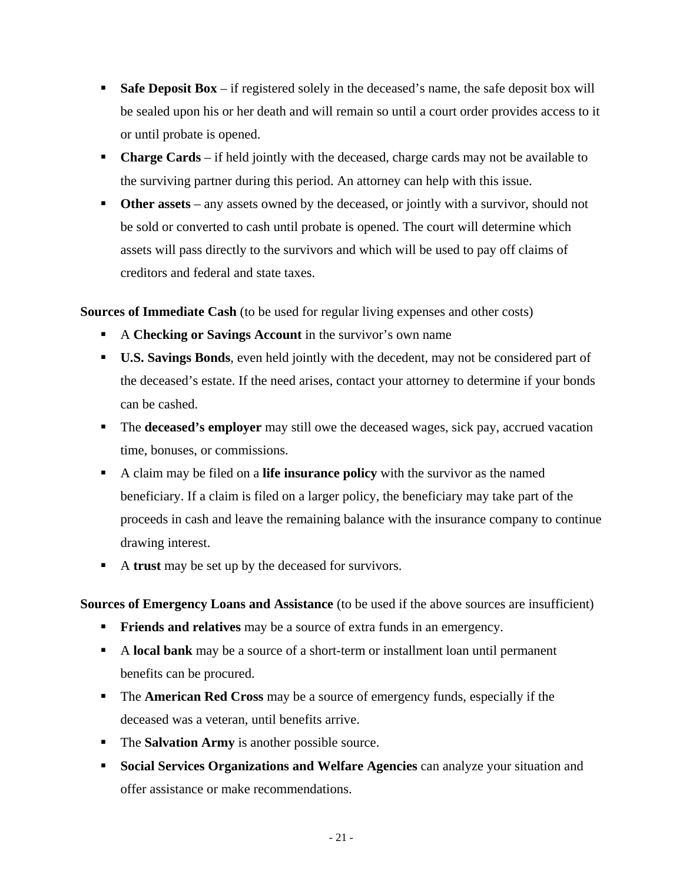- **Safe Deposit Box** – if registered solely in the deceased's name, the safe deposit box will be sealed upon his or her death and will remain so until a court order provides access to it or until probate is opened.
- **Charge Cards** – if held jointly with the deceased, charge cards may not be available to the surviving partner during this period. An attorney can help with this issue.
- **Other assets** – any assets owned by the deceased, or jointly with a survivor, should not be sold or converted to cash until probate is opened. The court will determine which assets will pass directly to the survivors and which will be used to pay off claims of creditors and federal and state taxes.

**Sources of Immediate Cash** (to be used for regular living expenses and other costs)

- A **Checking or Savings Account** in the survivor's own name
- **U.S. Savings Bonds**, even held jointly with the decedent, may not be considered part of the deceased's estate. If the need arises, contact your attorney to determine if your bonds can be cashed.
- The **deceased's employer** may still owe the deceased wages, sick pay, accrued vacation time, bonuses, or commissions.
- A claim may be filed on a **life insurance policy** with the survivor as the named beneficiary. If a claim is filed on a larger policy, the beneficiary may take part of the proceeds in cash and leave the remaining balance with the insurance company to continue drawing interest.
- A **trust** may be set up by the deceased for survivors.

**Sources of Emergency Loans and Assistance** (to be used if the above sources are insufficient)

- **Friends and relatives** may be a source of extra funds in an emergency.
- A **local bank** may be a source of a short-term or installment loan until permanent benefits can be procured.
- The **American Red Cross** may be a source of emergency funds, especially if the deceased was a veteran, until benefits arrive.
- The **Salvation Army** is another possible source.
- **Social Services Organizations and Welfare Agencies** can analyze your situation and offer assistance or make recommendations.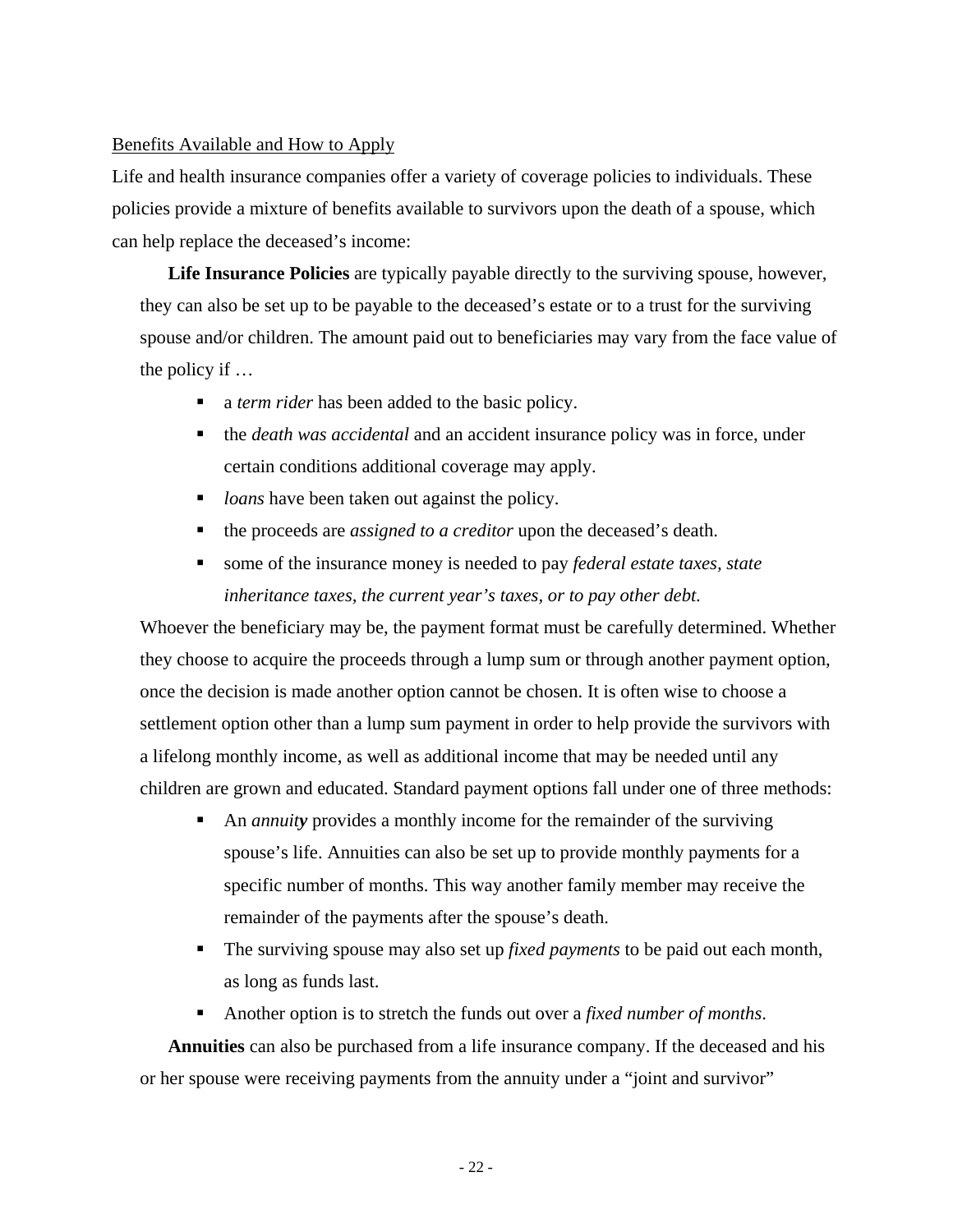Benefits Available and How to Apply

Life and health insurance companies offer a variety of coverage policies to individuals. These policies provide a mixture of benefits available to survivors upon the death of a spouse, which can help replace the deceased's income:

**Life Insurance Policies** are typically payable directly to the surviving spouse, however, they can also be set up to be payable to the deceased's estate or to a trust for the surviving spouse and/or children. The amount paid out to beneficiaries may vary from the face value of the policy if …

- a *term rider* has been added to the basic policy.
- the *death was accidental* and an accident insurance policy was in force, under certain conditions additional coverage may apply.
- *loans* have been taken out against the policy.
- the proceeds are *assigned to a creditor* upon the deceased's death.
- some of the insurance money is needed to pay *federal estate taxes, state inheritance taxes, the current year's taxes, or to pay other debt.*

Whoever the beneficiary may be, the payment format must be carefully determined. Whether they choose to acquire the proceeds through a lump sum or through another payment option, once the decision is made another option cannot be chosen. It is often wise to choose a settlement option other than a lump sum payment in order to help provide the survivors with a lifelong monthly income, as well as additional income that may be needed until any children are grown and educated. Standard payment options fall under one of three methods:

- An *annuity* provides a monthly income for the remainder of the surviving spouse's life. Annuities can also be set up to provide monthly payments for a specific number of months. This way another family member may receive the remainder of the payments after the spouse's death.
- The surviving spouse may also set up *fixed payments* to be paid out each month, as long as funds last.
- Another option is to stretch the funds out over a *fixed number of months*.

**Annuities** can also be purchased from a life insurance company. If the deceased and his or her spouse were receiving payments from the annuity under a "joint and survivor"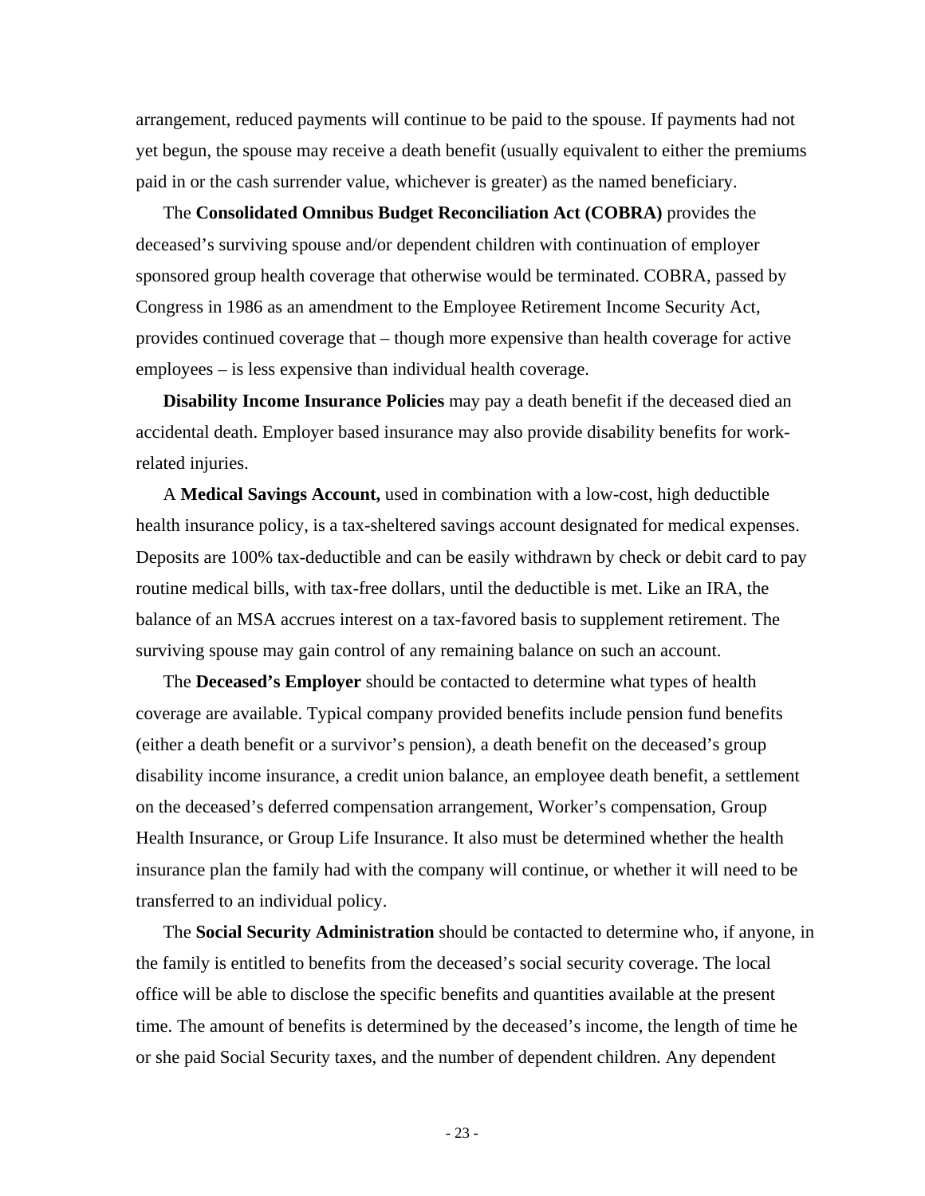arrangement, reduced payments will continue to be paid to the spouse. If payments had not yet begun, the spouse may receive a death benefit (usually equivalent to either the premiums paid in or the cash surrender value, whichever is greater) as the named beneficiary.

The **Consolidated Omnibus Budget Reconciliation Act (COBRA)** provides the deceased's surviving spouse and/or dependent children with continuation of employer sponsored group health coverage that otherwise would be terminated. COBRA, passed by Congress in 1986 as an amendment to the Employee Retirement Income Security Act, provides continued coverage that – though more expensive than health coverage for active employees – is less expensive than individual health coverage.

**Disability Income Insurance Policies** may pay a death benefit if the deceased died an accidental death. Employer based insurance may also provide disability benefits for work-related injuries.

A **Medical Savings Account,** used in combination with a low-cost, high deductible health insurance policy, is a tax-sheltered savings account designated for medical expenses. Deposits are 100% tax-deductible and can be easily withdrawn by check or debit card to pay routine medical bills, with tax-free dollars, until the deductible is met. Like an IRA, the balance of an MSA accrues interest on a tax-favored basis to supplement retirement. The surviving spouse may gain control of any remaining balance on such an account.

The **Deceased's Employer** should be contacted to determine what types of health coverage are available. Typical company provided benefits include pension fund benefits (either a death benefit or a survivor's pension), a death benefit on the deceased's group disability income insurance, a credit union balance, an employee death benefit, a settlement on the deceased's deferred compensation arrangement, Worker's compensation, Group Health Insurance, or Group Life Insurance. It also must be determined whether the health insurance plan the family had with the company will continue, or whether it will need to be transferred to an individual policy.

The **Social Security Administration** should be contacted to determine who, if anyone, in the family is entitled to benefits from the deceased's social security coverage. The local office will be able to disclose the specific benefits and quantities available at the present time. The amount of benefits is determined by the deceased's income, the length of time he or she paid Social Security taxes, and the number of dependent children. Any dependent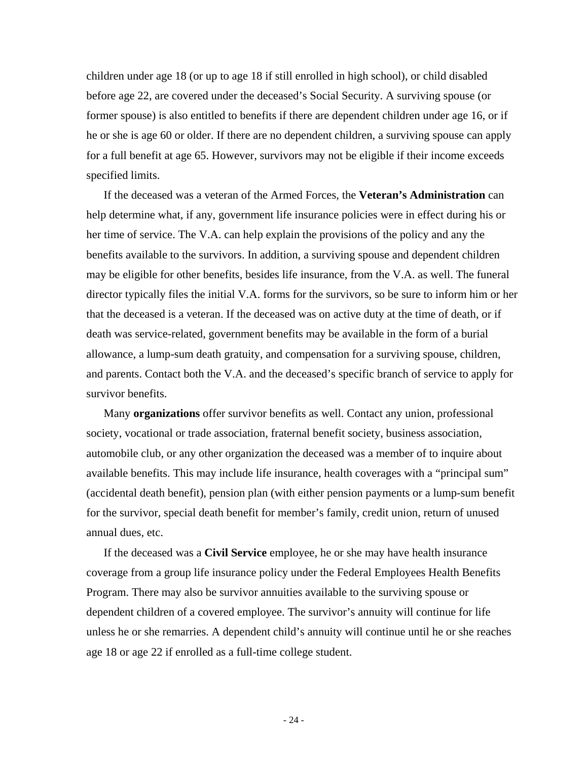children under age 18 (or up to age 18 if still enrolled in high school), or child disabled before age 22, are covered under the deceased's Social Security. A surviving spouse (or former spouse) is also entitled to benefits if there are dependent children under age 16, or if he or she is age 60 or older. If there are no dependent children, a surviving spouse can apply for a full benefit at age 65. However, survivors may not be eligible if their income exceeds specified limits.

If the deceased was a veteran of the Armed Forces, the **Veteran's Administration** can help determine what, if any, government life insurance policies were in effect during his or her time of service. The V.A. can help explain the provisions of the policy and any the benefits available to the survivors. In addition, a surviving spouse and dependent children may be eligible for other benefits, besides life insurance, from the V.A. as well. The funeral director typically files the initial V.A. forms for the survivors, so be sure to inform him or her that the deceased is a veteran. If the deceased was on active duty at the time of death, or if death was service-related, government benefits may be available in the form of a burial allowance, a lump-sum death gratuity, and compensation for a surviving spouse, children, and parents. Contact both the V.A. and the deceased's specific branch of service to apply for survivor benefits.

Many **organizations** offer survivor benefits as well. Contact any union, professional society, vocational or trade association, fraternal benefit society, business association, automobile club, or any other organization the deceased was a member of to inquire about available benefits. This may include life insurance, health coverages with a "principal sum" (accidental death benefit), pension plan (with either pension payments or a lump-sum benefit for the survivor, special death benefit for member's family, credit union, return of unused annual dues, etc.

If the deceased was a **Civil Service** employee, he or she may have health insurance coverage from a group life insurance policy under the Federal Employees Health Benefits Program. There may also be survivor annuities available to the surviving spouse or dependent children of a covered employee. The survivor's annuity will continue for life unless he or she remarries. A dependent child's annuity will continue until he or she reaches age 18 or age 22 if enrolled as a full-time college student.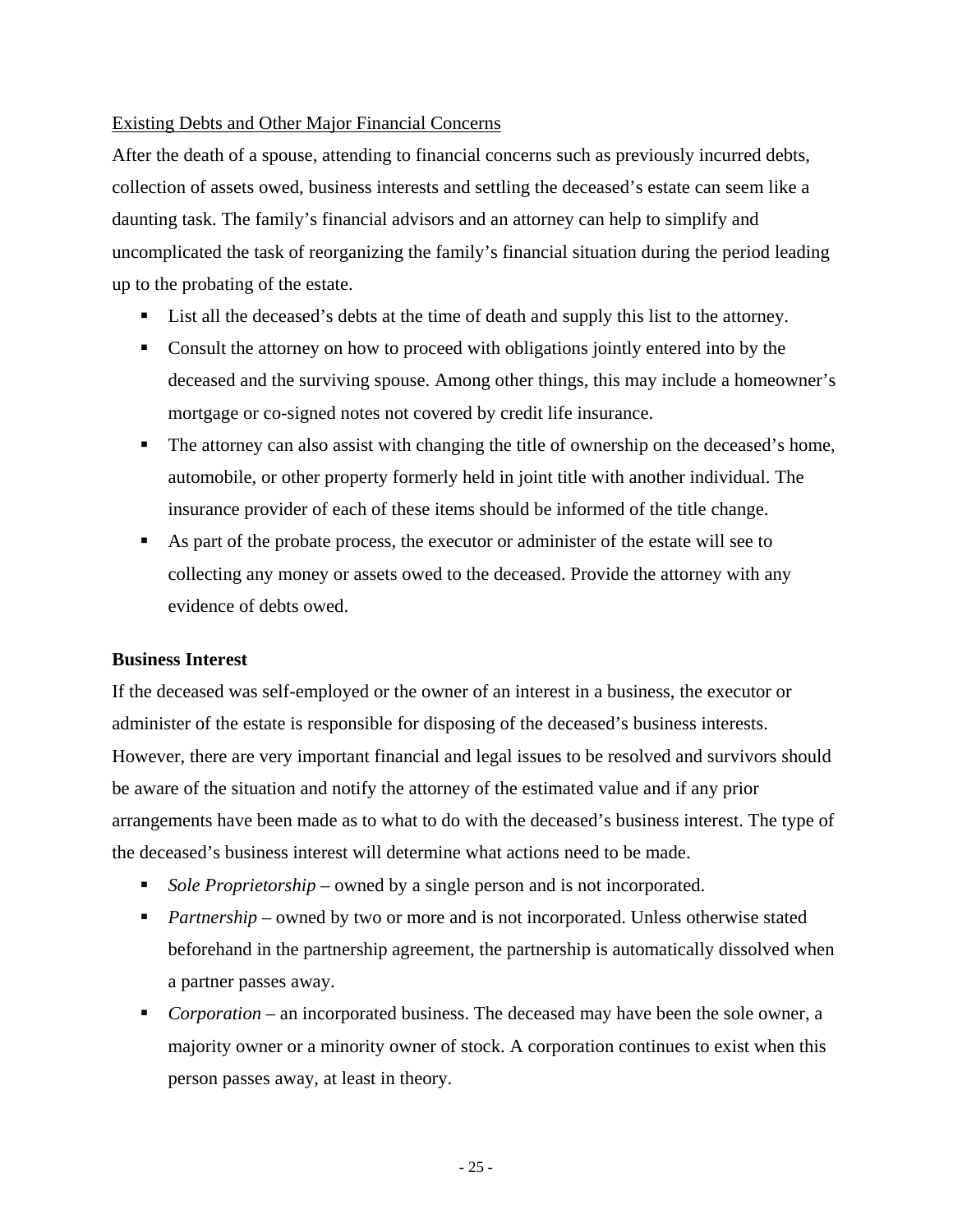<u>Existing Debts and Other Major Financial Concerns</u>

After the death of a spouse, attending to financial concerns such as previously incurred debts, collection of assets owed, business interests and settling the deceased's estate can seem like a daunting task. The family's financial advisors and an attorney can help to simplify and uncomplicated the task of reorganizing the family's financial situation during the period leading up to the probating of the estate.

- List all the deceased's debts at the time of death and supply this list to the attorney.
- Consult the attorney on how to proceed with obligations jointly entered into by the deceased and the surviving spouse. Among other things, this may include a homeowner's mortgage or co-signed notes not covered by credit life insurance.
- The attorney can also assist with changing the title of ownership on the deceased's home, automobile, or other property formerly held in joint title with another individual. The insurance provider of each of these items should be informed of the title change.
- As part of the probate process, the executor or administer of the estate will see to collecting any money or assets owed to the deceased. Provide the attorney with any evidence of debts owed.

**Business Interest**

If the deceased was self-employed or the owner of an interest in a business, the executor or administer of the estate is responsible for disposing of the deceased's business interests. However, there are very important financial and legal issues to be resolved and survivors should be aware of the situation and notify the attorney of the estimated value and if any prior arrangements have been made as to what to do with the deceased's business interest. The type of the deceased's business interest will determine what actions need to be made.

- *Sole Proprietorship* – owned by a single person and is not incorporated.
- *Partnership* – owned by two or more and is not incorporated. Unless otherwise stated beforehand in the partnership agreement, the partnership is automatically dissolved when a partner passes away.
- *Corporation* – an incorporated business. The deceased may have been the sole owner, a majority owner or a minority owner of stock. A corporation continues to exist when this person passes away, at least in theory.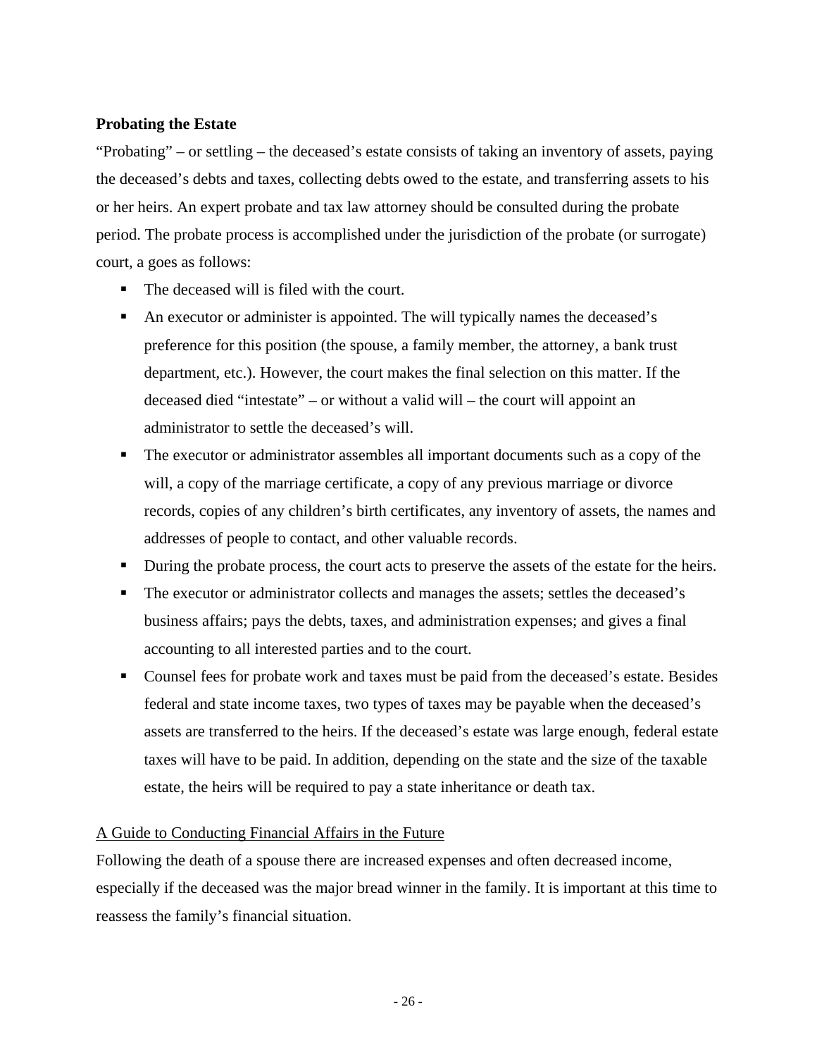**Probating the Estate**

"Probating" – or settling – the deceased's estate consists of taking an inventory of assets, paying the deceased's debts and taxes, collecting debts owed to the estate, and transferring assets to his or her heirs. An expert probate and tax law attorney should be consulted during the probate period. The probate process is accomplished under the jurisdiction of the probate (or surrogate) court, a goes as follows:

- The deceased will is filed with the court.
- An executor or administer is appointed. The will typically names the deceased's preference for this position (the spouse, a family member, the attorney, a bank trust department, etc.). However, the court makes the final selection on this matter. If the deceased died "intestate" – or without a valid will – the court will appoint an administrator to settle the deceased's will.
- The executor or administrator assembles all important documents such as a copy of the will, a copy of the marriage certificate, a copy of any previous marriage or divorce records, copies of any children's birth certificates, any inventory of assets, the names and addresses of people to contact, and other valuable records.
- During the probate process, the court acts to preserve the assets of the estate for the heirs.
- The executor or administrator collects and manages the assets; settles the deceased's business affairs; pays the debts, taxes, and administration expenses; and gives a final accounting to all interested parties and to the court.
- Counsel fees for probate work and taxes must be paid from the deceased's estate. Besides federal and state income taxes, two types of taxes may be payable when the deceased's assets are transferred to the heirs. If the deceased's estate was large enough, federal estate taxes will have to be paid. In addition, depending on the state and the size of the taxable estate, the heirs will be required to pay a state inheritance or death tax.

<u>A Guide to Conducting Financial Affairs in the Future</u>

Following the death of a spouse there are increased expenses and often decreased income, especially if the deceased was the major bread winner in the family. It is important at this time to reassess the family's financial situation.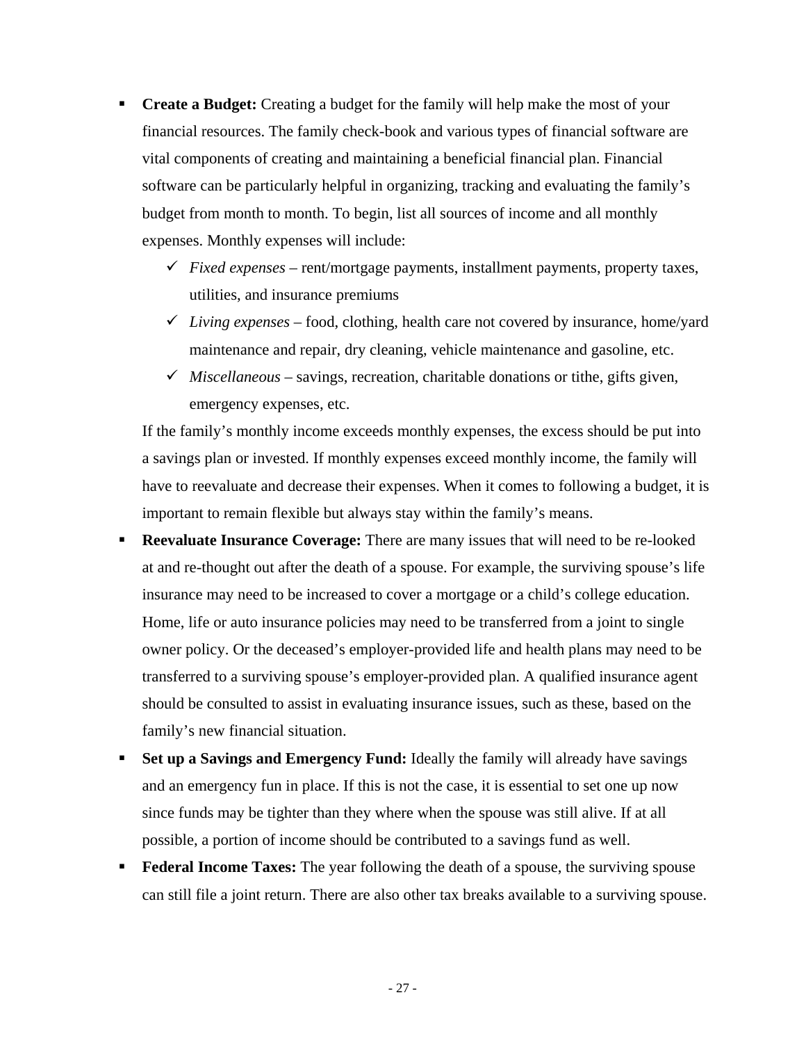- **Create a Budget:** Creating a budget for the family will help make the most of your financial resources. The family check-book and various types of financial software are vital components of creating and maintaining a beneficial financial plan. Financial software can be particularly helpful in organizing, tracking and evaluating the family's budget from month to month. To begin, list all sources of income and all monthly expenses. Monthly expenses will include:
  - ✓ *Fixed expenses* – rent/mortgage payments, installment payments, property taxes, utilities, and insurance premiums
  - ✓ *Living expenses* – food, clothing, health care not covered by insurance, home/yard maintenance and repair, dry cleaning, vehicle maintenance and gasoline, etc.
  - ✓ *Miscellaneous* – savings, recreation, charitable donations or tithe, gifts given, emergency expenses, etc.

  If the family's monthly income exceeds monthly expenses, the excess should be put into a savings plan or invested. If monthly expenses exceed monthly income, the family will have to reevaluate and decrease their expenses. When it comes to following a budget, it is important to remain flexible but always stay within the family's means.
- **Reevaluate Insurance Coverage:** There are many issues that will need to be re-looked at and re-thought out after the death of a spouse. For example, the surviving spouse's life insurance may need to be increased to cover a mortgage or a child's college education. Home, life or auto insurance policies may need to be transferred from a joint to single owner policy. Or the deceased's employer-provided life and health plans may need to be transferred to a surviving spouse's employer-provided plan. A qualified insurance agent should be consulted to assist in evaluating insurance issues, such as these, based on the family's new financial situation.
- **Set up a Savings and Emergency Fund:** Ideally the family will already have savings and an emergency fun in place. If this is not the case, it is essential to set one up now since funds may be tighter than they where when the spouse was still alive. If at all possible, a portion of income should be contributed to a savings fund as well.
- **Federal Income Taxes:** The year following the death of a spouse, the surviving spouse can still file a joint return. There are also other tax breaks available to a surviving spouse.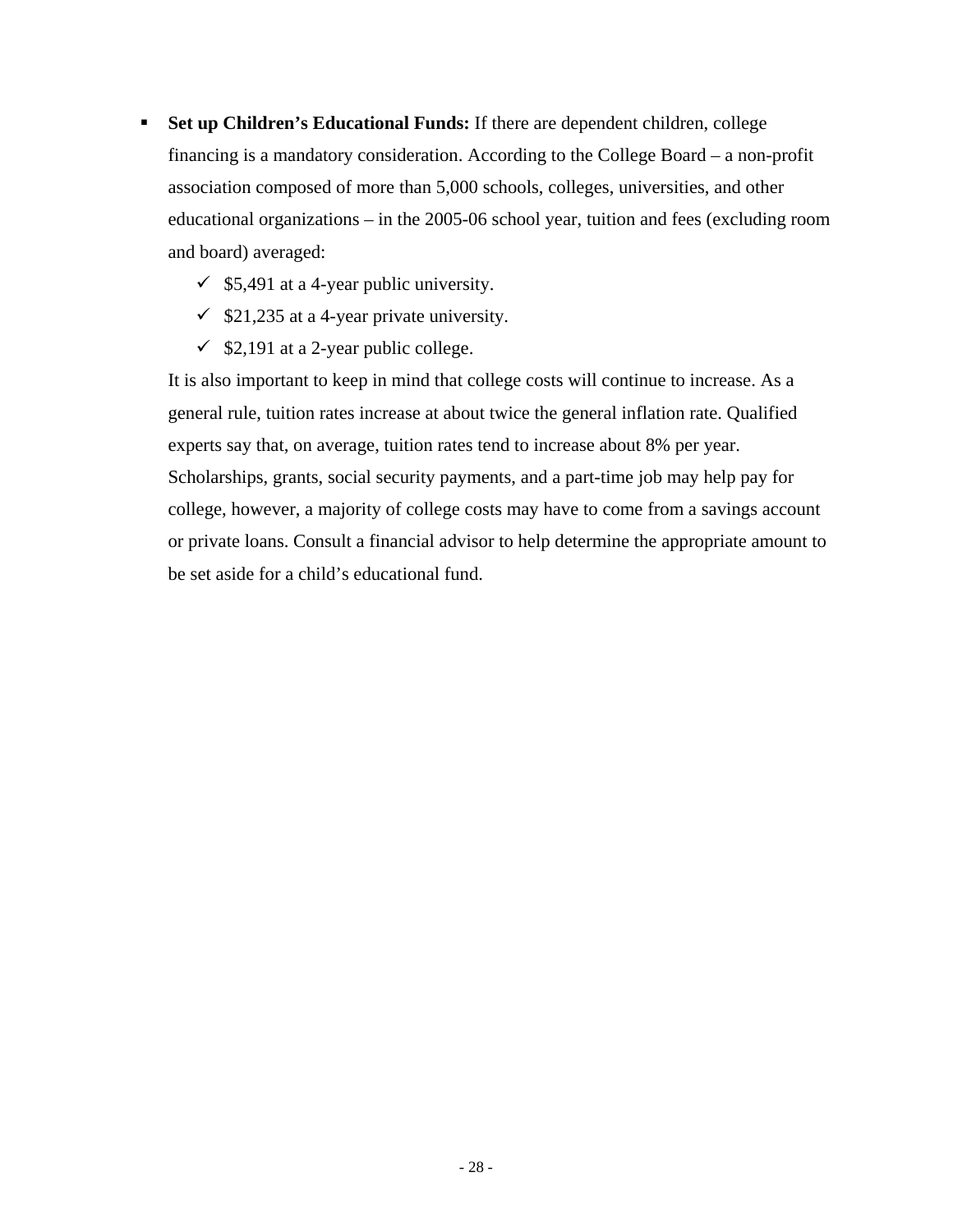- **Set up Children's Educational Funds:** If there are dependent children, college financing is a mandatory consideration. According to the College Board – a non-profit association composed of more than 5,000 schools, colleges, universities, and other educational organizations – in the 2005-06 school year, tuition and fees (excluding room and board) averaged:
  - ✓ $5,491 at a 4-year public university.
  - ✓ $21,235 at a 4-year private university.
  - ✓ $2,191 at a 2-year public college.

  It is also important to keep in mind that college costs will continue to increase. As a general rule, tuition rates increase at about twice the general inflation rate. Qualified experts say that, on average, tuition rates tend to increase about 8% per year. Scholarships, grants, social security payments, and a part-time job may help pay for college, however, a majority of college costs may have to come from a savings account or private loans. Consult a financial advisor to help determine the appropriate amount to be set aside for a child's educational fund.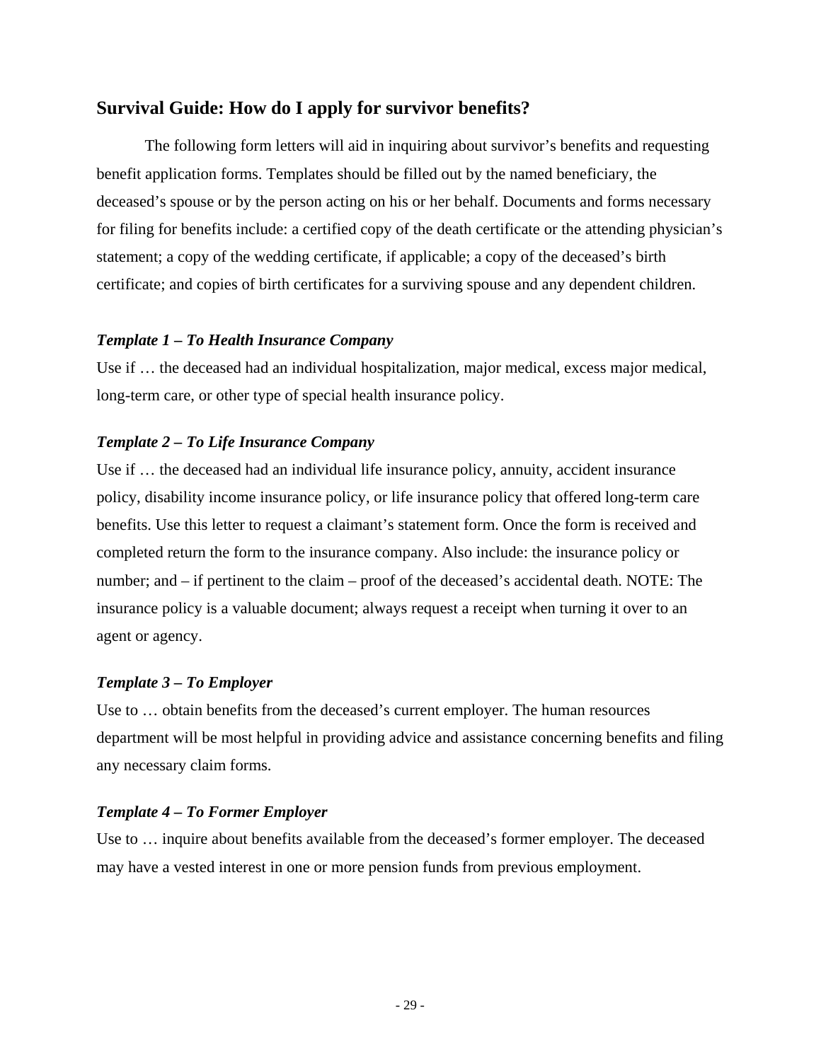## Survival Guide: How do I apply for survivor benefits?

The following form letters will aid in inquiring about survivor's benefits and requesting benefit application forms. Templates should be filled out by the named beneficiary, the deceased's spouse or by the person acting on his or her behalf. Documents and forms necessary for filing for benefits include: a certified copy of the death certificate or the attending physician's statement; a copy of the wedding certificate, if applicable; a copy of the deceased's birth certificate; and copies of birth certificates for a surviving spouse and any dependent children.

### *Template 1 – To Health Insurance Company*

Use if … the deceased had an individual hospitalization, major medical, excess major medical, long-term care, or other type of special health insurance policy.

### *Template 2 – To Life Insurance Company*

Use if … the deceased had an individual life insurance policy, annuity, accident insurance policy, disability income insurance policy, or life insurance policy that offered long-term care benefits. Use this letter to request a claimant's statement form. Once the form is received and completed return the form to the insurance company. Also include: the insurance policy or number; and – if pertinent to the claim – proof of the deceased's accidental death. NOTE: The insurance policy is a valuable document; always request a receipt when turning it over to an agent or agency.

### *Template 3 – To Employer*

Use to … obtain benefits from the deceased's current employer. The human resources department will be most helpful in providing advice and assistance concerning benefits and filing any necessary claim forms.

### *Template 4 – To Former Employer*

Use to … inquire about benefits available from the deceased's former employer. The deceased may have a vested interest in one or more pension funds from previous employment.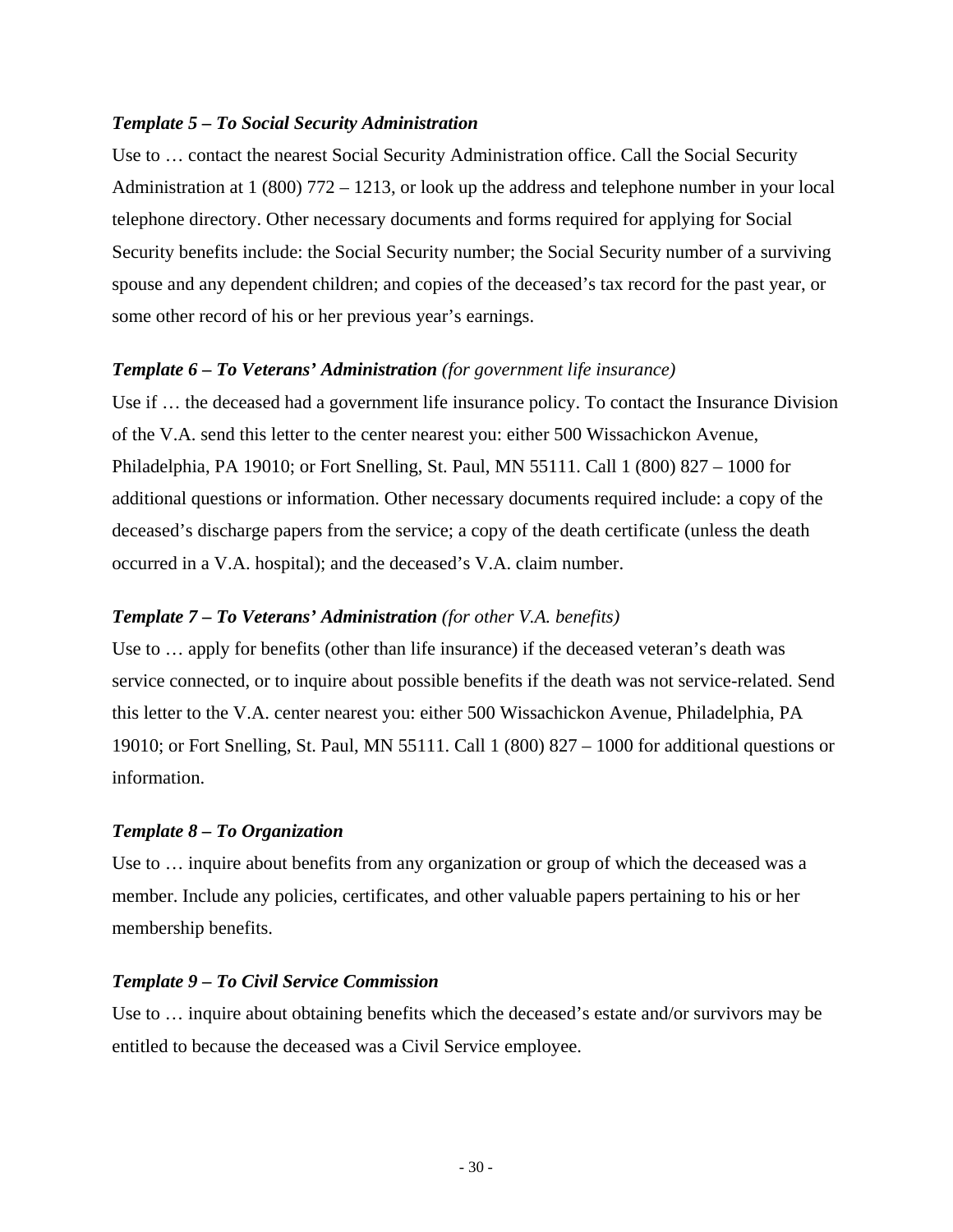***Template 5 – To Social Security Administration***

Use to … contact the nearest Social Security Administration office. Call the Social Security Administration at 1 (800) 772 – 1213, or look up the address and telephone number in your local telephone directory. Other necessary documents and forms required for applying for Social Security benefits include: the Social Security number; the Social Security number of a surviving spouse and any dependent children; and copies of the deceased's tax record for the past year, or some other record of his or her previous year's earnings.

***Template 6 – To Veterans' Administration*** *(for government life insurance)*

Use if … the deceased had a government life insurance policy. To contact the Insurance Division of the V.A. send this letter to the center nearest you: either 500 Wissachickon Avenue, Philadelphia, PA 19010; or Fort Snelling, St. Paul, MN 55111. Call 1 (800) 827 – 1000 for additional questions or information. Other necessary documents required include: a copy of the deceased's discharge papers from the service; a copy of the death certificate (unless the death occurred in a V.A. hospital); and the deceased's V.A. claim number.

***Template 7 – To Veterans' Administration*** *(for other V.A. benefits)*

Use to … apply for benefits (other than life insurance) if the deceased veteran's death was service connected, or to inquire about possible benefits if the death was not service-related. Send this letter to the V.A. center nearest you: either 500 Wissachickon Avenue, Philadelphia, PA 19010; or Fort Snelling, St. Paul, MN 55111. Call 1 (800) 827 – 1000 for additional questions or information.

***Template 8 – To Organization***

Use to … inquire about benefits from any organization or group of which the deceased was a member. Include any policies, certificates, and other valuable papers pertaining to his or her membership benefits.

***Template 9 – To Civil Service Commission***

Use to … inquire about obtaining benefits which the deceased's estate and/or survivors may be entitled to because the deceased was a Civil Service employee.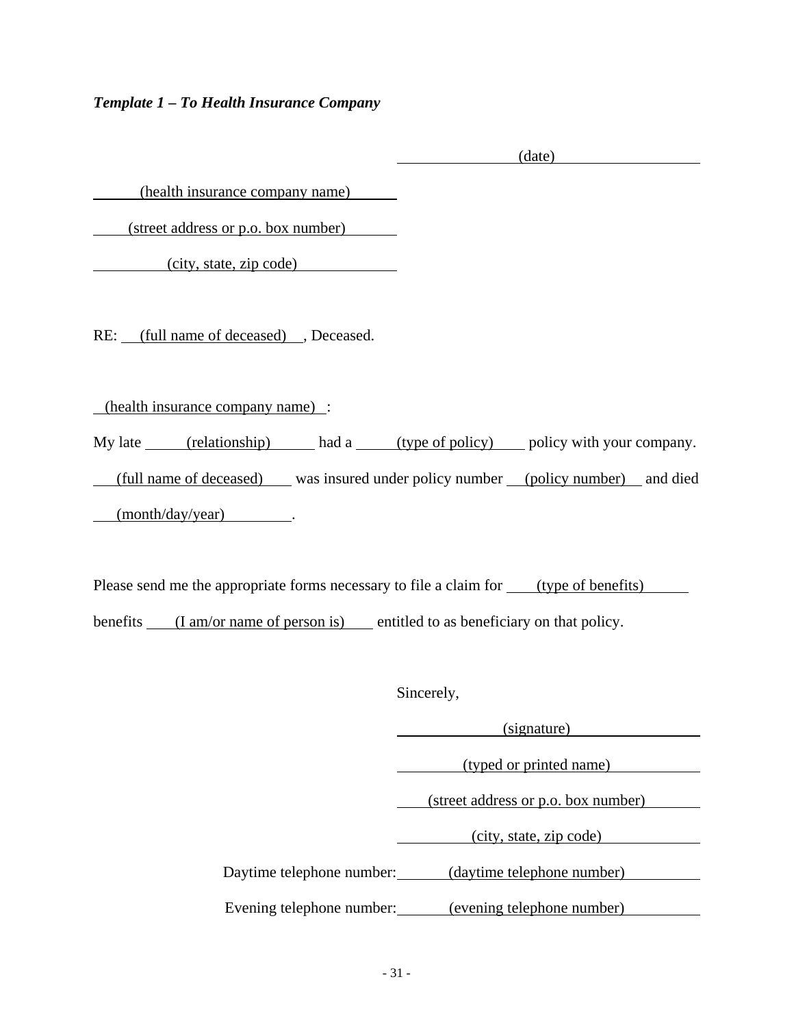***Template 1 – To Health Insurance Company***

(date)

(health insurance company name)

(street address or p.o. box number)

(city, state, zip code)

RE: (full name of deceased), Deceased.

(health insurance company name):

My late (relationship) had a (type of policy) policy with your company. (full name of deceased) was insured under policy number (policy number) and died (month/day/year).

Please send me the appropriate forms necessary to file a claim for (type of benefits) benefits (I am/or name of person is) entitled to as beneficiary on that policy.

Sincerely,

(signature)

(typed or printed name)

(street address or p.o. box number)

(city, state, zip code)

Daytime telephone number: (daytime telephone number)

Evening telephone number: (evening telephone number)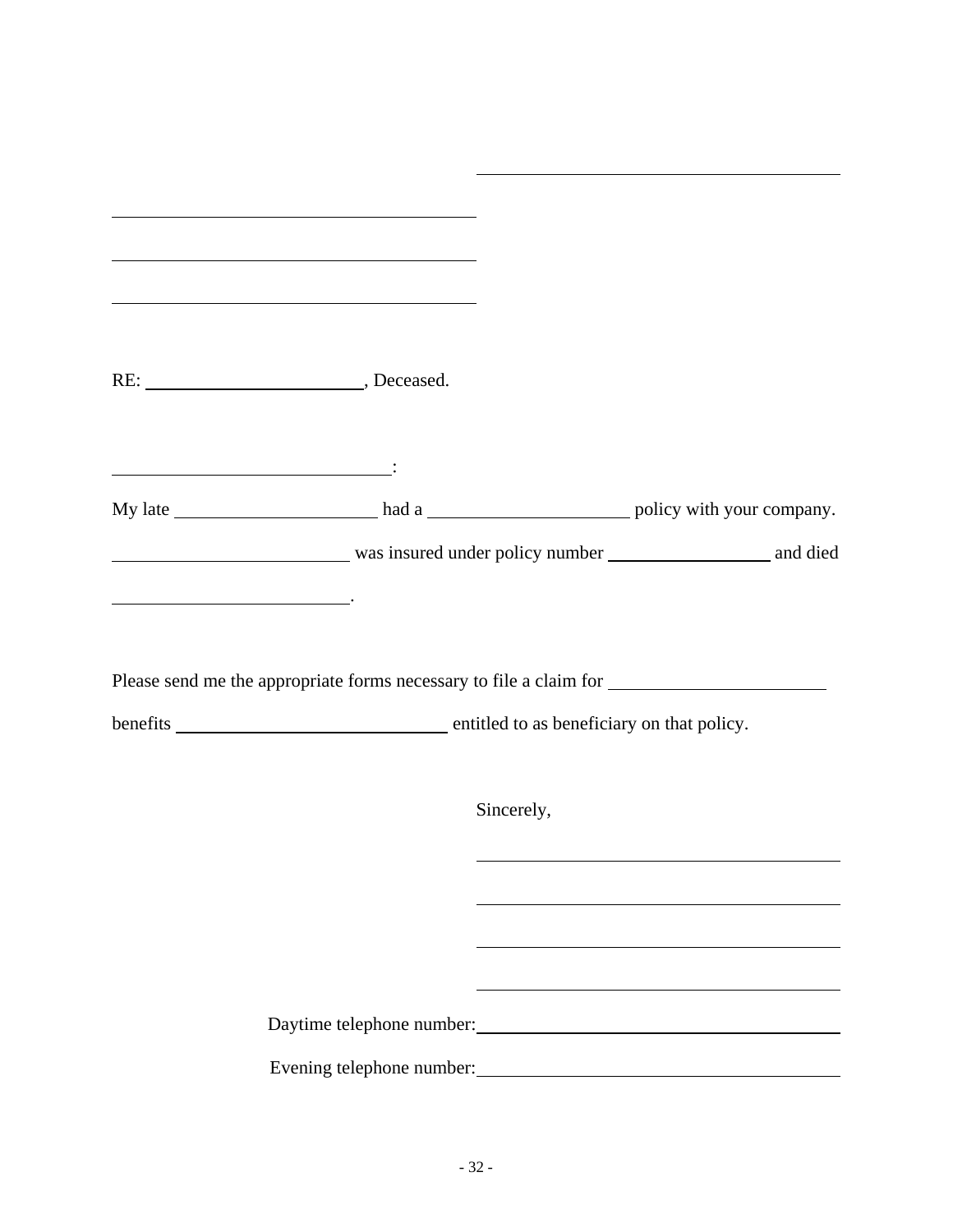\_\_\_\_\_\_\_\_\_\_\_\_\_\_\_\_\_\_\_\_\_\_\_\_\_\_\_\_\_\_\_\_\_\_\_\_

\_\_\_\_\_\_\_\_\_\_\_\_\_\_\_\_\_\_\_\_\_\_\_\_\_\_\_\_\_\_\_\_\_\_\_\_

\_\_\_\_\_\_\_\_\_\_\_\_\_\_\_\_\_\_\_\_\_\_\_\_\_\_\_\_\_\_\_\_\_\_\_\_

\_\_\_\_\_\_\_\_\_\_\_\_\_\_\_\_\_\_\_\_\_\_\_\_\_\_\_\_\_\_\_\_\_\_\_\_

RE: \_\_\_\_\_\_\_\_\_\_\_\_\_\_\_\_\_\_\_\_, Deceased.

\_\_\_\_\_\_\_\_\_\_\_\_\_\_\_\_\_\_\_\_\_\_\_\_\_\_:

My late \_\_\_\_\_\_\_\_\_\_\_\_\_\_\_\_\_\_\_ had a \_\_\_\_\_\_\_\_\_\_\_\_\_\_\_\_\_\_\_ policy with your company. \_\_\_\_\_\_\_\_\_\_\_\_\_\_\_\_\_\_\_\_\_ was insured under policy number \_\_\_\_\_\_\_\_\_\_\_\_\_\_\_ and died \_\_\_\_\_\_\_\_\_\_\_\_\_\_\_\_\_\_\_\_\_.

Please send me the appropriate forms necessary to file a claim for \_\_\_\_\_\_\_\_\_\_\_\_\_\_\_\_\_\_\_\_ benefits \_\_\_\_\_\_\_\_\_\_\_\_\_\_\_\_\_\_\_\_\_\_\_\_\_ entitled to as beneficiary on that policy.

Sincerely,

\_\_\_\_\_\_\_\_\_\_\_\_\_\_\_\_\_\_\_\_\_\_\_\_\_\_\_\_\_\_\_\_\_\_\_\_

\_\_\_\_\_\_\_\_\_\_\_\_\_\_\_\_\_\_\_\_\_\_\_\_\_\_\_\_\_\_\_\_\_\_\_\_

\_\_\_\_\_\_\_\_\_\_\_\_\_\_\_\_\_\_\_\_\_\_\_\_\_\_\_\_\_\_\_\_\_\_\_\_

\_\_\_\_\_\_\_\_\_\_\_\_\_\_\_\_\_\_\_\_\_\_\_\_\_\_\_\_\_\_\_\_\_\_\_\_

Daytime telephone number: \_\_\_\_\_\_\_\_\_\_\_\_\_\_\_\_\_\_\_\_\_\_\_\_\_\_\_\_\_\_\_\_\_\_\_\_

Evening telephone number: \_\_\_\_\_\_\_\_\_\_\_\_\_\_\_\_\_\_\_\_\_\_\_\_\_\_\_\_\_\_\_\_\_\_\_\_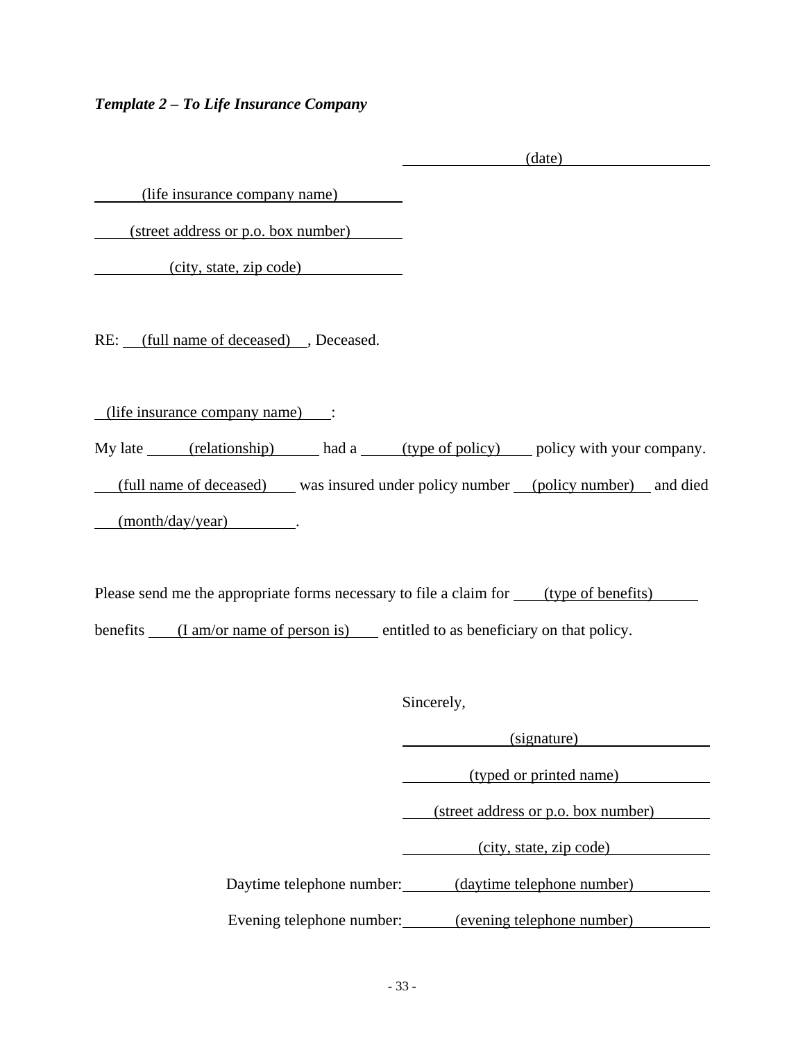*Template 2 – To Life Insurance Company*

(date)

(life insurance company name)

(street address or p.o. box number)

(city, state, zip code)

RE: (full name of deceased), Deceased.

(life insurance company name):

My late (relationship) had a (type of policy) policy with your company. (full name of deceased) was insured under policy number (policy number) and died (month/day/year).

Please send me the appropriate forms necessary to file a claim for (type of benefits) benefits (I am/or name of person is) entitled to as beneficiary on that policy.

Sincerely,

(signature)

(typed or printed name)

(street address or p.o. box number)

(city, state, zip code)

Daytime telephone number: (daytime telephone number)

Evening telephone number: (evening telephone number)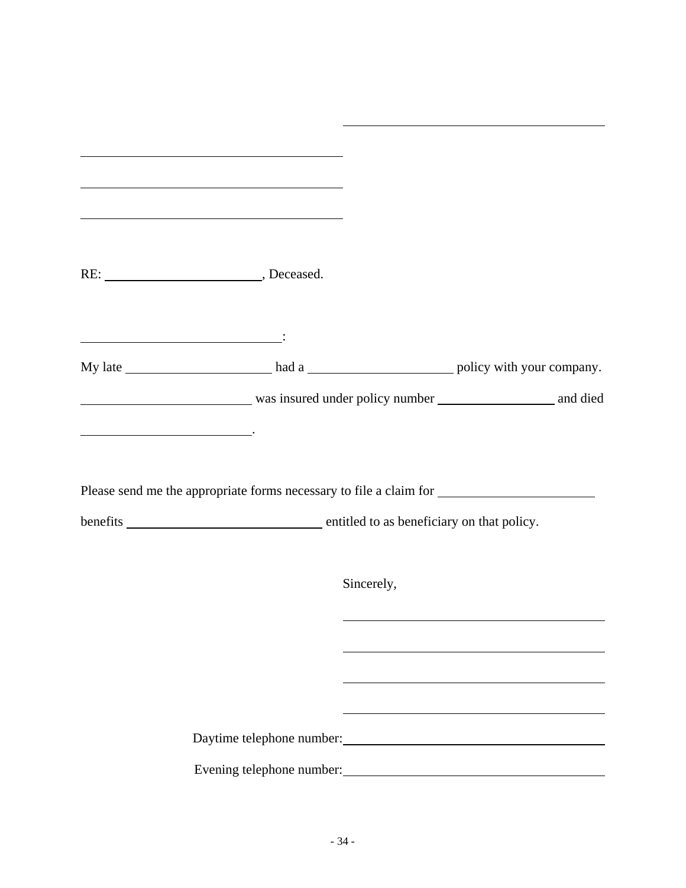\_\_\_\_\_\_\_\_\_\_\_\_\_\_\_\_\_\_\_\_\_\_\_\_\_\_\_\_\_\_\_\_\_\_

\_\_\_\_\_\_\_\_\_\_\_\_\_\_\_\_\_\_\_\_\_\_\_\_\_\_\_\_\_\_\_\_\_\_

\_\_\_\_\_\_\_\_\_\_\_\_\_\_\_\_\_\_\_\_\_\_\_\_\_\_\_\_\_\_\_\_\_\_

\_\_\_\_\_\_\_\_\_\_\_\_\_\_\_\_\_\_\_\_\_\_\_\_\_\_\_\_\_\_\_\_\_\_

RE: \_\_\_\_\_\_\_\_\_\_\_\_\_\_\_\_\_\_\_\_, Deceased.

\_\_\_\_\_\_\_\_\_\_\_\_\_\_\_\_\_\_\_\_\_\_\_\_\_\_:

My late \_\_\_\_\_\_\_\_\_\_\_\_\_\_\_\_\_\_ had a \_\_\_\_\_\_\_\_\_\_\_\_\_\_\_\_\_\_ policy with your company. \_\_\_\_\_\_\_\_\_\_\_\_\_\_\_\_\_\_\_\_\_ was insured under policy number \_\_\_\_\_\_\_\_\_\_\_\_\_\_\_ and died \_\_\_\_\_\_\_\_\_\_\_\_\_\_\_\_\_\_\_\_\_.

Please send me the appropriate forms necessary to file a claim for \_\_\_\_\_\_\_\_\_\_\_\_\_\_\_\_\_\_\_\_ benefits \_\_\_\_\_\_\_\_\_\_\_\_\_\_\_\_\_\_\_\_\_\_\_\_\_ entitled to as beneficiary on that policy.

Sincerely,

\_\_\_\_\_\_\_\_\_\_\_\_\_\_\_\_\_\_\_\_\_\_\_\_\_\_\_\_\_\_\_\_\_\_

\_\_\_\_\_\_\_\_\_\_\_\_\_\_\_\_\_\_\_\_\_\_\_\_\_\_\_\_\_\_\_\_\_\_

\_\_\_\_\_\_\_\_\_\_\_\_\_\_\_\_\_\_\_\_\_\_\_\_\_\_\_\_\_\_\_\_\_\_

\_\_\_\_\_\_\_\_\_\_\_\_\_\_\_\_\_\_\_\_\_\_\_\_\_\_\_\_\_\_\_\_\_\_

Daytime telephone number: \_\_\_\_\_\_\_\_\_\_\_\_\_\_\_\_\_\_\_\_\_\_\_\_\_\_\_\_\_\_\_\_\_\_

Evening telephone number: \_\_\_\_\_\_\_\_\_\_\_\_\_\_\_\_\_\_\_\_\_\_\_\_\_\_\_\_\_\_\_\_\_\_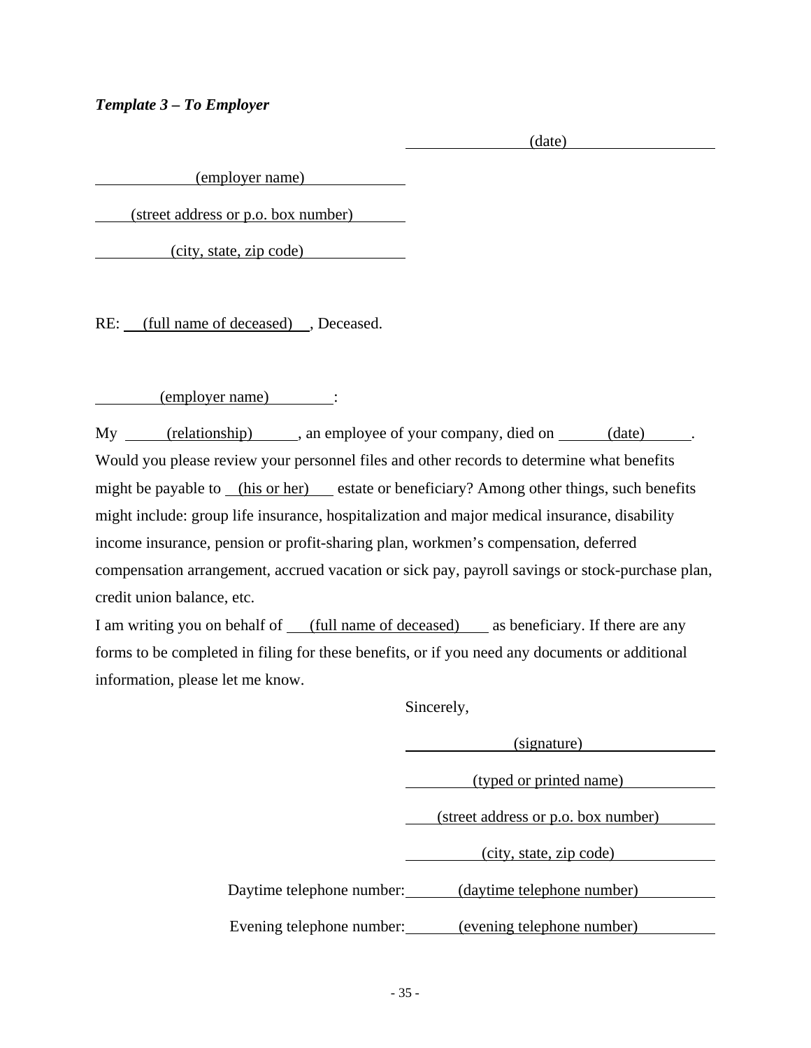***Template 3 – To Employer***

(date)

(employer name)

(street address or p.o. box number)

(city, state, zip code)

RE: (full name of deceased), Deceased.

(employer name):

My (relationship), an employee of your company, died on (date). Would you please review your personnel files and other records to determine what benefits might be payable to (his or her) estate or beneficiary? Among other things, such benefits might include: group life insurance, hospitalization and major medical insurance, disability income insurance, pension or profit-sharing plan, workmen's compensation, deferred compensation arrangement, accrued vacation or sick pay, payroll savings or stock-purchase plan, credit union balance, etc.

I am writing you on behalf of (full name of deceased) as beneficiary. If there are any forms to be completed in filing for these benefits, or if you need any documents or additional information, please let me know.

Sincerely,

(signature)

(typed or printed name)

(street address or p.o. box number)

(city, state, zip code)

Daytime telephone number: (daytime telephone number)

Evening telephone number: (evening telephone number)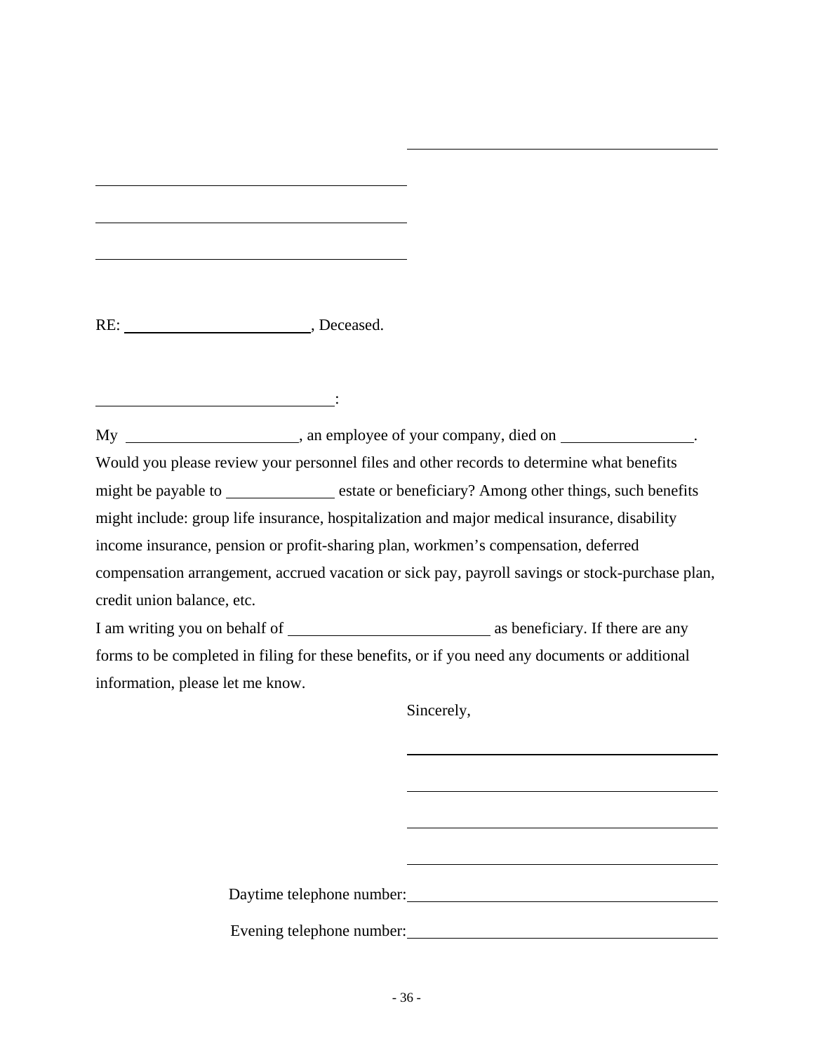\_\_\_\_\_\_\_\_\_\_\_\_\_\_\_\_\_\_\_\_\_\_\_\_\_\_\_\_\_\_\_\_\_\_\_\_

\_\_\_\_\_\_\_\_\_\_\_\_\_\_\_\_\_\_\_\_\_\_\_\_\_\_\_\_\_\_\_\_\_\_\_\_

\_\_\_\_\_\_\_\_\_\_\_\_\_\_\_\_\_\_\_\_\_\_\_\_\_\_\_\_\_\_\_\_\_\_\_\_

\_\_\_\_\_\_\_\_\_\_\_\_\_\_\_\_\_\_\_\_\_\_\_\_\_\_\_\_\_\_\_\_\_\_\_\_

RE: \_\_\_\_\_\_\_\_\_\_\_\_\_\_\_\_\_\_\_\_\_\_, Deceased.

\_\_\_\_\_\_\_\_\_\_\_\_\_\_\_\_\_\_\_\_\_\_\_\_\_\_\_\_:

My \_\_\_\_\_\_\_\_\_\_\_\_\_\_\_\_\_\_\_\_, an employee of your company, died on \_\_\_\_\_\_\_\_\_\_\_\_\_\_\_. Would you please review your personnel files and other records to determine what benefits might be payable to \_\_\_\_\_\_\_\_\_\_\_\_\_ estate or beneficiary? Among other things, such benefits might include: group life insurance, hospitalization and major medical insurance, disability income insurance, pension or profit-sharing plan, workmen's compensation, deferred compensation arrangement, accrued vacation or sick pay, payroll savings or stock-purchase plan, credit union balance, etc.

I am writing you on behalf of \_\_\_\_\_\_\_\_\_\_\_\_\_\_\_\_\_\_\_\_\_\_\_ as beneficiary. If there are any forms to be completed in filing for these benefits, or if you need any documents or additional information, please let me know.

Sincerely,

\_\_\_\_\_\_\_\_\_\_\_\_\_\_\_\_\_\_\_\_\_\_\_\_\_\_\_\_\_\_\_\_\_\_\_\_

\_\_\_\_\_\_\_\_\_\_\_\_\_\_\_\_\_\_\_\_\_\_\_\_\_\_\_\_\_\_\_\_\_\_\_\_

\_\_\_\_\_\_\_\_\_\_\_\_\_\_\_\_\_\_\_\_\_\_\_\_\_\_\_\_\_\_\_\_\_\_\_\_

\_\_\_\_\_\_\_\_\_\_\_\_\_\_\_\_\_\_\_\_\_\_\_\_\_\_\_\_\_\_\_\_\_\_\_\_

Daytime telephone number: \_\_\_\_\_\_\_\_\_\_\_\_\_\_\_\_\_\_\_\_\_\_\_\_\_\_\_\_\_\_\_\_\_\_\_\_

Evening telephone number: \_\_\_\_\_\_\_\_\_\_\_\_\_\_\_\_\_\_\_\_\_\_\_\_\_\_\_\_\_\_\_\_\_\_\_\_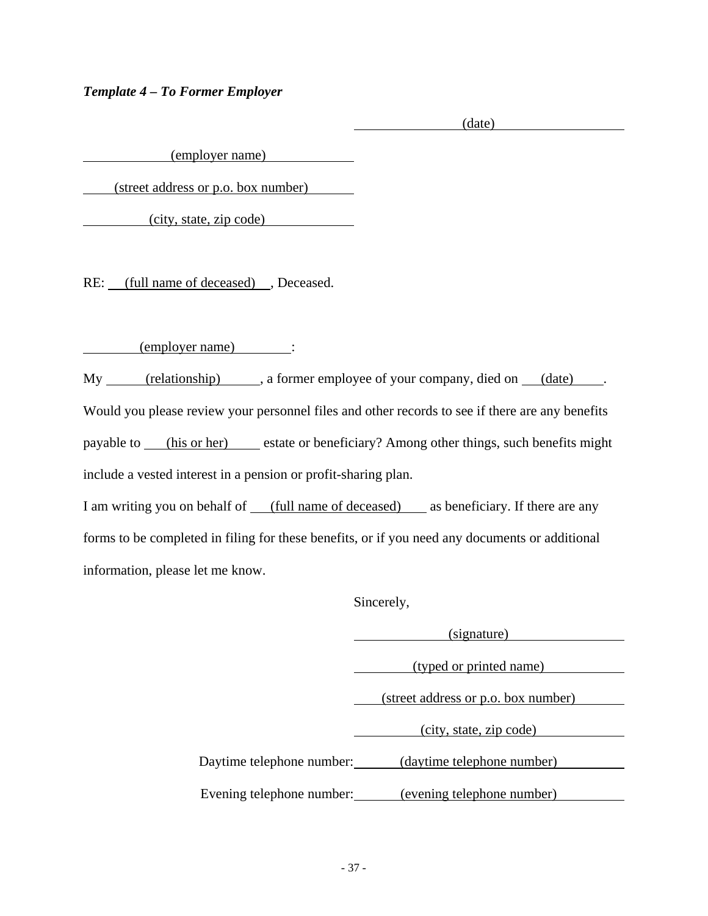***Template 4 – To Former Employer***

(date)

(employer name)

(street address or p.o. box number)

(city, state, zip code)

RE: (full name of deceased), Deceased.

(employer name):

My (relationship), a former employee of your company, died on (date). Would you please review your personnel files and other records to see if there are any benefits payable to (his or her) estate or beneficiary? Among other things, such benefits might include a vested interest in a pension or profit-sharing plan.

I am writing you on behalf of (full name of deceased) as beneficiary. If there are any forms to be completed in filing for these benefits, or if you need any documents or additional information, please let me know.

Sincerely,

(signature)

(typed or printed name)

(street address or p.o. box number)

(city, state, zip code)

Daytime telephone number: (daytime telephone number)

Evening telephone number: (evening telephone number)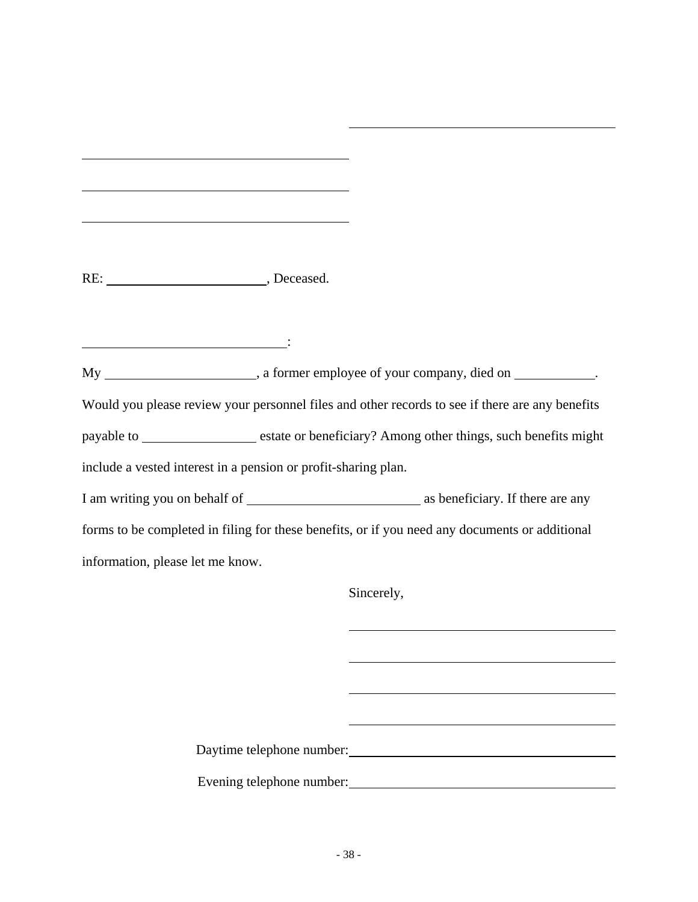\_\_\_\_\_\_\_\_\_\_\_\_\_\_\_\_\_\_\_\_\_\_\_\_\_\_\_\_\_\_\_\_\_\_\_\_

\_\_\_\_\_\_\_\_\_\_\_\_\_\_\_\_\_\_\_\_\_\_\_\_\_\_\_\_\_\_\_\_\_\_\_\_

\_\_\_\_\_\_\_\_\_\_\_\_\_\_\_\_\_\_\_\_\_\_\_\_\_\_\_\_\_\_\_\_\_\_\_\_

\_\_\_\_\_\_\_\_\_\_\_\_\_\_\_\_\_\_\_\_\_\_\_\_\_\_\_\_\_\_\_\_\_\_\_\_

RE: \_\_\_\_\_\_\_\_\_\_\_\_\_\_\_\_\_\_\_\_\_\_\_\_, Deceased.

\_\_\_\_\_\_\_\_\_\_\_\_\_\_\_\_\_\_\_\_\_\_\_\_\_\_\_\_\_\_:

My \_\_\_\_\_\_\_\_\_\_\_\_\_\_\_\_\_\_\_\_\_\_, a former employee of your company, died on \_\_\_\_\_\_\_\_\_\_\_\_. Would you please review your personnel files and other records to see if there are any benefits payable to \_\_\_\_\_\_\_\_\_\_\_\_\_\_\_\_ estate or beneficiary? Among other things, such benefits might include a vested interest in a pension or profit-sharing plan.

I am writing you on behalf of \_\_\_\_\_\_\_\_\_\_\_\_\_\_\_\_\_\_\_\_\_\_\_\_\_\_ as beneficiary. If there are any forms to be completed in filing for these benefits, or if you need any documents or additional information, please let me know.

Sincerely,

\_\_\_\_\_\_\_\_\_\_\_\_\_\_\_\_\_\_\_\_\_\_\_\_\_\_\_\_\_\_\_\_\_\_\_\_

\_\_\_\_\_\_\_\_\_\_\_\_\_\_\_\_\_\_\_\_\_\_\_\_\_\_\_\_\_\_\_\_\_\_\_\_

\_\_\_\_\_\_\_\_\_\_\_\_\_\_\_\_\_\_\_\_\_\_\_\_\_\_\_\_\_\_\_\_\_\_\_\_

\_\_\_\_\_\_\_\_\_\_\_\_\_\_\_\_\_\_\_\_\_\_\_\_\_\_\_\_\_\_\_\_\_\_\_\_

Daytime telephone number: \_\_\_\_\_\_\_\_\_\_\_\_\_\_\_\_\_\_\_\_\_\_\_\_\_\_\_\_\_\_\_\_\_\_\_\_

Evening telephone number: \_\_\_\_\_\_\_\_\_\_\_\_\_\_\_\_\_\_\_\_\_\_\_\_\_\_\_\_\_\_\_\_\_\_\_\_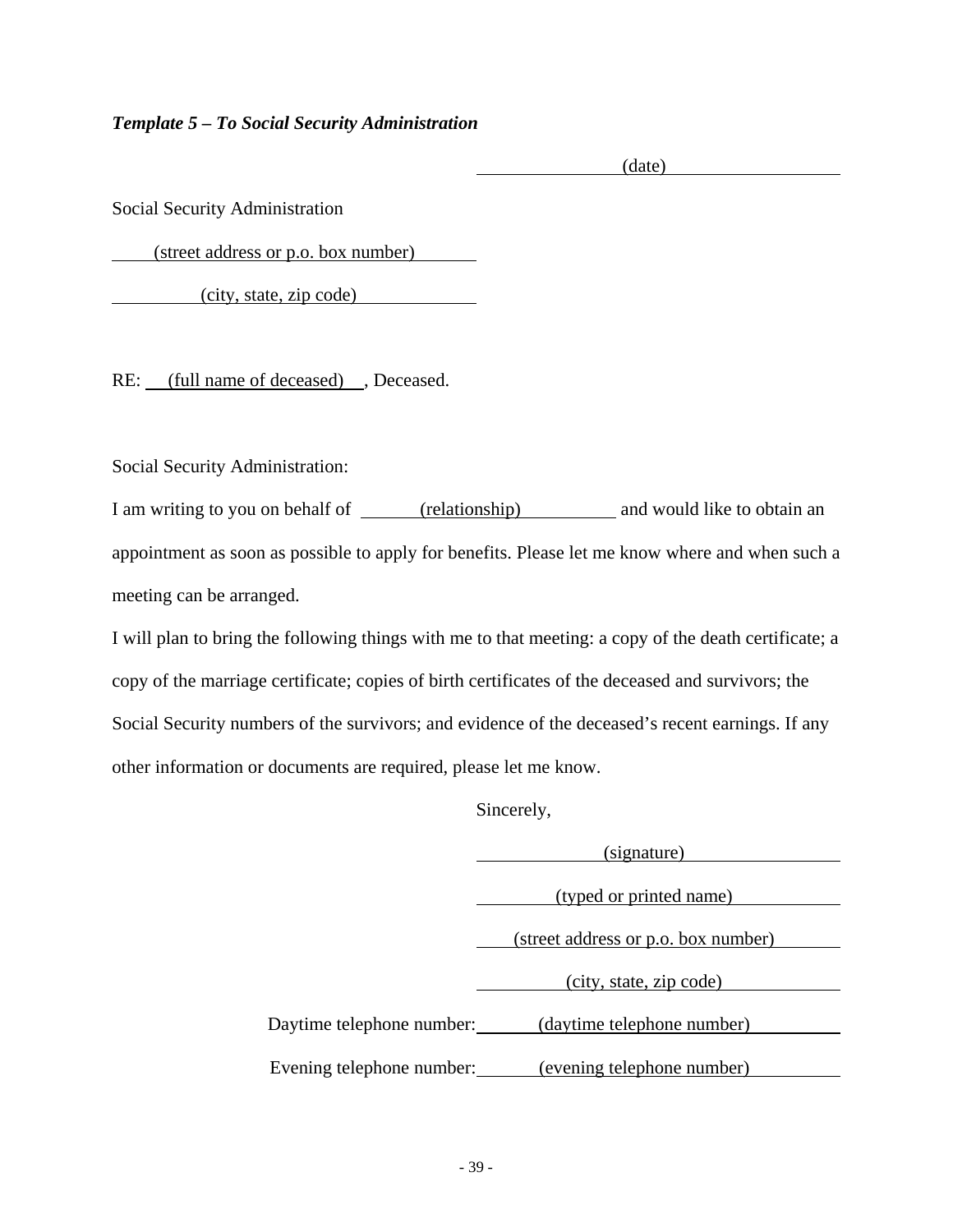***Template 5 – To Social Security Administration***

(date)

Social Security Administration

(street address or p.o. box number)

(city, state, zip code)

RE: (full name of deceased), Deceased.

Social Security Administration:

I am writing to you on behalf of (relationship) and would like to obtain an appointment as soon as possible to apply for benefits. Please let me know where and when such a meeting can be arranged.

I will plan to bring the following things with me to that meeting: a copy of the death certificate; a copy of the marriage certificate; copies of birth certificates of the deceased and survivors; the Social Security numbers of the survivors; and evidence of the deceased's recent earnings. If any other information or documents are required, please let me know.

Sincerely,

(signature)

(typed or printed name)

(street address or p.o. box number)

(city, state, zip code)

Daytime telephone number: (daytime telephone number)

Evening telephone number: (evening telephone number)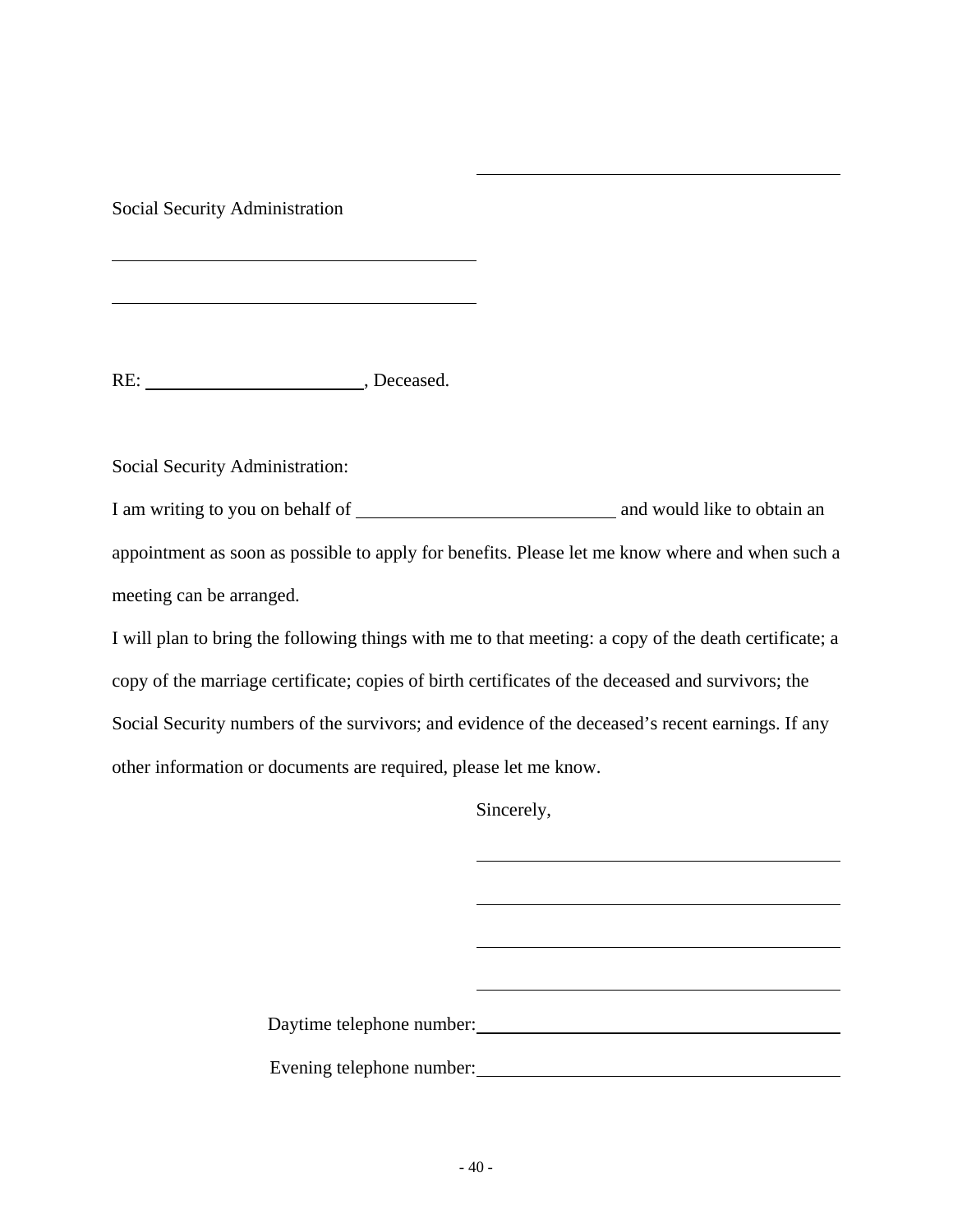\_\_\_\_\_\_\_\_\_\_\_\_\_\_\_\_\_\_\_\_\_\_\_\_\_\_\_\_\_\_\_\_\_\_\_\_\_\_\_\_

Social Security Administration

\_\_\_\_\_\_\_\_\_\_\_\_\_\_\_\_\_\_\_\_\_\_\_\_\_\_\_\_\_\_\_\_\_\_\_\_\_\_\_\_

\_\_\_\_\_\_\_\_\_\_\_\_\_\_\_\_\_\_\_\_\_\_\_\_\_\_\_\_\_\_\_\_\_\_\_\_\_\_\_\_

RE: \_\_\_\_\_\_\_\_\_\_\_\_\_\_\_\_\_\_\_\_\_\_\_\_\_, Deceased.

Social Security Administration:

I am writing to you on behalf of \_\_\_\_\_\_\_\_\_\_\_\_\_\_\_\_\_\_\_\_\_\_\_\_\_\_\_\_ and would like to obtain an appointment as soon as possible to apply for benefits. Please let me know where and when such a meeting can be arranged.

I will plan to bring the following things with me to that meeting: a copy of the death certificate; a copy of the marriage certificate; copies of birth certificates of the deceased and survivors; the Social Security numbers of the survivors; and evidence of the deceased's recent earnings. If any other information or documents are required, please let me know.

Sincerely,

\_\_\_\_\_\_\_\_\_\_\_\_\_\_\_\_\_\_\_\_\_\_\_\_\_\_\_\_\_\_\_\_\_\_\_\_\_\_\_\_

\_\_\_\_\_\_\_\_\_\_\_\_\_\_\_\_\_\_\_\_\_\_\_\_\_\_\_\_\_\_\_\_\_\_\_\_\_\_\_\_

\_\_\_\_\_\_\_\_\_\_\_\_\_\_\_\_\_\_\_\_\_\_\_\_\_\_\_\_\_\_\_\_\_\_\_\_\_\_\_\_

\_\_\_\_\_\_\_\_\_\_\_\_\_\_\_\_\_\_\_\_\_\_\_\_\_\_\_\_\_\_\_\_\_\_\_\_\_\_\_\_

Daytime telephone number: \_\_\_\_\_\_\_\_\_\_\_\_\_\_\_\_\_\_\_\_\_\_\_\_\_\_\_\_\_\_\_\_\_\_\_\_\_\_\_\_

Evening telephone number: \_\_\_\_\_\_\_\_\_\_\_\_\_\_\_\_\_\_\_\_\_\_\_\_\_\_\_\_\_\_\_\_\_\_\_\_\_\_\_\_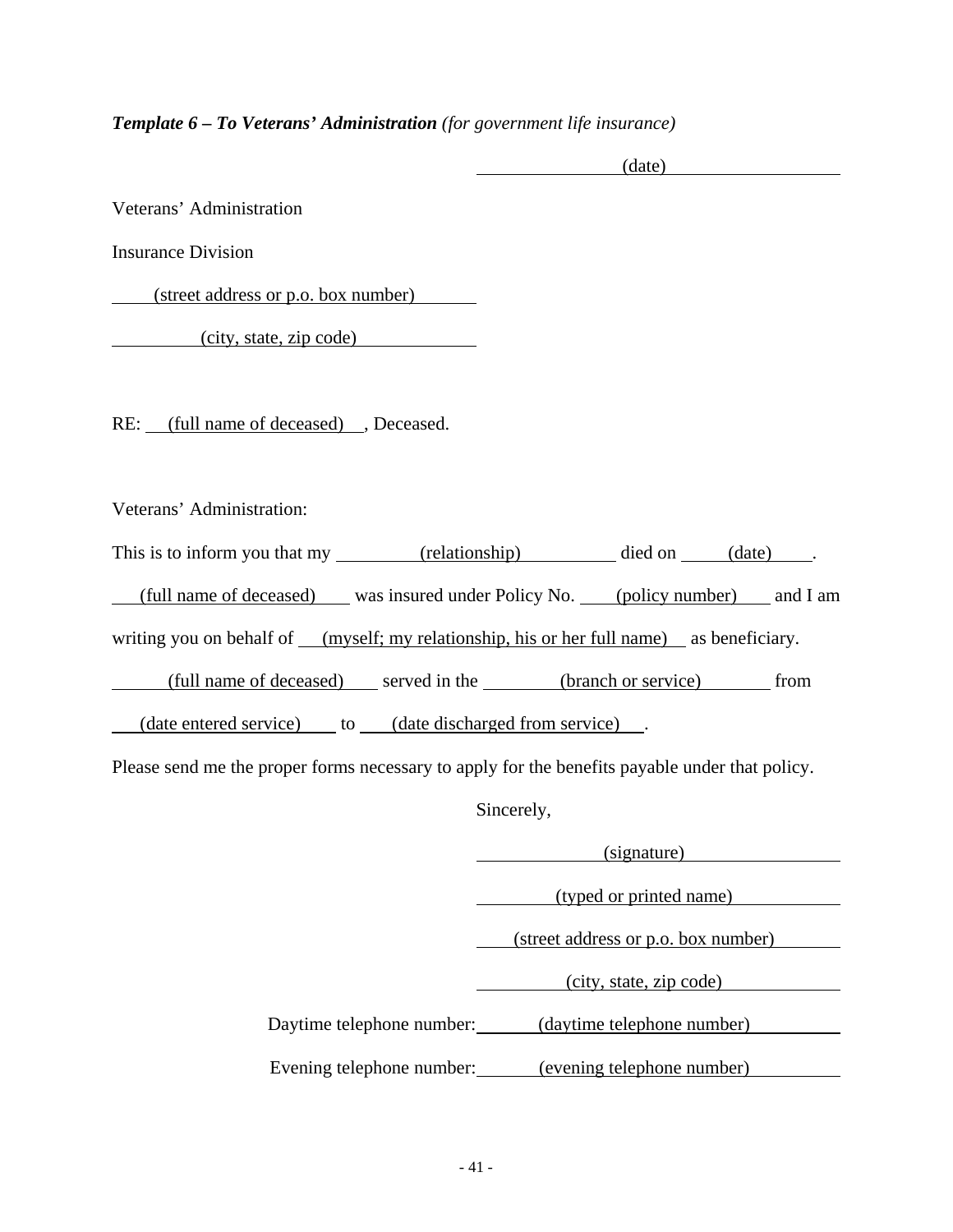***Template 6 – To Veterans' Administration*** *(for government life insurance)*

(date)

Veterans' Administration

Insurance Division

(street address or p.o. box number)

(city, state, zip code)

RE: (full name of deceased), Deceased.

Veterans' Administration:

This is to inform you that my (relationship) died on (date). (full name of deceased) was insured under Policy No. (policy number) and I am writing you on behalf of (myself; my relationship, his or her full name) as beneficiary. (full name of deceased) served in the (branch or service) from (date entered service) to (date discharged from service).

Please send me the proper forms necessary to apply for the benefits payable under that policy.

Sincerely,

(signature)

(typed or printed name)

(street address or p.o. box number)

(city, state, zip code)

Daytime telephone number: (daytime telephone number)

Evening telephone number: (evening telephone number)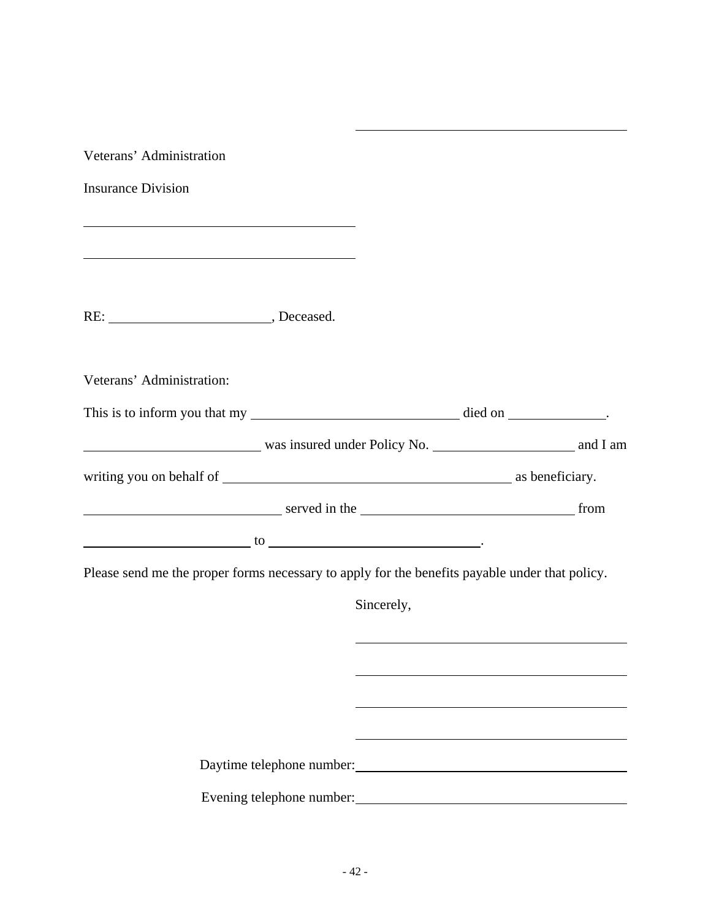\_\_\_\_\_\_\_\_\_\_\_\_\_\_\_\_\_\_\_\_\_\_\_\_\_\_\_\_\_\_\_\_\_\_\_\_\_\_\_\_

Veterans' Administration

Insurance Division

\_\_\_\_\_\_\_\_\_\_\_\_\_\_\_\_\_\_\_\_\_\_\_\_\_\_\_\_\_\_\_\_\_\_\_\_\_\_\_\_

\_\_\_\_\_\_\_\_\_\_\_\_\_\_\_\_\_\_\_\_\_\_\_\_\_\_\_\_\_\_\_\_\_\_\_\_\_\_\_\_

RE: \_\_\_\_\_\_\_\_\_\_\_\_\_\_\_\_\_\_\_\_\_\_\_\_, Deceased.

Veterans' Administration:

This is to inform you that my \_\_\_\_\_\_\_\_\_\_\_\_\_\_\_\_\_\_\_\_\_\_\_\_\_\_\_\_\_\_ died on \_\_\_\_\_\_\_\_\_\_\_\_\_\_. \_\_\_\_\_\_\_\_\_\_\_\_\_\_\_\_\_\_\_\_\_\_\_\_\_\_ was insured under Policy No. \_\_\_\_\_\_\_\_\_\_\_\_\_\_\_\_\_\_\_\_\_ and I am writing you on behalf of \_\_\_\_\_\_\_\_\_\_\_\_\_\_\_\_\_\_\_\_\_\_\_\_\_\_\_\_\_\_\_\_\_\_\_\_\_\_\_\_\_\_ as beneficiary. \_\_\_\_\_\_\_\_\_\_\_\_\_\_\_\_\_\_\_\_\_\_\_\_\_\_\_\_\_ served in the \_\_\_\_\_\_\_\_\_\_\_\_\_\_\_\_\_\_\_\_\_\_\_\_\_\_\_\_\_\_\_ from \_\_\_\_\_\_\_\_\_\_\_\_\_\_\_\_\_\_\_\_\_\_\_\_\_ to \_\_\_\_\_\_\_\_\_\_\_\_\_\_\_\_\_\_\_\_\_\_\_\_\_\_\_\_\_\_\_\_.

Please send me the proper forms necessary to apply for the benefits payable under that policy.

Sincerely,

\_\_\_\_\_\_\_\_\_\_\_\_\_\_\_\_\_\_\_\_\_\_\_\_\_\_\_\_\_\_\_\_\_\_\_\_\_\_\_\_

\_\_\_\_\_\_\_\_\_\_\_\_\_\_\_\_\_\_\_\_\_\_\_\_\_\_\_\_\_\_\_\_\_\_\_\_\_\_\_\_

\_\_\_\_\_\_\_\_\_\_\_\_\_\_\_\_\_\_\_\_\_\_\_\_\_\_\_\_\_\_\_\_\_\_\_\_\_\_\_\_

\_\_\_\_\_\_\_\_\_\_\_\_\_\_\_\_\_\_\_\_\_\_\_\_\_\_\_\_\_\_\_\_\_\_\_\_\_\_\_\_

Daytime telephone number: \_\_\_\_\_\_\_\_\_\_\_\_\_\_\_\_\_\_\_\_\_\_\_\_\_\_\_\_\_\_\_\_\_\_\_\_\_\_\_\_

Evening telephone number: \_\_\_\_\_\_\_\_\_\_\_\_\_\_\_\_\_\_\_\_\_\_\_\_\_\_\_\_\_\_\_\_\_\_\_\_\_\_\_\_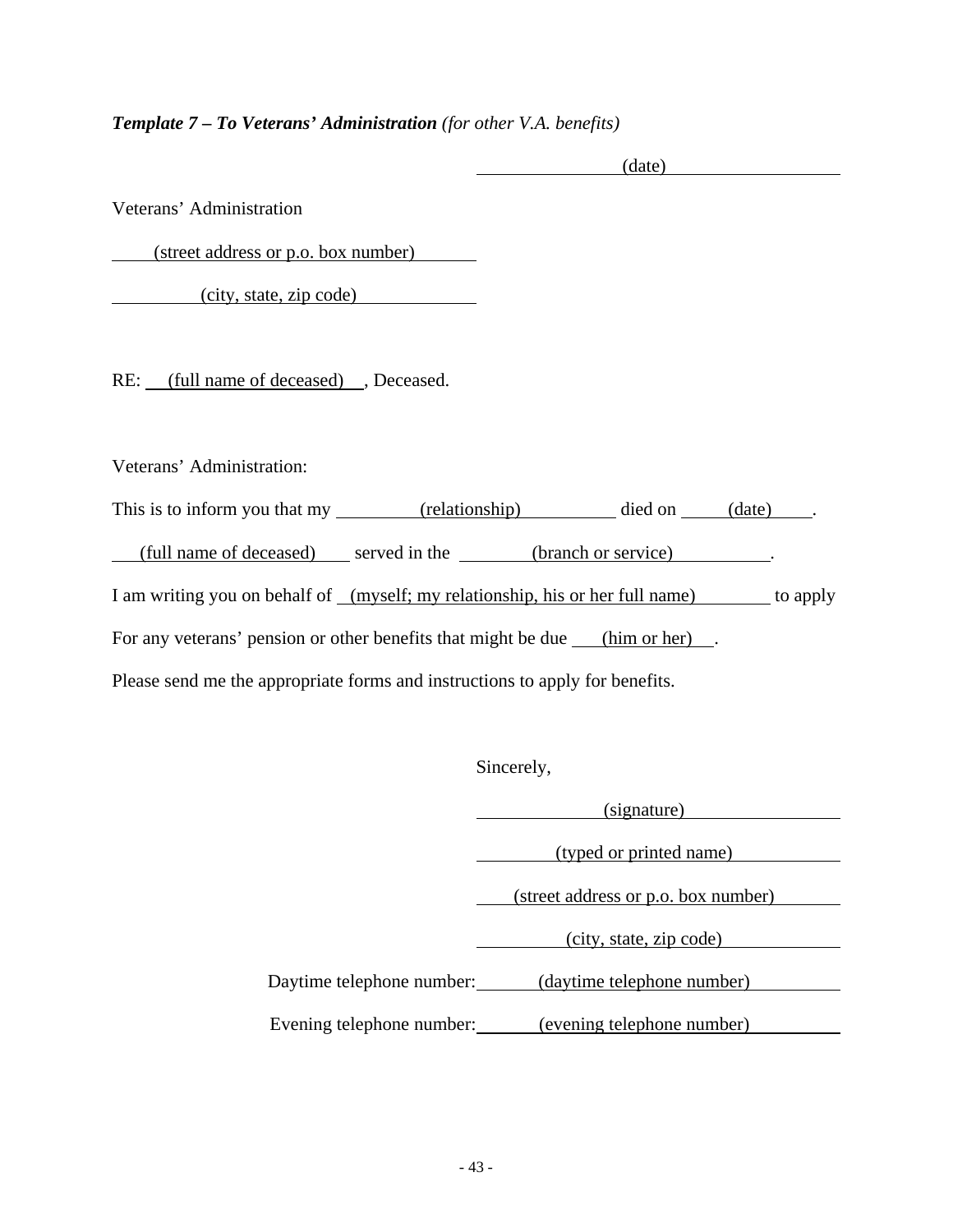***Template 7 – To Veterans' Administration*** *(for other V.A. benefits)*

(date)

Veterans' Administration

(street address or p.o. box number)

(city, state, zip code)

RE: (full name of deceased), Deceased.

Veterans' Administration:

This is to inform you that my (relationship) died on (date).

(full name of deceased) served in the (branch or service).

I am writing you on behalf of (myself; my relationship, his or her full name) to apply

For any veterans' pension or other benefits that might be due (him or her).

Please send me the appropriate forms and instructions to apply for benefits.

Sincerely,

(signature)

(typed or printed name)

(street address or p.o. box number)

(city, state, zip code)

Daytime telephone number: (daytime telephone number)

Evening telephone number: (evening telephone number)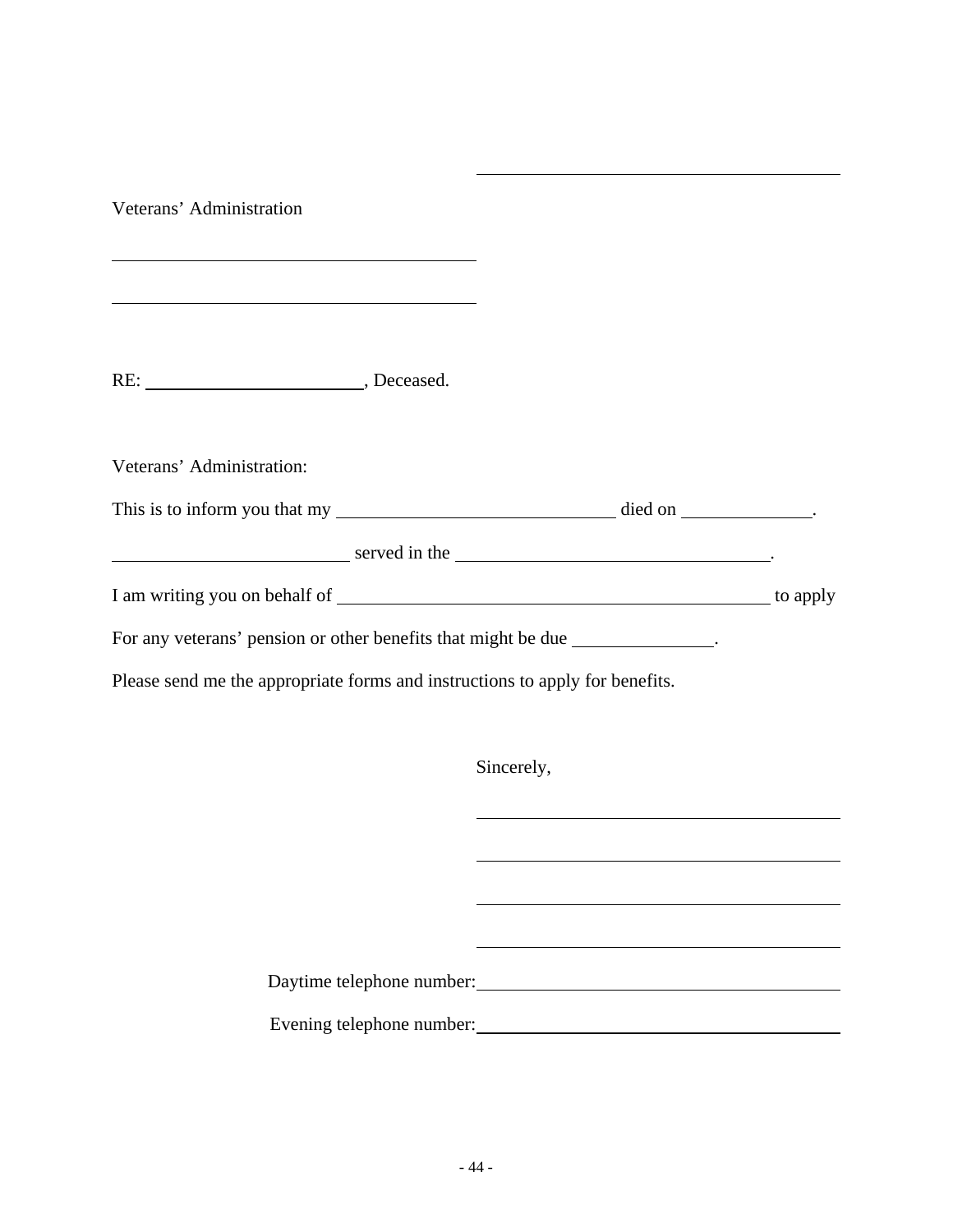\_\_\_\_\_\_\_\_\_\_\_\_\_\_\_\_\_\_\_\_\_\_\_\_\_\_\_\_\_\_\_\_\_\_\_\_

Veterans' Administration

\_\_\_\_\_\_\_\_\_\_\_\_\_\_\_\_\_\_\_\_\_\_\_\_\_\_\_\_\_\_\_\_\_\_\_\_

\_\_\_\_\_\_\_\_\_\_\_\_\_\_\_\_\_\_\_\_\_\_\_\_\_\_\_\_\_\_\_\_\_\_\_\_

RE: \_\_\_\_\_\_\_\_\_\_\_\_\_\_\_\_\_\_\_\_\_\_, Deceased.

Veterans' Administration:

This is to inform you that my \_\_\_\_\_\_\_\_\_\_\_\_\_\_\_\_\_\_\_\_\_\_\_\_\_\_\_\_ died on \_\_\_\_\_\_\_\_\_\_\_\_\_.

\_\_\_\_\_\_\_\_\_\_\_\_\_\_\_\_\_\_\_\_\_\_\_\_ served in the \_\_\_\_\_\_\_\_\_\_\_\_\_\_\_\_\_\_\_\_\_\_\_\_\_\_\_\_\_\_\_.

I am writing you on behalf of \_\_\_\_\_\_\_\_\_\_\_\_\_\_\_\_\_\_\_\_\_\_\_\_\_\_\_\_\_\_\_\_\_\_\_\_\_\_\_\_\_\_\_\_ to apply

For any veterans' pension or other benefits that might be due \_\_\_\_\_\_\_\_\_\_\_\_\_\_.

Please send me the appropriate forms and instructions to apply for benefits.

Sincerely,

\_\_\_\_\_\_\_\_\_\_\_\_\_\_\_\_\_\_\_\_\_\_\_\_\_\_\_\_\_\_\_\_\_\_\_\_

\_\_\_\_\_\_\_\_\_\_\_\_\_\_\_\_\_\_\_\_\_\_\_\_\_\_\_\_\_\_\_\_\_\_\_\_

\_\_\_\_\_\_\_\_\_\_\_\_\_\_\_\_\_\_\_\_\_\_\_\_\_\_\_\_\_\_\_\_\_\_\_\_

\_\_\_\_\_\_\_\_\_\_\_\_\_\_\_\_\_\_\_\_\_\_\_\_\_\_\_\_\_\_\_\_\_\_\_\_

Daytime telephone number: \_\_\_\_\_\_\_\_\_\_\_\_\_\_\_\_\_\_\_\_\_\_\_\_\_\_\_\_\_\_\_\_\_\_\_\_

Evening telephone number: \_\_\_\_\_\_\_\_\_\_\_\_\_\_\_\_\_\_\_\_\_\_\_\_\_\_\_\_\_\_\_\_\_\_\_\_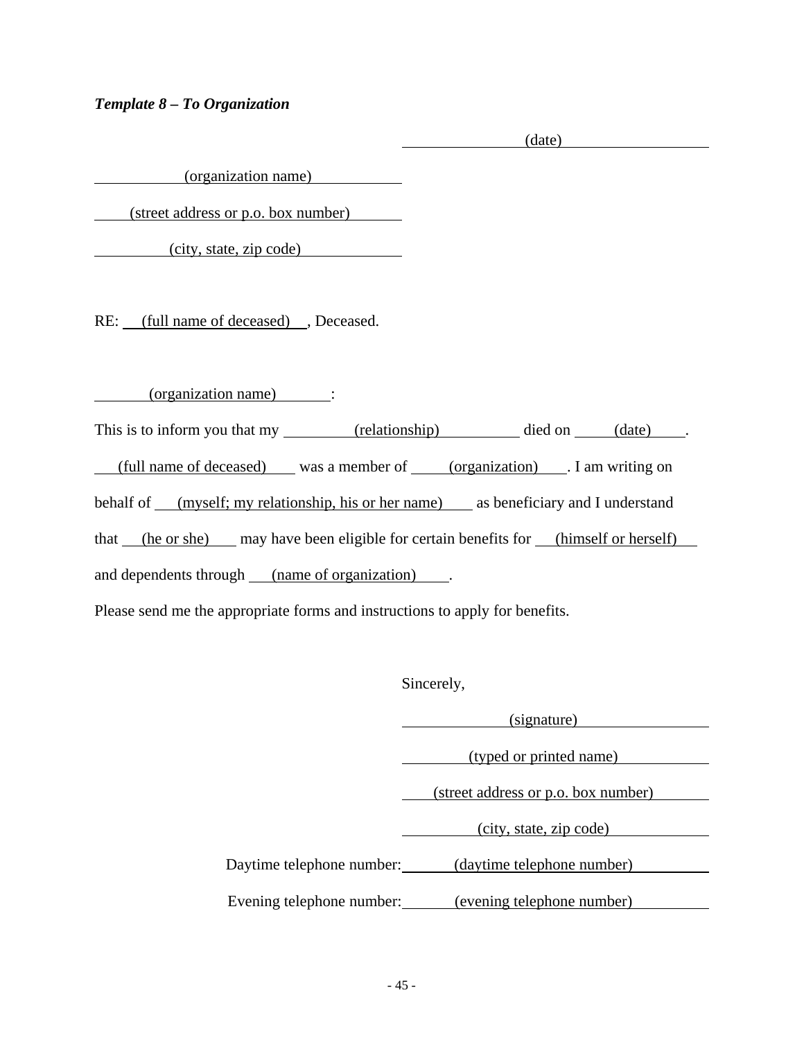*Template 8 – To Organization*

(date)

(organization name)

(street address or p.o. box number)

(city, state, zip code)

RE: (full name of deceased), Deceased.

(organization name):

This is to inform you that my (relationship) died on (date). (full name of deceased) was a member of (organization). I am writing on behalf of (myself; my relationship, his or her name) as beneficiary and I understand that (he or she) may have been eligible for certain benefits for (himself or herself) and dependents through (name of organization).

Please send me the appropriate forms and instructions to apply for benefits.

Sincerely,

(signature)

(typed or printed name)

(street address or p.o. box number)

(city, state, zip code)

Daytime telephone number: (daytime telephone number)

Evening telephone number: (evening telephone number)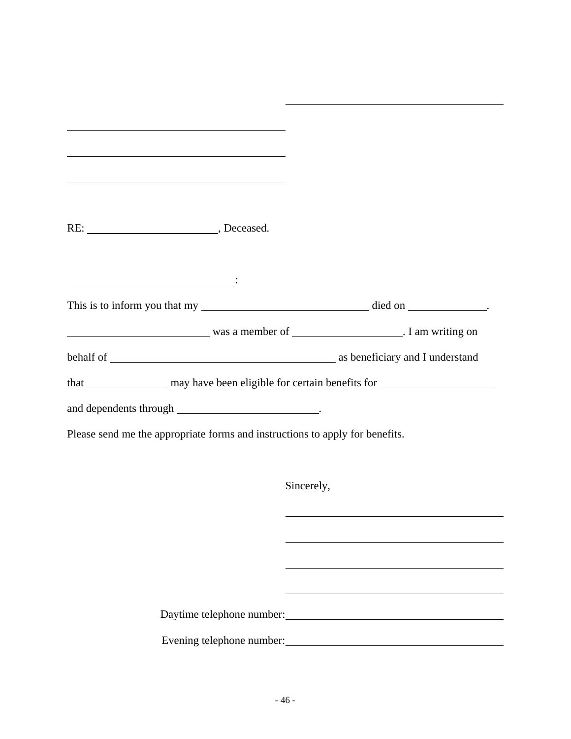\_\_\_\_\_\_\_\_\_\_\_\_\_\_\_\_\_\_\_\_\_\_\_\_\_\_\_\_\_\_\_\_\_\_\_\_

\_\_\_\_\_\_\_\_\_\_\_\_\_\_\_\_\_\_\_\_\_\_\_\_\_\_\_\_\_\_\_\_\_\_\_\_

\_\_\_\_\_\_\_\_\_\_\_\_\_\_\_\_\_\_\_\_\_\_\_\_\_\_\_\_\_\_\_\_\_\_\_\_

\_\_\_\_\_\_\_\_\_\_\_\_\_\_\_\_\_\_\_\_\_\_\_\_\_\_\_\_\_\_\_\_\_\_\_\_

RE: \_\_\_\_\_\_\_\_\_\_\_\_\_\_\_\_\_\_\_\_, Deceased.

\_\_\_\_\_\_\_\_\_\_\_\_\_\_\_\_\_\_\_\_\_\_\_\_\_\_:

This is to inform you that my \_\_\_\_\_\_\_\_\_\_\_\_\_\_\_\_\_\_\_\_\_\_\_\_\_\_ died on \_\_\_\_\_\_\_\_\_\_\_\_.

\_\_\_\_\_\_\_\_\_\_\_\_\_\_\_\_\_\_\_\_\_\_\_ was a member of \_\_\_\_\_\_\_\_\_\_\_\_\_\_\_\_\_. I am writing on behalf of \_\_\_\_\_\_\_\_\_\_\_\_\_\_\_\_\_\_\_\_\_\_\_\_\_\_\_\_\_\_\_\_\_\_\_ as beneficiary and I understand that \_\_\_\_\_\_\_\_\_\_\_\_\_ may have been eligible for certain benefits for \_\_\_\_\_\_\_\_\_\_\_\_\_\_\_\_\_\_ and dependents through \_\_\_\_\_\_\_\_\_\_\_\_\_\_\_\_\_\_\_\_\_\_.

Please send me the appropriate forms and instructions to apply for benefits.

Sincerely,

\_\_\_\_\_\_\_\_\_\_\_\_\_\_\_\_\_\_\_\_\_\_\_\_\_\_\_\_\_\_\_\_\_\_\_\_

\_\_\_\_\_\_\_\_\_\_\_\_\_\_\_\_\_\_\_\_\_\_\_\_\_\_\_\_\_\_\_\_\_\_\_\_

\_\_\_\_\_\_\_\_\_\_\_\_\_\_\_\_\_\_\_\_\_\_\_\_\_\_\_\_\_\_\_\_\_\_\_\_

\_\_\_\_\_\_\_\_\_\_\_\_\_\_\_\_\_\_\_\_\_\_\_\_\_\_\_\_\_\_\_\_\_\_\_\_

Daytime telephone number: \_\_\_\_\_\_\_\_\_\_\_\_\_\_\_\_\_\_\_\_\_\_\_\_\_\_\_\_\_\_\_\_\_\_\_\_

Evening telephone number: \_\_\_\_\_\_\_\_\_\_\_\_\_\_\_\_\_\_\_\_\_\_\_\_\_\_\_\_\_\_\_\_\_\_\_\_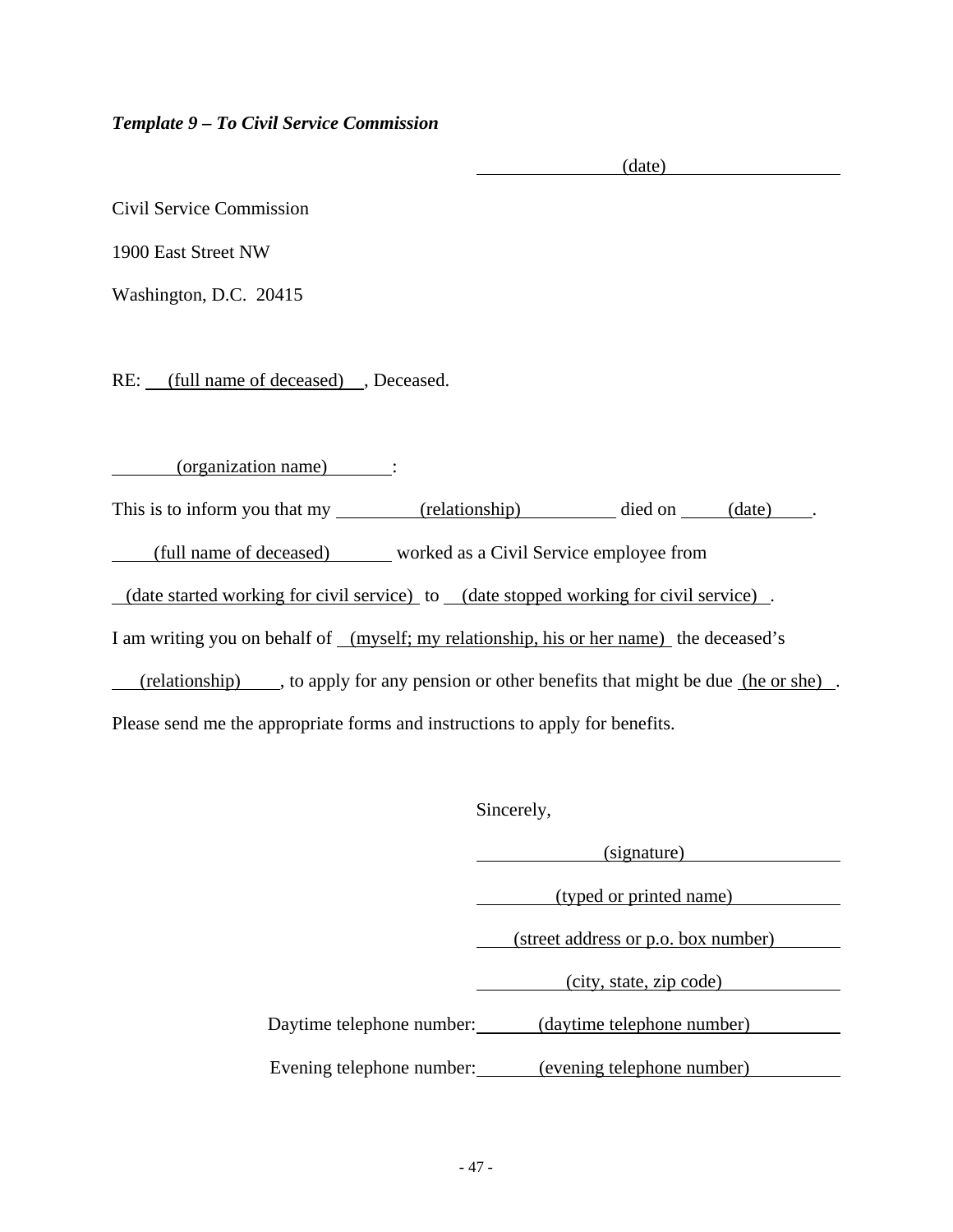***Template 9 – To Civil Service Commission***

(date)

Civil Service Commission

1900 East Street NW

Washington, D.C. 20415

RE: (full name of deceased), Deceased.

(organization name):

This is to inform you that my (relationship) died on (date).

(full name of deceased) worked as a Civil Service employee from

(date started working for civil service) to (date stopped working for civil service).

I am writing you on behalf of (myself; my relationship, his or her name) the deceased's

(relationship), to apply for any pension or other benefits that might be due (he or she).

Please send me the appropriate forms and instructions to apply for benefits.

Sincerely,

(signature)

(typed or printed name)

(street address or p.o. box number)

(city, state, zip code)

Daytime telephone number: (daytime telephone number)

Evening telephone number: (evening telephone number)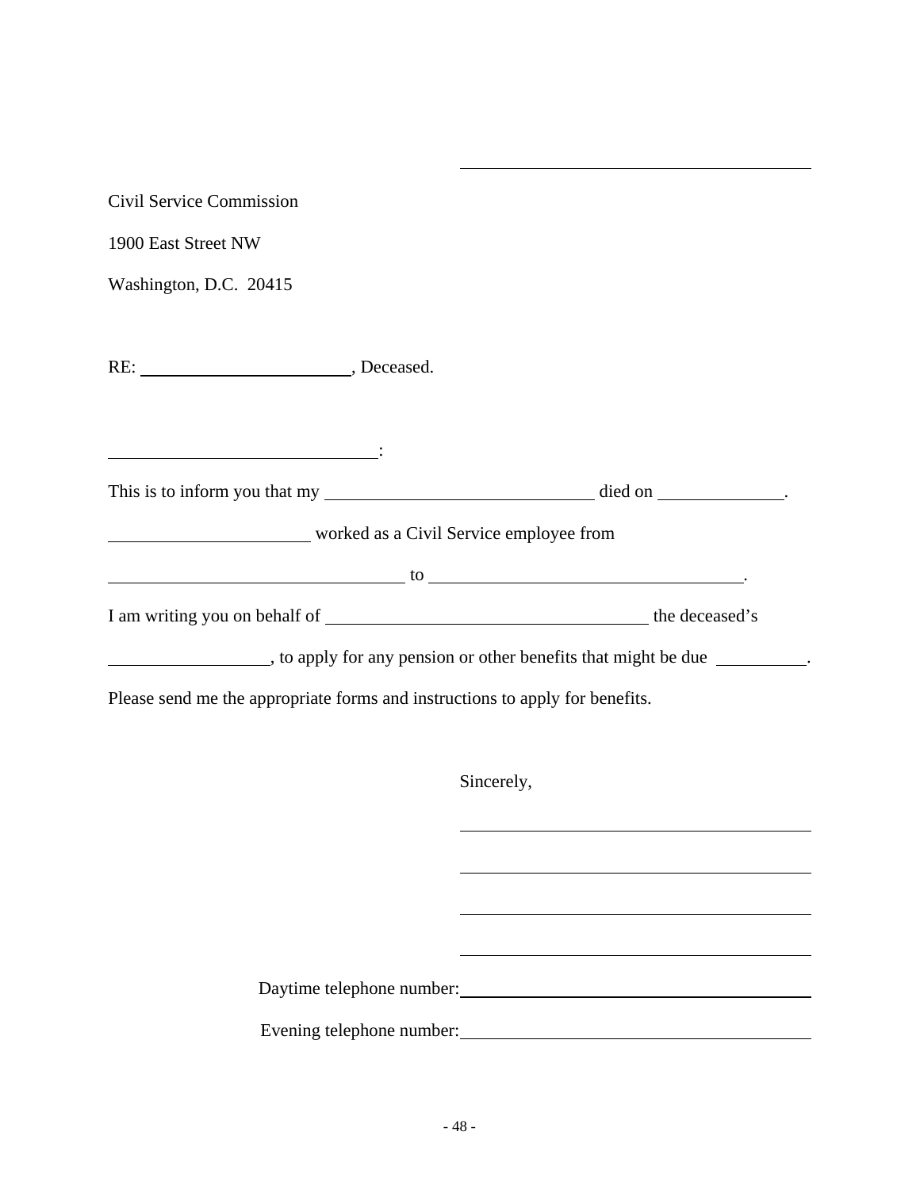\_\_\_\_\_\_\_\_\_\_\_\_\_\_\_\_\_\_\_\_\_\_\_\_\_\_\_\_\_\_\_\_\_\_\_\_\_\_\_\_

Civil Service Commission

1900 East Street NW

Washington, D.C. 20415

RE: \_\_\_\_\_\_\_\_\_\_\_\_\_\_\_\_\_\_\_\_\_\_\_\_, Deceased.

\_\_\_\_\_\_\_\_\_\_\_\_\_\_\_\_\_\_\_\_\_\_\_\_\_\_\_\_\_\_:

This is to inform you that my \_\_\_\_\_\_\_\_\_\_\_\_\_\_\_\_\_\_\_\_\_\_\_\_\_\_\_\_\_\_ died on \_\_\_\_\_\_\_\_\_\_\_\_\_\_.

\_\_\_\_\_\_\_\_\_\_\_\_\_\_\_\_\_\_\_\_\_\_\_ worked as a Civil Service employee from

\_\_\_\_\_\_\_\_\_\_\_\_\_\_\_\_\_\_\_\_\_\_\_\_\_\_\_\_\_\_\_\_\_\_ to \_\_\_\_\_\_\_\_\_\_\_\_\_\_\_\_\_\_\_\_\_\_\_\_\_\_\_\_\_\_\_\_\_\_\_\_.

I am writing you on behalf of \_\_\_\_\_\_\_\_\_\_\_\_\_\_\_\_\_\_\_\_\_\_\_\_\_\_\_\_\_\_\_\_\_\_\_\_\_ the deceased's

\_\_\_\_\_\_\_\_\_\_\_\_\_\_\_\_\_\_, to apply for any pension or other benefits that might be due \_\_\_\_\_\_\_\_\_\_.

Please send me the appropriate forms and instructions to apply for benefits.

Sincerely,

\_\_\_\_\_\_\_\_\_\_\_\_\_\_\_\_\_\_\_\_\_\_\_\_\_\_\_\_\_\_\_\_\_\_\_\_\_\_\_\_

\_\_\_\_\_\_\_\_\_\_\_\_\_\_\_\_\_\_\_\_\_\_\_\_\_\_\_\_\_\_\_\_\_\_\_\_\_\_\_\_

\_\_\_\_\_\_\_\_\_\_\_\_\_\_\_\_\_\_\_\_\_\_\_\_\_\_\_\_\_\_\_\_\_\_\_\_\_\_\_\_

\_\_\_\_\_\_\_\_\_\_\_\_\_\_\_\_\_\_\_\_\_\_\_\_\_\_\_\_\_\_\_\_\_\_\_\_\_\_\_\_

Daytime telephone number: \_\_\_\_\_\_\_\_\_\_\_\_\_\_\_\_\_\_\_\_\_\_\_\_\_\_\_\_\_\_\_\_\_\_\_\_\_\_\_\_

Evening telephone number: \_\_\_\_\_\_\_\_\_\_\_\_\_\_\_\_\_\_\_\_\_\_\_\_\_\_\_\_\_\_\_\_\_\_\_\_\_\_\_\_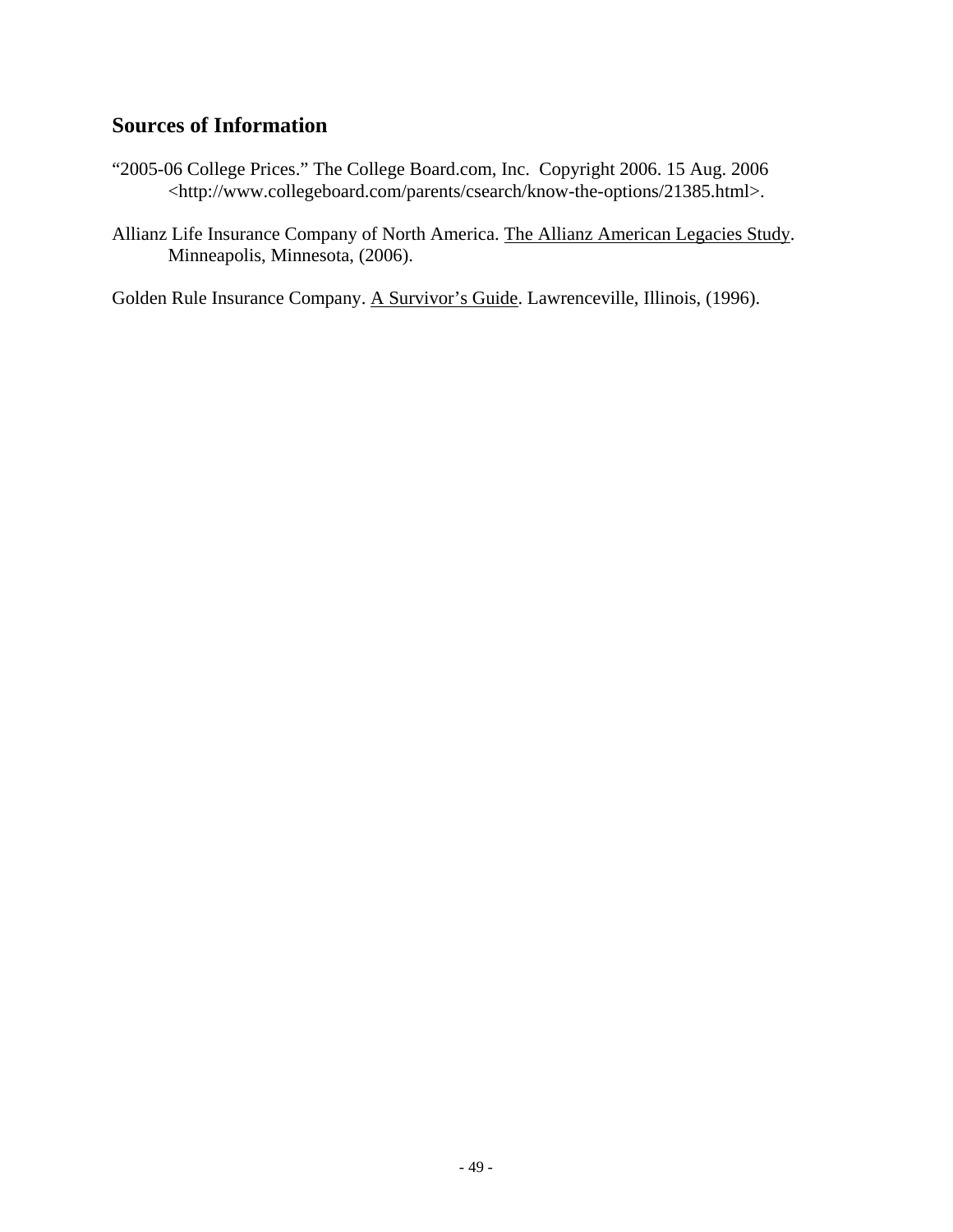## Sources of Information

"2005-06 College Prices." The College Board.com, Inc. Copyright 2006. 15 Aug. 2006 <http://www.collegeboard.com/parents/csearch/know-the-options/21385.html>.

Allianz Life Insurance Company of North America. The Allianz American Legacies Study. Minneapolis, Minnesota, (2006).

Golden Rule Insurance Company. A Survivor's Guide. Lawrenceville, Illinois, (1996).